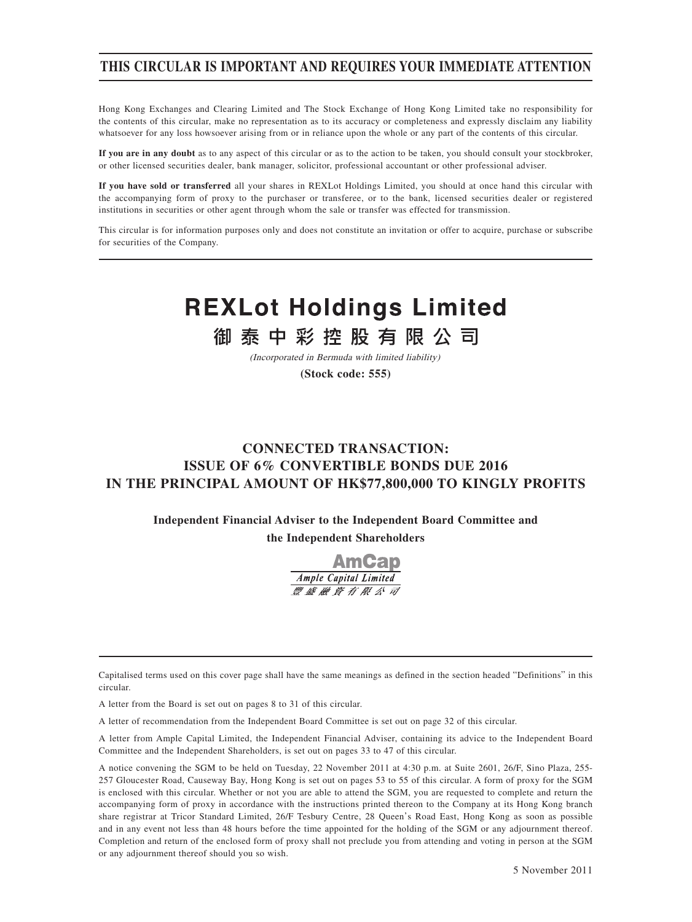**THIS CIRCULAR IS IMPORTANT AND REQUIRES YOUR IMMEDIATE ATTENTION**

Hong Kong Exchanges and Clearing Limited and The Stock Exchange of Hong Kong Limited take no responsibility for the contents of this circular, make no representation as to its accuracy or completeness and expressly disclaim any liability whatsoever for any loss howsoever arising from or in reliance upon the whole or any part of the contents of this circular.

**If you are in any doubt** as to any aspect of this circular or as to the action to be taken, you should consult your stockbroker, or other licensed securities dealer, bank manager, solicitor, professional accountant or other professional adviser.

**If you have sold or transferred** all your shares in REXLot Holdings Limited, you should at once hand this circular with the accompanying form of proxy to the purchaser or transferee, or to the bank, licensed securities dealer or registered institutions in securities or other agent through whom the sale or transfer was effected for transmission.

This circular is for information purposes only and does not constitute an invitation or offer to acquire, purchase or subscribe for securities of the Company.

# REXLot Holdings Limited

# 御泰中彩控股有限公司

*(Incorporated in Bermuda with limited liability)*

**(Stock code: 555)**

## CONNECTED TRANSACTION: ISSUE OF 6% CONVERTIBLE BONDS DUE 2016 IN THE PRINCIPAL AMOUNT OF HK$77,800,000 TO KINGLY PROFITS

**Independent Financial Adviser to the Independent Board Committee and the Independent Shareholders**

**AmCap**

*Ample Capital Limited*

*豐盛融資有限公司*

Capitalised terms used on this cover page shall have the same meanings as defined in the section headed "Definitions" in this circular.

A letter from the Board is set out on pages 8 to 31 of this circular.

A letter of recommendation from the Independent Board Committee is set out on page 32 of this circular.

A letter from Ample Capital Limited, the Independent Financial Adviser, containing its advice to the Independent Board Committee and the Independent Shareholders, is set out on pages 33 to 47 of this circular.

A notice convening the SGM to be held on Tuesday, 22 November 2011 at 4:30 p.m. at Suite 2601, 26/F, Sino Plaza, 255-257 Gloucester Road, Causeway Bay, Hong Kong is set out on pages 53 to 55 of this circular. A form of proxy for the SGM is enclosed with this circular. Whether or not you are able to attend the SGM, you are requested to complete and return the accompanying form of proxy in accordance with the instructions printed thereon to the Company at its Hong Kong branch share registrar at Tricor Standard Limited, 26/F Tesbury Centre, 28 Queen's Road East, Hong Kong as soon as possible and in any event not less than 48 hours before the time appointed for the holding of the SGM or any adjournment thereof. Completion and return of the enclosed form of proxy shall not preclude you from attending and voting in person at the SGM or any adjournment thereof should you so wish.

5 November 2011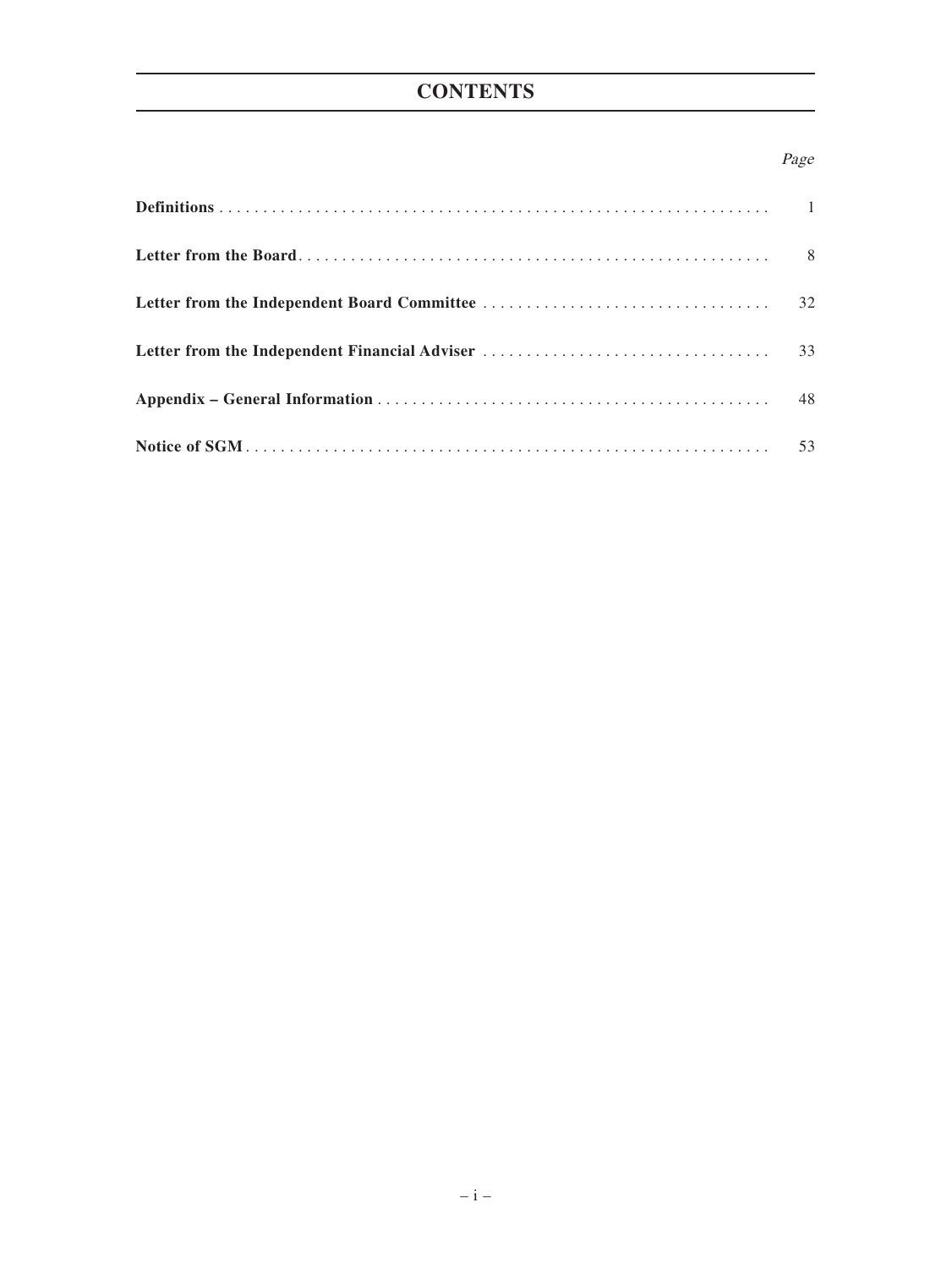# CONTENTS

| | Page |
|---|---|
| **Definitions** | 1 |
| **Letter from the Board** | 8 |
| **Letter from the Independent Board Committee** | 32 |
| **Letter from the Independent Financial Adviser** | 33 |
| **Appendix – General Information** | 48 |
| **Notice of SGM** | 53 |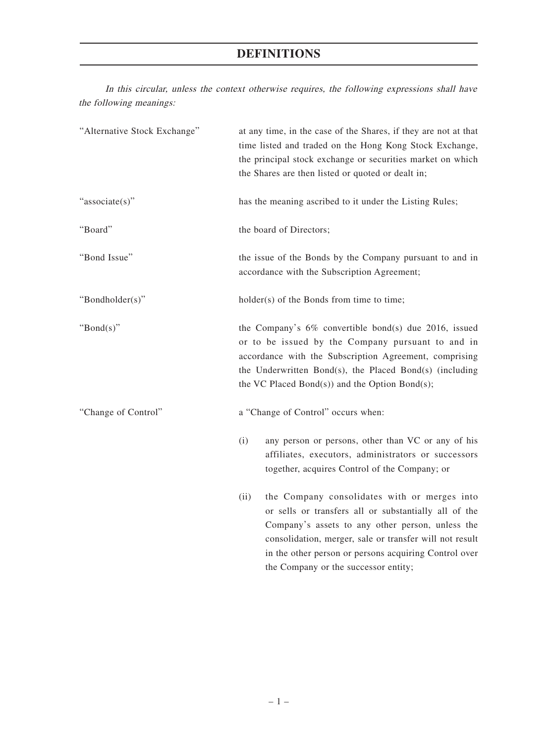# DEFINITIONS

*In this circular, unless the context otherwise requires, the following expressions shall have the following meanings:*

| | |
|---|---|
| "Alternative Stock Exchange" | at any time, in the case of the Shares, if they are not at that time listed and traded on the Hong Kong Stock Exchange, the principal stock exchange or securities market on which the Shares are then listed or quoted or dealt in; |
| "associate(s)" | has the meaning ascribed to it under the Listing Rules; |
| "Board" | the board of Directors; |
| "Bond Issue" | the issue of the Bonds by the Company pursuant to and in accordance with the Subscription Agreement; |
| "Bondholder(s)" | holder(s) of the Bonds from time to time; |
| "Bond(s)" | the Company's 6% convertible bond(s) due 2016, issued or to be issued by the Company pursuant to and in accordance with the Subscription Agreement, comprising the Underwritten Bond(s), the Placed Bond(s) (including the VC Placed Bond(s)) and the Option Bond(s); |
| "Change of Control" | a "Change of Control" occurs when:<br><br>(i) any person or persons, other than VC or any of his affiliates, executors, administrators or successors together, acquires Control of the Company; or<br><br>(ii) the Company consolidates with or merges into or sells or transfers all or substantially all of the Company's assets to any other person, unless the consolidation, merger, sale or transfer will not result in the other person or persons acquiring Control over the Company or the successor entity; |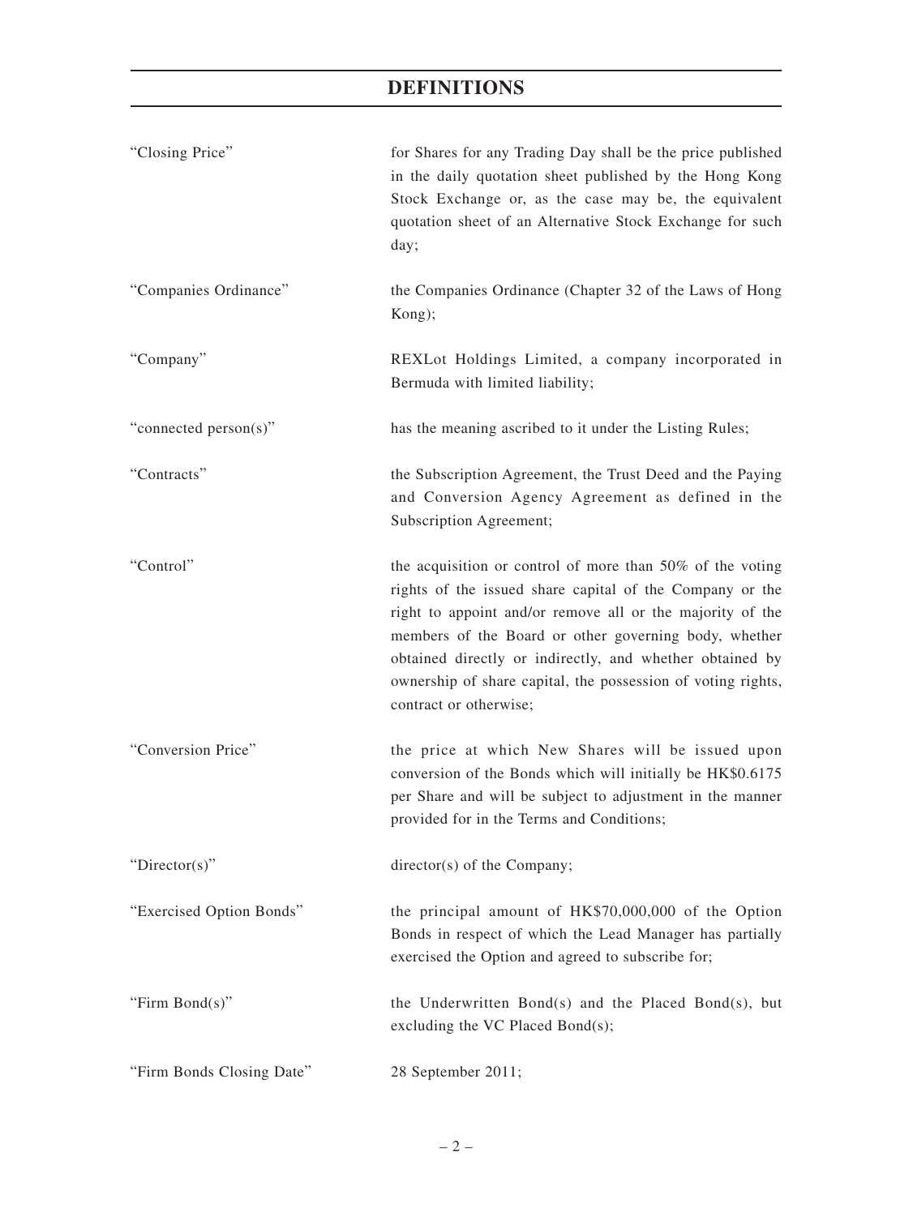# DEFINITIONS

| | |
|---|---|
| "Closing Price" | for Shares for any Trading Day shall be the price published in the daily quotation sheet published by the Hong Kong Stock Exchange or, as the case may be, the equivalent quotation sheet of an Alternative Stock Exchange for such day; |
| "Companies Ordinance" | the Companies Ordinance (Chapter 32 of the Laws of Hong Kong); |
| "Company" | REXLot Holdings Limited, a company incorporated in Bermuda with limited liability; |
| "connected person(s)" | has the meaning ascribed to it under the Listing Rules; |
| "Contracts" | the Subscription Agreement, the Trust Deed and the Paying and Conversion Agency Agreement as defined in the Subscription Agreement; |
| "Control" | the acquisition or control of more than 50% of the voting rights of the issued share capital of the Company or the right to appoint and/or remove all or the majority of the members of the Board or other governing body, whether obtained directly or indirectly, and whether obtained by ownership of share capital, the possession of voting rights, contract or otherwise; |
| "Conversion Price" | the price at which New Shares will be issued upon conversion of the Bonds which will initially be HK$0.6175 per Share and will be subject to adjustment in the manner provided for in the Terms and Conditions; |
| "Director(s)" | director(s) of the Company; |
| "Exercised Option Bonds" | the principal amount of HK$70,000,000 of the Option Bonds in respect of which the Lead Manager has partially exercised the Option and agreed to subscribe for; |
| "Firm Bond(s)" | the Underwritten Bond(s) and the Placed Bond(s), but excluding the VC Placed Bond(s); |
| "Firm Bonds Closing Date" | 28 September 2011; |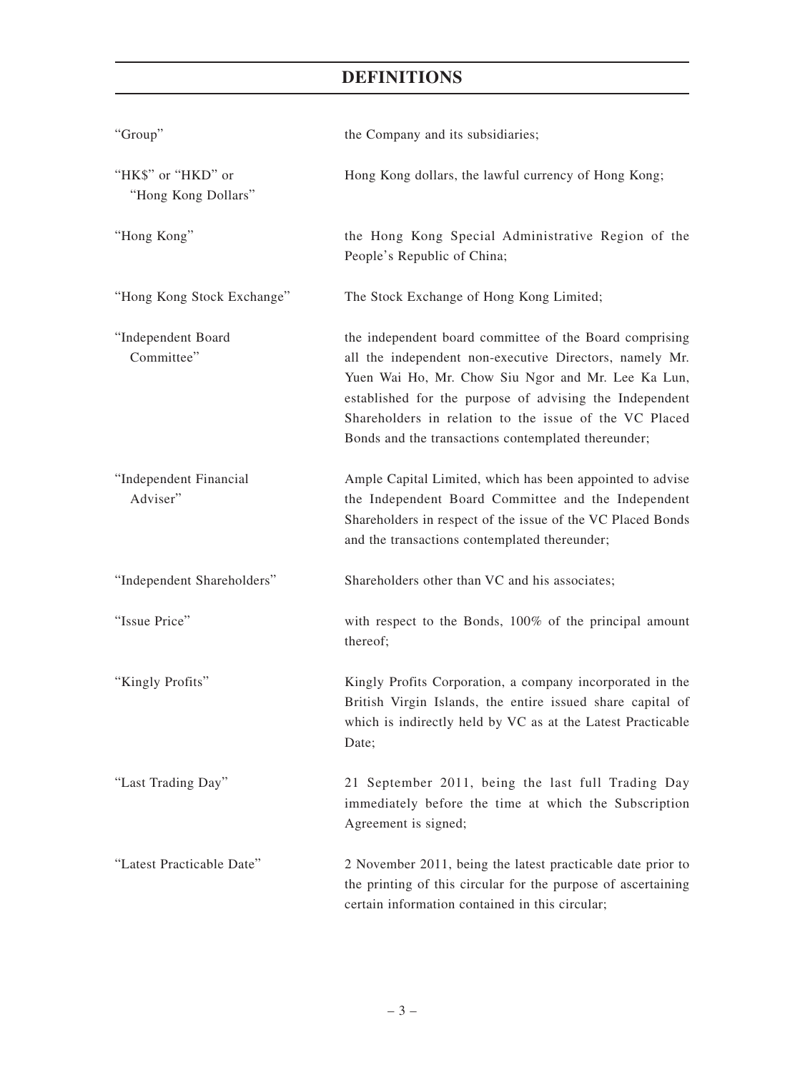# DEFINITIONS

| | |
|---|---|
| "Group" | the Company and its subsidiaries; |
| "HK$" or "HKD" or "Hong Kong Dollars" | Hong Kong dollars, the lawful currency of Hong Kong; |
| "Hong Kong" | the Hong Kong Special Administrative Region of the People's Republic of China; |
| "Hong Kong Stock Exchange" | The Stock Exchange of Hong Kong Limited; |
| "Independent Board Committee" | the independent board committee of the Board comprising all the independent non-executive Directors, namely Mr. Yuen Wai Ho, Mr. Chow Siu Ngor and Mr. Lee Ka Lun, established for the purpose of advising the Independent Shareholders in relation to the issue of the VC Placed Bonds and the transactions contemplated thereunder; |
| "Independent Financial Adviser" | Ample Capital Limited, which has been appointed to advise the Independent Board Committee and the Independent Shareholders in respect of the issue of the VC Placed Bonds and the transactions contemplated thereunder; |
| "Independent Shareholders" | Shareholders other than VC and his associates; |
| "Issue Price" | with respect to the Bonds, 100% of the principal amount thereof; |
| "Kingly Profits" | Kingly Profits Corporation, a company incorporated in the British Virgin Islands, the entire issued share capital of which is indirectly held by VC as at the Latest Practicable Date; |
| "Last Trading Day" | 21 September 2011, being the last full Trading Day immediately before the time at which the Subscription Agreement is signed; |
| "Latest Practicable Date" | 2 November 2011, being the latest practicable date prior to the printing of this circular for the purpose of ascertaining certain information contained in this circular; |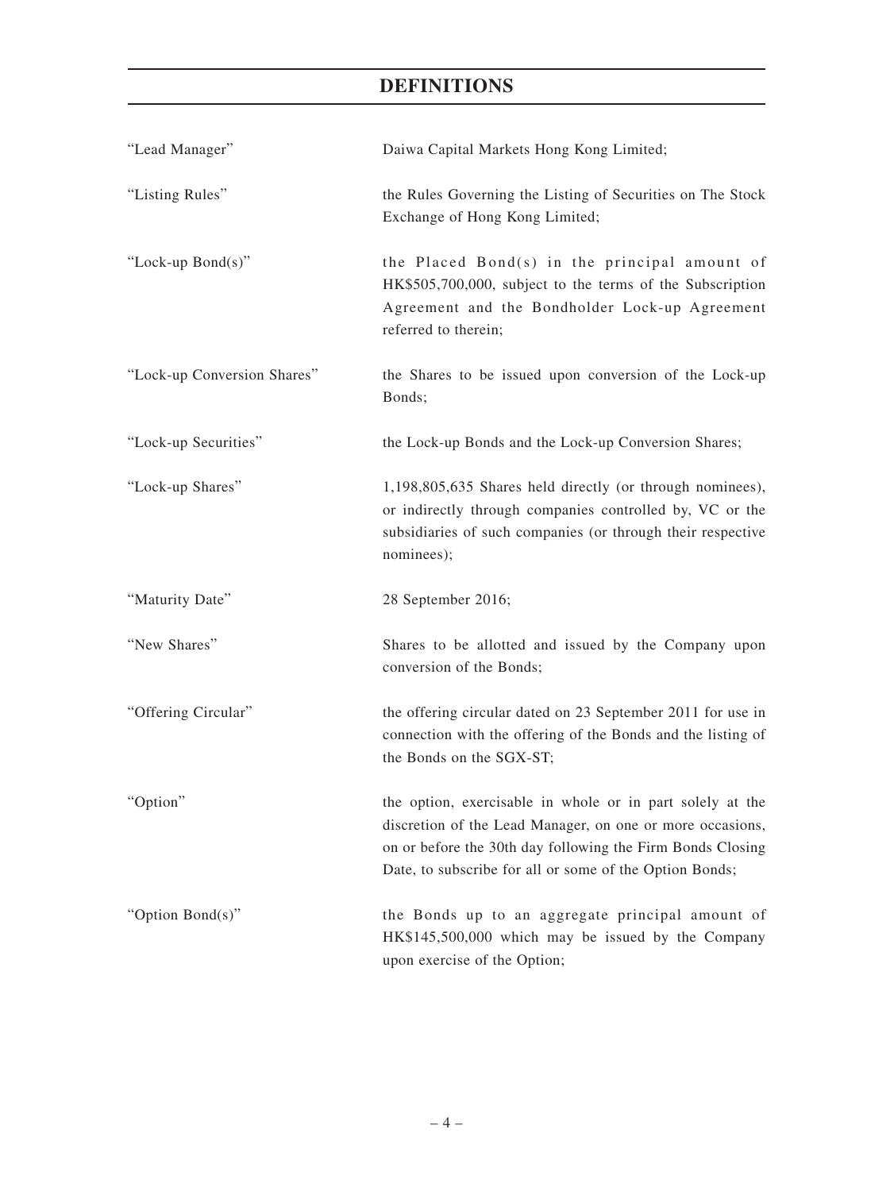# DEFINITIONS

| | |
|---|---|
| "Lead Manager" | Daiwa Capital Markets Hong Kong Limited; |
| "Listing Rules" | the Rules Governing the Listing of Securities on The Stock Exchange of Hong Kong Limited; |
| "Lock-up Bond(s)" | the Placed Bond(s) in the principal amount of HK$505,700,000, subject to the terms of the Subscription Agreement and the Bondholder Lock-up Agreement referred to therein; |
| "Lock-up Conversion Shares" | the Shares to be issued upon conversion of the Lock-up Bonds; |
| "Lock-up Securities" | the Lock-up Bonds and the Lock-up Conversion Shares; |
| "Lock-up Shares" | 1,198,805,635 Shares held directly (or through nominees), or indirectly through companies controlled by, VC or the subsidiaries of such companies (or through their respective nominees); |
| "Maturity Date" | 28 September 2016; |
| "New Shares" | Shares to be allotted and issued by the Company upon conversion of the Bonds; |
| "Offering Circular" | the offering circular dated on 23 September 2011 for use in connection with the offering of the Bonds and the listing of the Bonds on the SGX-ST; |
| "Option" | the option, exercisable in whole or in part solely at the discretion of the Lead Manager, on one or more occasions, on or before the 30th day following the Firm Bonds Closing Date, to subscribe for all or some of the Option Bonds; |
| "Option Bond(s)" | the Bonds up to an aggregate principal amount of HK$145,500,000 which may be issued by the Company upon exercise of the Option; |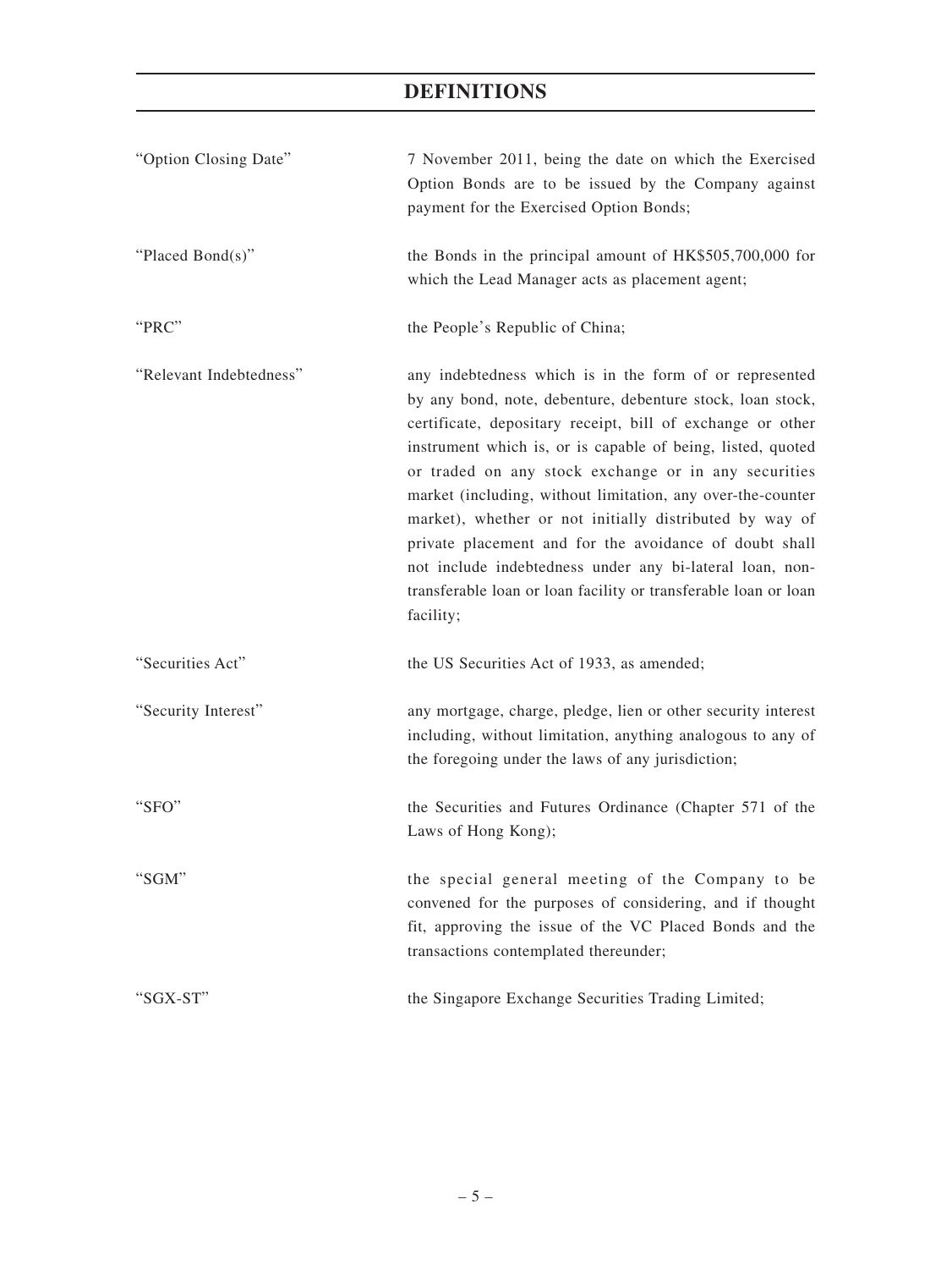# DEFINITIONS

| | |
|---|---|
| "Option Closing Date" | 7 November 2011, being the date on which the Exercised Option Bonds are to be issued by the Company against payment for the Exercised Option Bonds; |
| "Placed Bond(s)" | the Bonds in the principal amount of HK$505,700,000 for which the Lead Manager acts as placement agent; |
| "PRC" | the People's Republic of China; |
| "Relevant Indebtedness" | any indebtedness which is in the form of or represented by any bond, note, debenture, debenture stock, loan stock, certificate, depositary receipt, bill of exchange or other instrument which is, or is capable of being, listed, quoted or traded on any stock exchange or in any securities market (including, without limitation, any over-the-counter market), whether or not initially distributed by way of private placement and for the avoidance of doubt shall not include indebtedness under any bi-lateral loan, non-transferable loan or loan facility or transferable loan or loan facility; |
| "Securities Act" | the US Securities Act of 1933, as amended; |
| "Security Interest" | any mortgage, charge, pledge, lien or other security interest including, without limitation, anything analogous to any of the foregoing under the laws of any jurisdiction; |
| "SFO" | the Securities and Futures Ordinance (Chapter 571 of the Laws of Hong Kong); |
| "SGM" | the special general meeting of the Company to be convened for the purposes of considering, and if thought fit, approving the issue of the VC Placed Bonds and the transactions contemplated thereunder; |
| "SGX-ST" | the Singapore Exchange Securities Trading Limited; |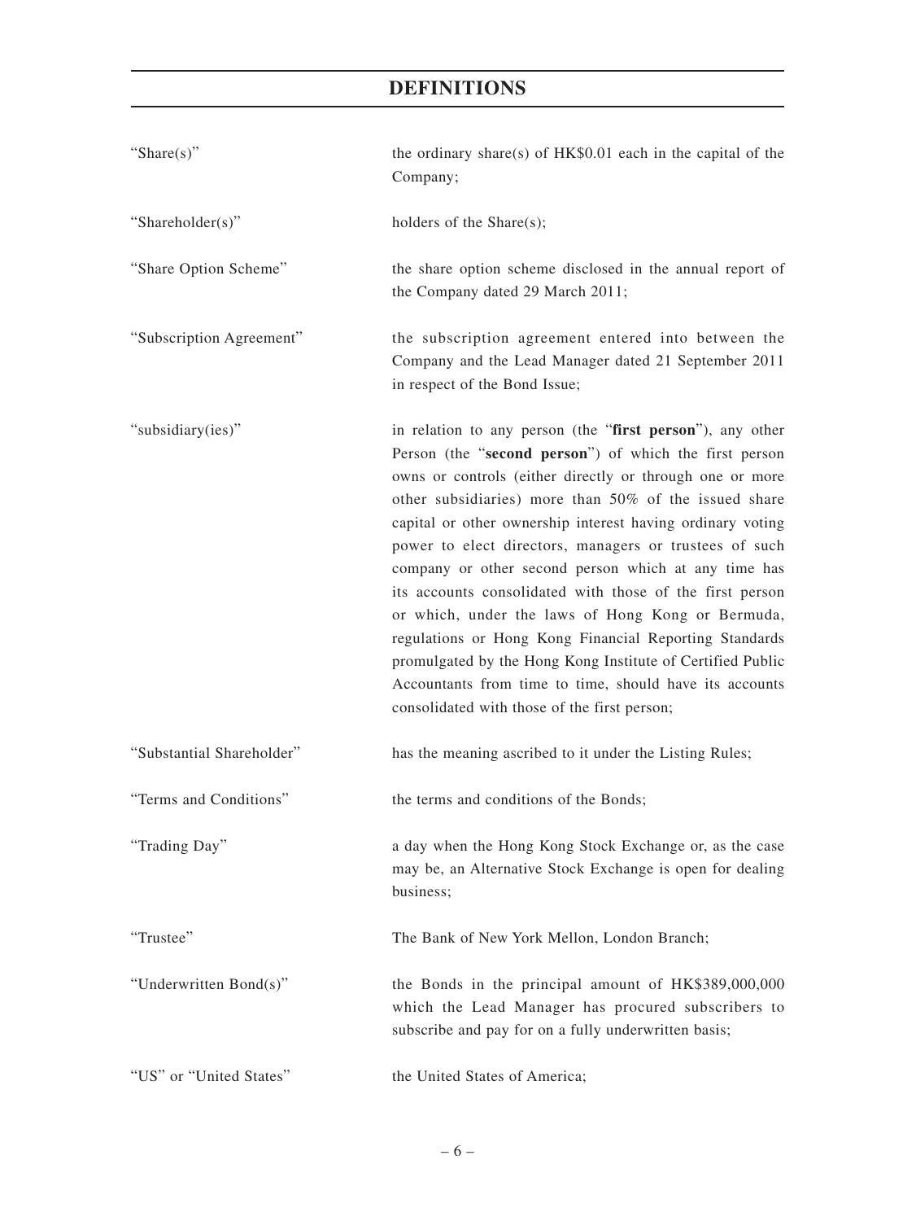# DEFINITIONS

| | |
|---|---|
| "Share(s)" | the ordinary share(s) of HK$0.01 each in the capital of the Company; |
| "Shareholder(s)" | holders of the Share(s); |
| "Share Option Scheme" | the share option scheme disclosed in the annual report of the Company dated 29 March 2011; |
| "Subscription Agreement" | the subscription agreement entered into between the Company and the Lead Manager dated 21 September 2011 in respect of the Bond Issue; |
| "subsidiary(ies)" | in relation to any person (the "**first person**"), any other Person (the "**second person**") of which the first person owns or controls (either directly or through one or more other subsidiaries) more than 50% of the issued share capital or other ownership interest having ordinary voting power to elect directors, managers or trustees of such company or other second person which at any time has its accounts consolidated with those of the first person or which, under the laws of Hong Kong or Bermuda, regulations or Hong Kong Financial Reporting Standards promulgated by the Hong Kong Institute of Certified Public Accountants from time to time, should have its accounts consolidated with those of the first person; |
| "Substantial Shareholder" | has the meaning ascribed to it under the Listing Rules; |
| "Terms and Conditions" | the terms and conditions of the Bonds; |
| "Trading Day" | a day when the Hong Kong Stock Exchange or, as the case may be, an Alternative Stock Exchange is open for dealing business; |
| "Trustee" | The Bank of New York Mellon, London Branch; |
| "Underwritten Bond(s)" | the Bonds in the principal amount of HK$389,000,000 which the Lead Manager has procured subscribers to subscribe and pay for on a fully underwritten basis; |
| "US" or "United States" | the United States of America; |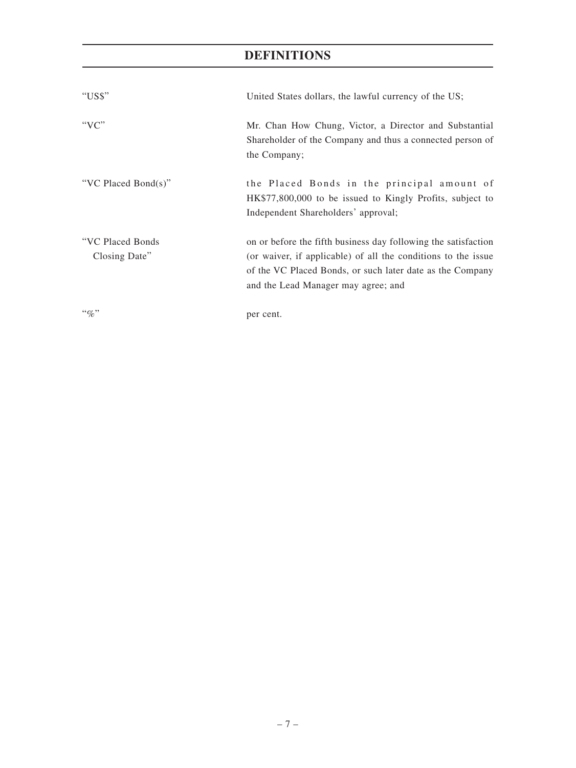# DEFINITIONS

| | |
|---|---|
| "US$" | United States dollars, the lawful currency of the US; |
| "VC" | Mr. Chan How Chung, Victor, a Director and Substantial Shareholder of the Company and thus a connected person of the Company; |
| "VC Placed Bond(s)" | the Placed Bonds in the principal amount of HK$77,800,000 to be issued to Kingly Profits, subject to Independent Shareholders' approval; |
| "VC Placed Bonds Closing Date" | on or before the fifth business day following the satisfaction (or waiver, if applicable) of all the conditions to the issue of the VC Placed Bonds, or such later date as the Company and the Lead Manager may agree; and |
| "%" | per cent. |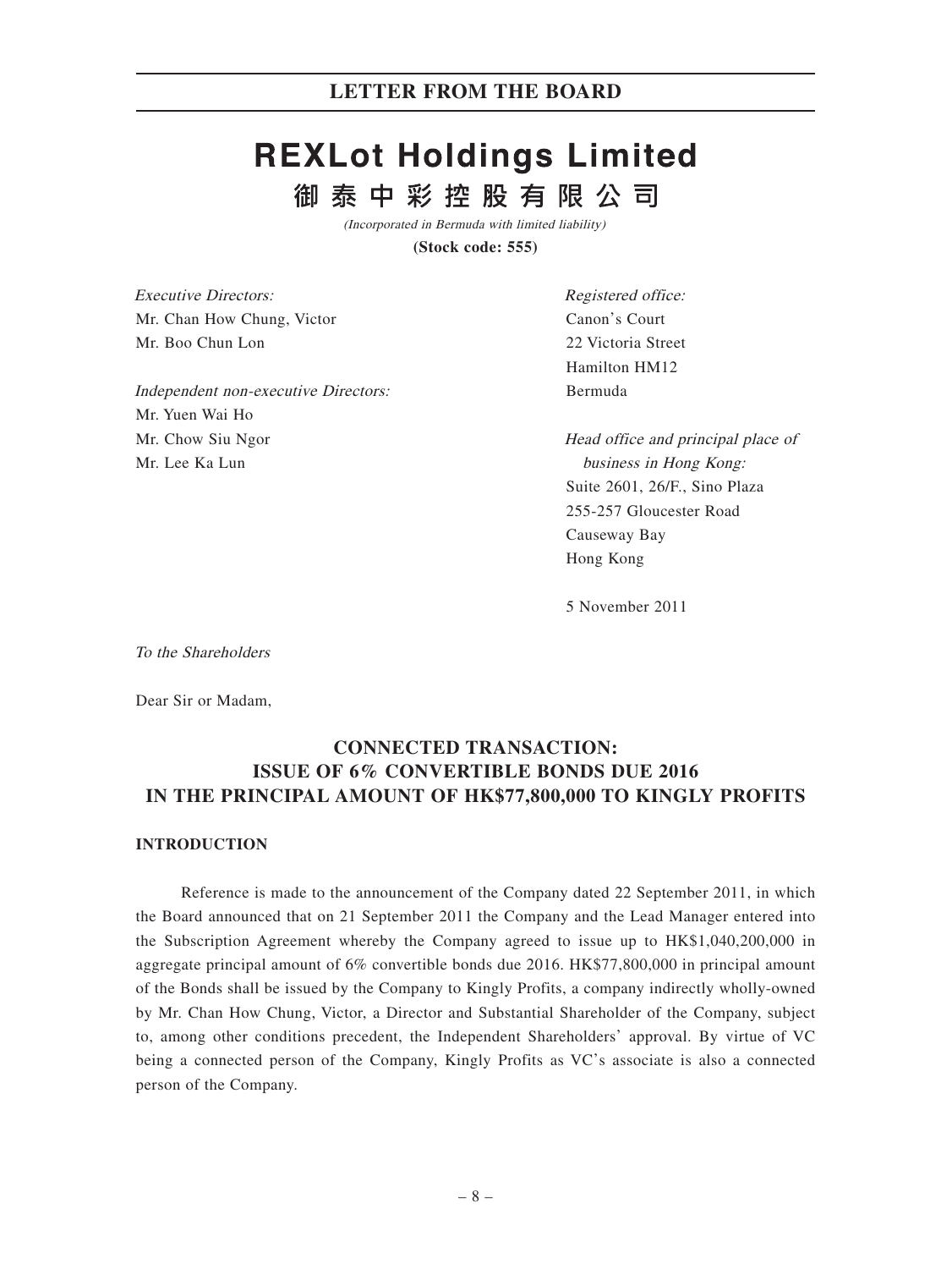# REXLot Holdings Limited

## 御泰中彩控股有限公司

*(Incorporated in Bermuda with limited liability)*

**(Stock code: 555)**

*Executive Directors:*
Mr. Chan How Chung, Victor
Mr. Boo Chun Lon

*Independent non-executive Directors:*
Mr. Yuen Wai Ho
Mr. Chow Siu Ngor
Mr. Lee Ka Lun

*Registered office:*
Canon's Court
22 Victoria Street
Hamilton HM12
Bermuda

*Head office and principal place of business in Hong Kong:*
Suite 2601, 26/F., Sino Plaza
255-257 Gloucester Road
Causeway Bay
Hong Kong

5 November 2011

*To the Shareholders*

Dear Sir or Madam,

## CONNECTED TRANSACTION: ISSUE OF 6% CONVERTIBLE BONDS DUE 2016 IN THE PRINCIPAL AMOUNT OF HK$77,800,000 TO KINGLY PROFITS

### INTRODUCTION

Reference is made to the announcement of the Company dated 22 September 2011, in which the Board announced that on 21 September 2011 the Company and the Lead Manager entered into the Subscription Agreement whereby the Company agreed to issue up to HK$1,040,200,000 in aggregate principal amount of 6% convertible bonds due 2016. HK$77,800,000 in principal amount of the Bonds shall be issued by the Company to Kingly Profits, a company indirectly wholly-owned by Mr. Chan How Chung, Victor, a Director and Substantial Shareholder of the Company, subject to, among other conditions precedent, the Independent Shareholders' approval. By virtue of VC being a connected person of the Company, Kingly Profits as VC's associate is also a connected person of the Company.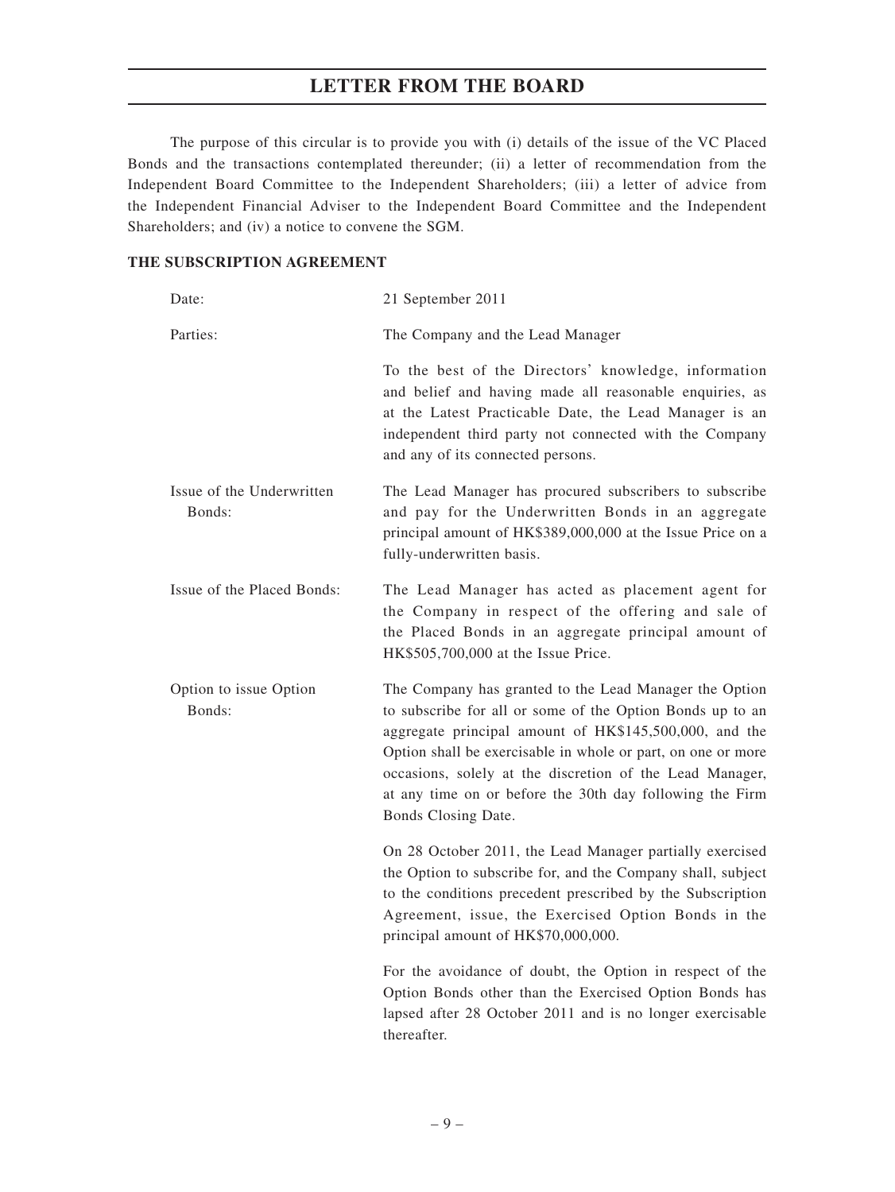# LETTER FROM THE BOARD

The purpose of this circular is to provide you with (i) details of the issue of the VC Placed Bonds and the transactions contemplated thereunder; (ii) a letter of recommendation from the Independent Board Committee to the Independent Shareholders; (iii) a letter of advice from the Independent Financial Adviser to the Independent Board Committee and the Independent Shareholders; and (iv) a notice to convene the SGM.

**THE SUBSCRIPTION AGREEMENT**

| | |
|---|---|
| Date: | 21 September 2011 |
| Parties: | The Company and the Lead Manager<br><br>To the best of the Directors' knowledge, information and belief and having made all reasonable enquiries, as at the Latest Practicable Date, the Lead Manager is an independent third party not connected with the Company and any of its connected persons. |
| Issue of the Underwritten Bonds: | The Lead Manager has procured subscribers to subscribe and pay for the Underwritten Bonds in an aggregate principal amount of HK$389,000,000 at the Issue Price on a fully-underwritten basis. |
| Issue of the Placed Bonds: | The Lead Manager has acted as placement agent for the Company in respect of the offering and sale of the Placed Bonds in an aggregate principal amount of HK$505,700,000 at the Issue Price. |
| Option to issue Option Bonds: | The Company has granted to the Lead Manager the Option to subscribe for all or some of the Option Bonds up to an aggregate principal amount of HK$145,500,000, and the Option shall be exercisable in whole or part, on one or more occasions, solely at the discretion of the Lead Manager, at any time on or before the 30th day following the Firm Bonds Closing Date.<br><br>On 28 October 2011, the Lead Manager partially exercised the Option to subscribe for, and the Company shall, subject to the conditions precedent prescribed by the Subscription Agreement, issue, the Exercised Option Bonds in the principal amount of HK$70,000,000.<br><br>For the avoidance of doubt, the Option in respect of the Option Bonds other than the Exercised Option Bonds has lapsed after 28 October 2011 and is no longer exercisable thereafter. |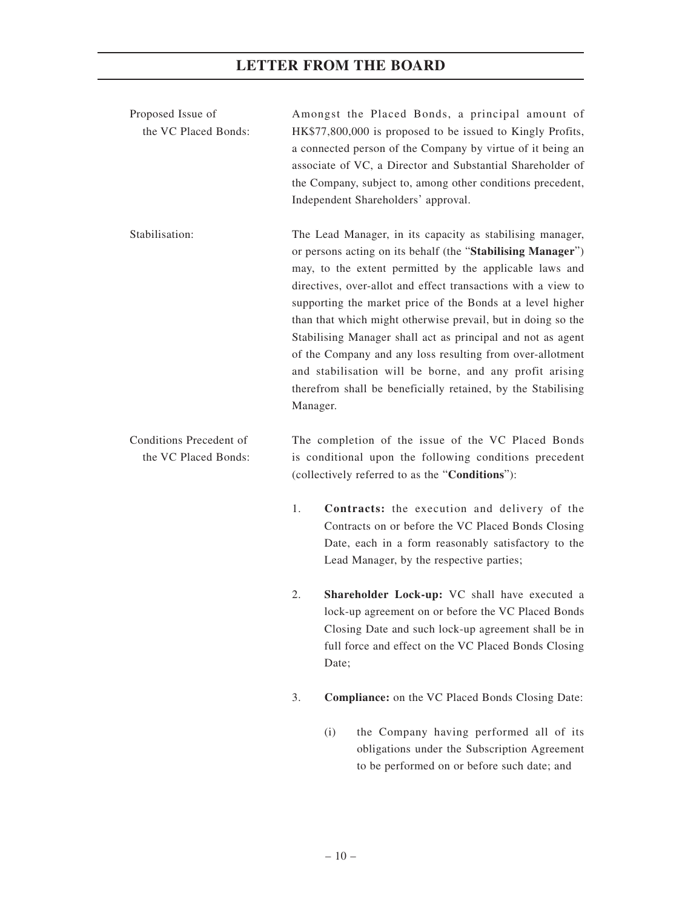# LETTER FROM THE BOARD

| | |
|---|---|
| Proposed Issue of the VC Placed Bonds: | Amongst the Placed Bonds, a principal amount of HK$77,800,000 is proposed to be issued to Kingly Profits, a connected person of the Company by virtue of it being an associate of VC, a Director and Substantial Shareholder of the Company, subject to, among other conditions precedent, Independent Shareholders' approval. |
| Stabilisation: | The Lead Manager, in its capacity as stabilising manager, or persons acting on its behalf (the "**Stabilising Manager**") may, to the extent permitted by the applicable laws and directives, over-allot and effect transactions with a view to supporting the market price of the Bonds at a level higher than that which might otherwise prevail, but in doing so the Stabilising Manager shall act as principal and not as agent of the Company and any loss resulting from over-allotment and stabilisation will be borne, and any profit arising therefrom shall be beneficially retained, by the Stabilising Manager. |
| Conditions Precedent of the VC Placed Bonds: | The completion of the issue of the VC Placed Bonds is conditional upon the following conditions precedent (collectively referred to as the "**Conditions**"): |

1. **Contracts:** the execution and delivery of the Contracts on or before the VC Placed Bonds Closing Date, each in a form reasonably satisfactory to the Lead Manager, by the respective parties;

2. **Shareholder Lock-up:** VC shall have executed a lock-up agreement on or before the VC Placed Bonds Closing Date and such lock-up agreement shall be in full force and effect on the VC Placed Bonds Closing Date;

3. **Compliance:** on the VC Placed Bonds Closing Date:

   (i) the Company having performed all of its obligations under the Subscription Agreement to be performed on or before such date; and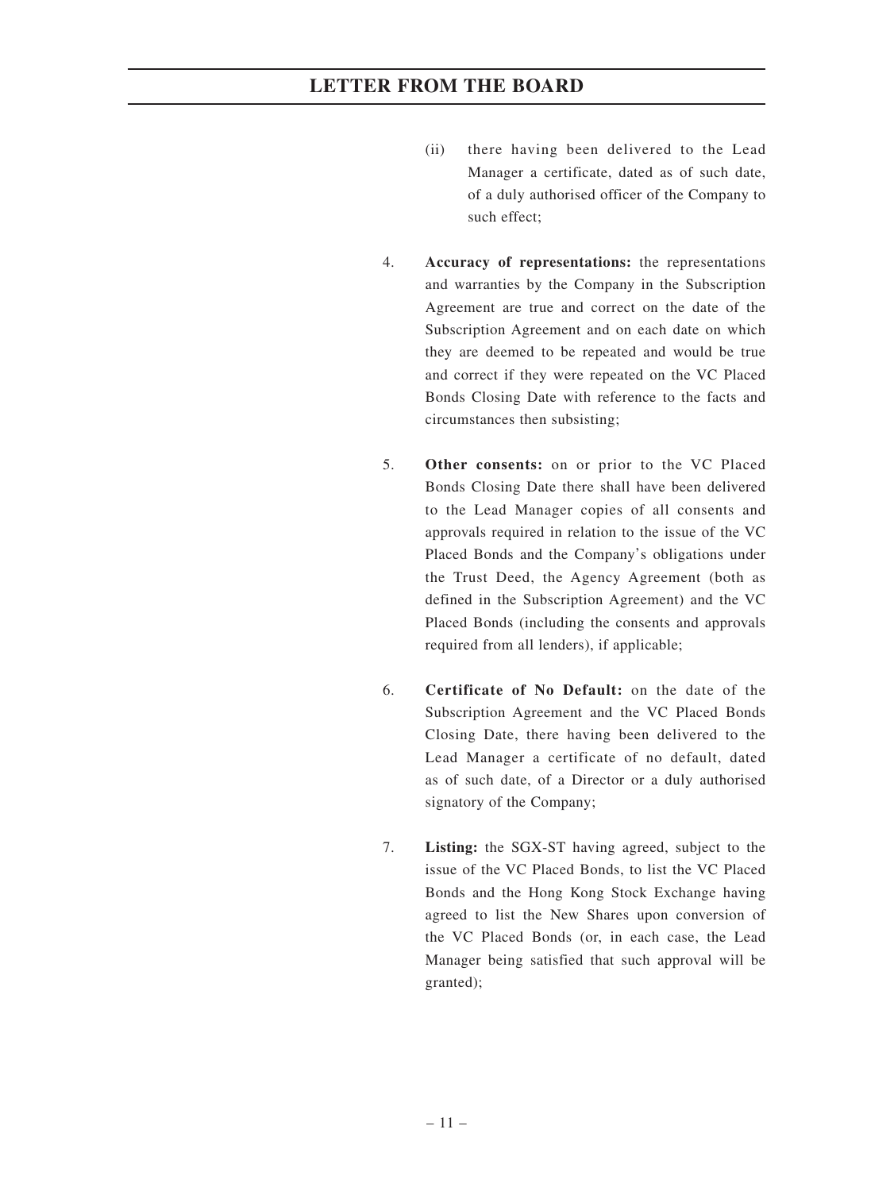(ii) there having been delivered to the Lead Manager a certificate, dated as of such date, of a duly authorised officer of the Company to such effect;

4. **Accuracy of representations:** the representations and warranties by the Company in the Subscription Agreement are true and correct on the date of the Subscription Agreement and on each date on which they are deemed to be repeated and would be true and correct if they were repeated on the VC Placed Bonds Closing Date with reference to the facts and circumstances then subsisting;

5. **Other consents:** on or prior to the VC Placed Bonds Closing Date there shall have been delivered to the Lead Manager copies of all consents and approvals required in relation to the issue of the VC Placed Bonds and the Company's obligations under the Trust Deed, the Agency Agreement (both as defined in the Subscription Agreement) and the VC Placed Bonds (including the consents and approvals required from all lenders), if applicable;

6. **Certificate of No Default:** on the date of the Subscription Agreement and the VC Placed Bonds Closing Date, there having been delivered to the Lead Manager a certificate of no default, dated as of such date, of a Director or a duly authorised signatory of the Company;

7. **Listing:** the SGX-ST having agreed, subject to the issue of the VC Placed Bonds, to list the VC Placed Bonds and the Hong Kong Stock Exchange having agreed to list the New Shares upon conversion of the VC Placed Bonds (or, in each case, the Lead Manager being satisfied that such approval will be granted);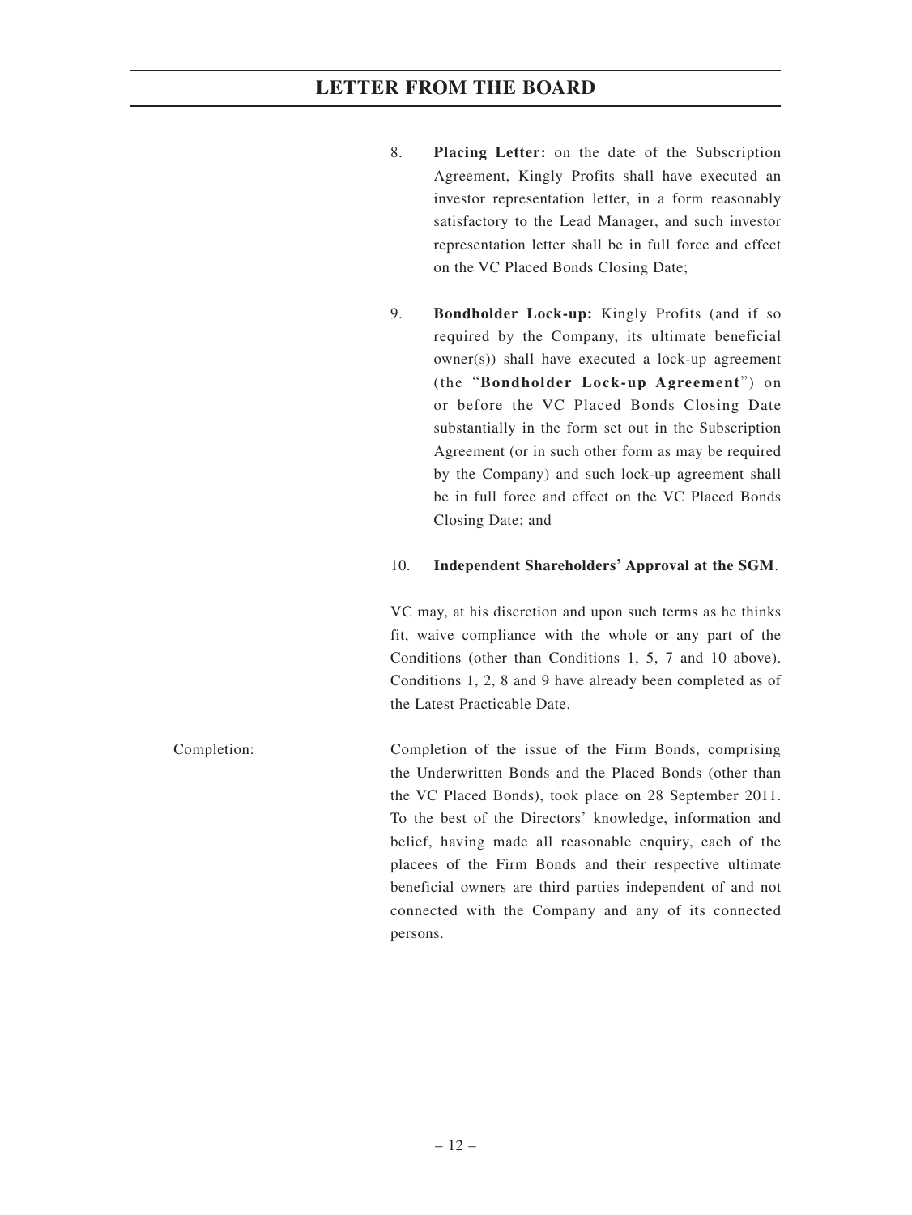8. **Placing Letter:** on the date of the Subscription Agreement, Kingly Profits shall have executed an investor representation letter, in a form reasonably satisfactory to the Lead Manager, and such investor representation letter shall be in full force and effect on the VC Placed Bonds Closing Date;

9. **Bondholder Lock-up:** Kingly Profits (and if so required by the Company, its ultimate beneficial owner(s)) shall have executed a lock-up agreement (the "**Bondholder Lock-up Agreement**") on or before the VC Placed Bonds Closing Date substantially in the form set out in the Subscription Agreement (or in such other form as may be required by the Company) and such lock-up agreement shall be in full force and effect on the VC Placed Bonds Closing Date; and

10. **Independent Shareholders' Approval at the SGM**.

VC may, at his discretion and upon such terms as he thinks fit, waive compliance with the whole or any part of the Conditions (other than Conditions 1, 5, 7 and 10 above). Conditions 1, 2, 8 and 9 have already been completed as of the Latest Practicable Date.

Completion: Completion of the issue of the Firm Bonds, comprising the Underwritten Bonds and the Placed Bonds (other than the VC Placed Bonds), took place on 28 September 2011. To the best of the Directors' knowledge, information and belief, having made all reasonable enquiry, each of the placees of the Firm Bonds and their respective ultimate beneficial owners are third parties independent of and not connected with the Company and any of its connected persons.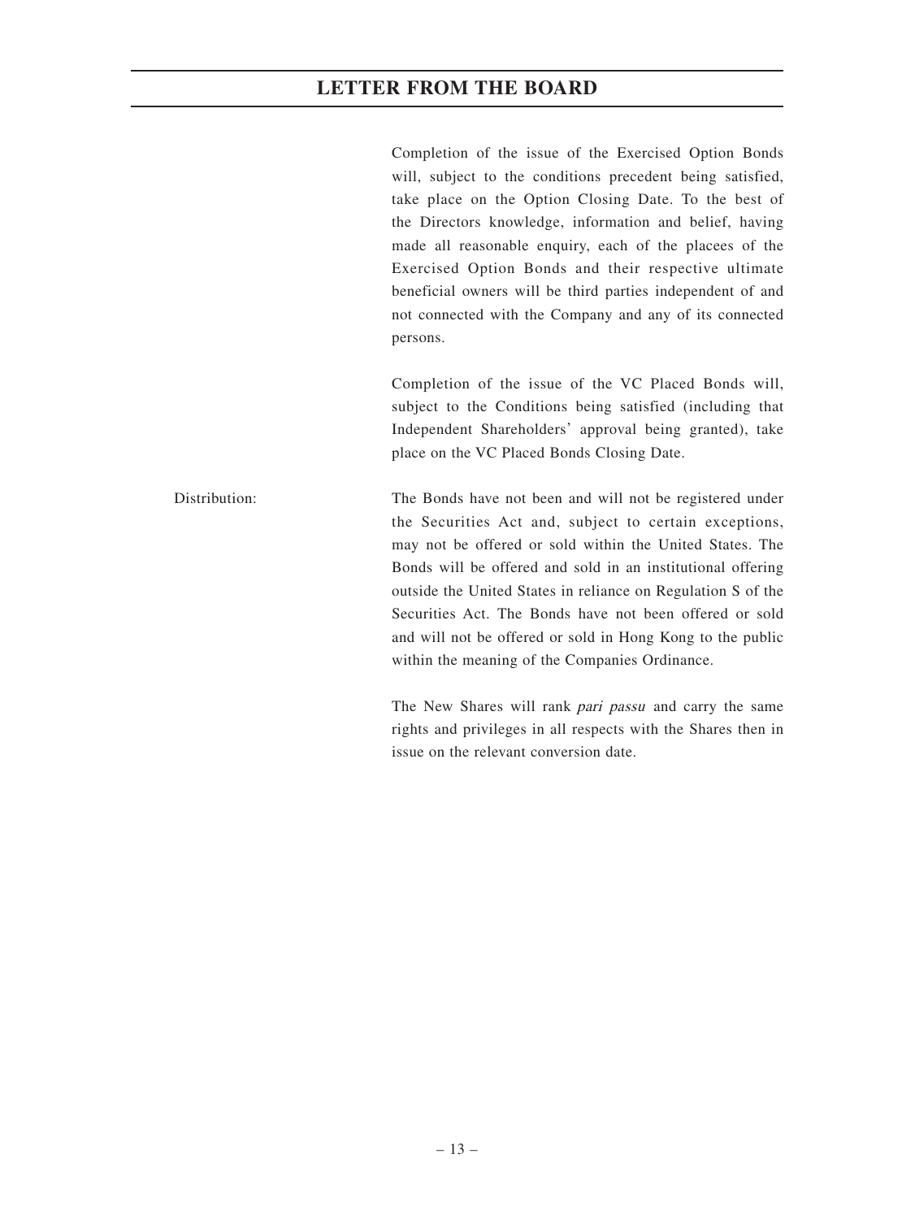Completion of the issue of the Exercised Option Bonds will, subject to the conditions precedent being satisfied, take place on the Option Closing Date. To the best of the Directors knowledge, information and belief, having made all reasonable enquiry, each of the placees of the Exercised Option Bonds and their respective ultimate beneficial owners will be third parties independent of and not connected with the Company and any of its connected persons.

Completion of the issue of the VC Placed Bonds will, subject to the Conditions being satisfied (including that Independent Shareholders' approval being granted), take place on the VC Placed Bonds Closing Date.

Distribution: The Bonds have not been and will not be registered under the Securities Act and, subject to certain exceptions, may not be offered or sold within the United States. The Bonds will be offered and sold in an institutional offering outside the United States in reliance on Regulation S of the Securities Act. The Bonds have not been offered or sold and will not be offered or sold in Hong Kong to the public within the meaning of the Companies Ordinance.

The New Shares will rank *pari passu* and carry the same rights and privileges in all respects with the Shares then in issue on the relevant conversion date.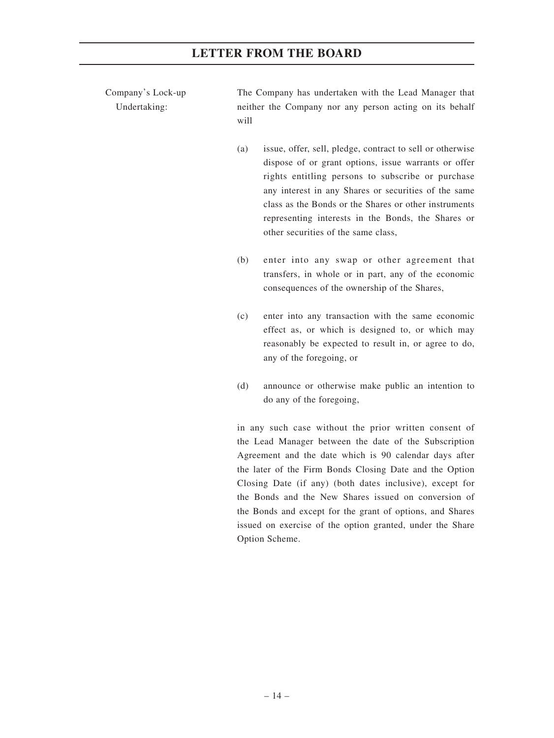Company's Lock-up Undertaking:

The Company has undertaken with the Lead Manager that neither the Company nor any person acting on its behalf will

(a) issue, offer, sell, pledge, contract to sell or otherwise dispose of or grant options, issue warrants or offer rights entitling persons to subscribe or purchase any interest in any Shares or securities of the same class as the Bonds or the Shares or other instruments representing interests in the Bonds, the Shares or other securities of the same class,

(b) enter into any swap or other agreement that transfers, in whole or in part, any of the economic consequences of the ownership of the Shares,

(c) enter into any transaction with the same economic effect as, or which is designed to, or which may reasonably be expected to result in, or agree to do, any of the foregoing, or

(d) announce or otherwise make public an intention to do any of the foregoing,

in any such case without the prior written consent of the Lead Manager between the date of the Subscription Agreement and the date which is 90 calendar days after the later of the Firm Bonds Closing Date and the Option Closing Date (if any) (both dates inclusive), except for the Bonds and the New Shares issued on conversion of the Bonds and except for the grant of options, and Shares issued on exercise of the option granted, under the Share Option Scheme.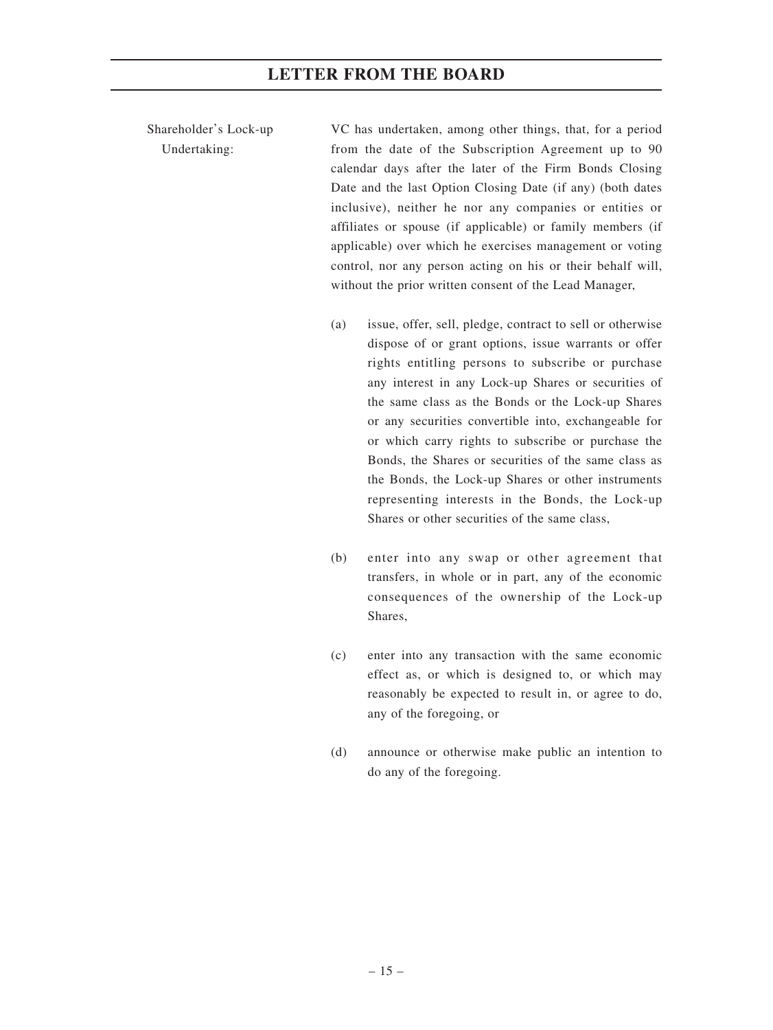Shareholder's Lock-up Undertaking:

VC has undertaken, among other things, that, for a period from the date of the Subscription Agreement up to 90 calendar days after the later of the Firm Bonds Closing Date and the last Option Closing Date (if any) (both dates inclusive), neither he nor any companies or entities or affiliates or spouse (if applicable) or family members (if applicable) over which he exercises management or voting control, nor any person acting on his or their behalf will, without the prior written consent of the Lead Manager,

(a) issue, offer, sell, pledge, contract to sell or otherwise dispose of or grant options, issue warrants or offer rights entitling persons to subscribe or purchase any interest in any Lock-up Shares or securities of the same class as the Bonds or the Lock-up Shares or any securities convertible into, exchangeable for or which carry rights to subscribe or purchase the Bonds, the Shares or securities of the same class as the Bonds, the Lock-up Shares or other instruments representing interests in the Bonds, the Lock-up Shares or other securities of the same class,

(b) enter into any swap or other agreement that transfers, in whole or in part, any of the economic consequences of the ownership of the Lock-up Shares,

(c) enter into any transaction with the same economic effect as, or which is designed to, or which may reasonably be expected to result in, or agree to do, any of the foregoing, or

(d) announce or otherwise make public an intention to do any of the foregoing.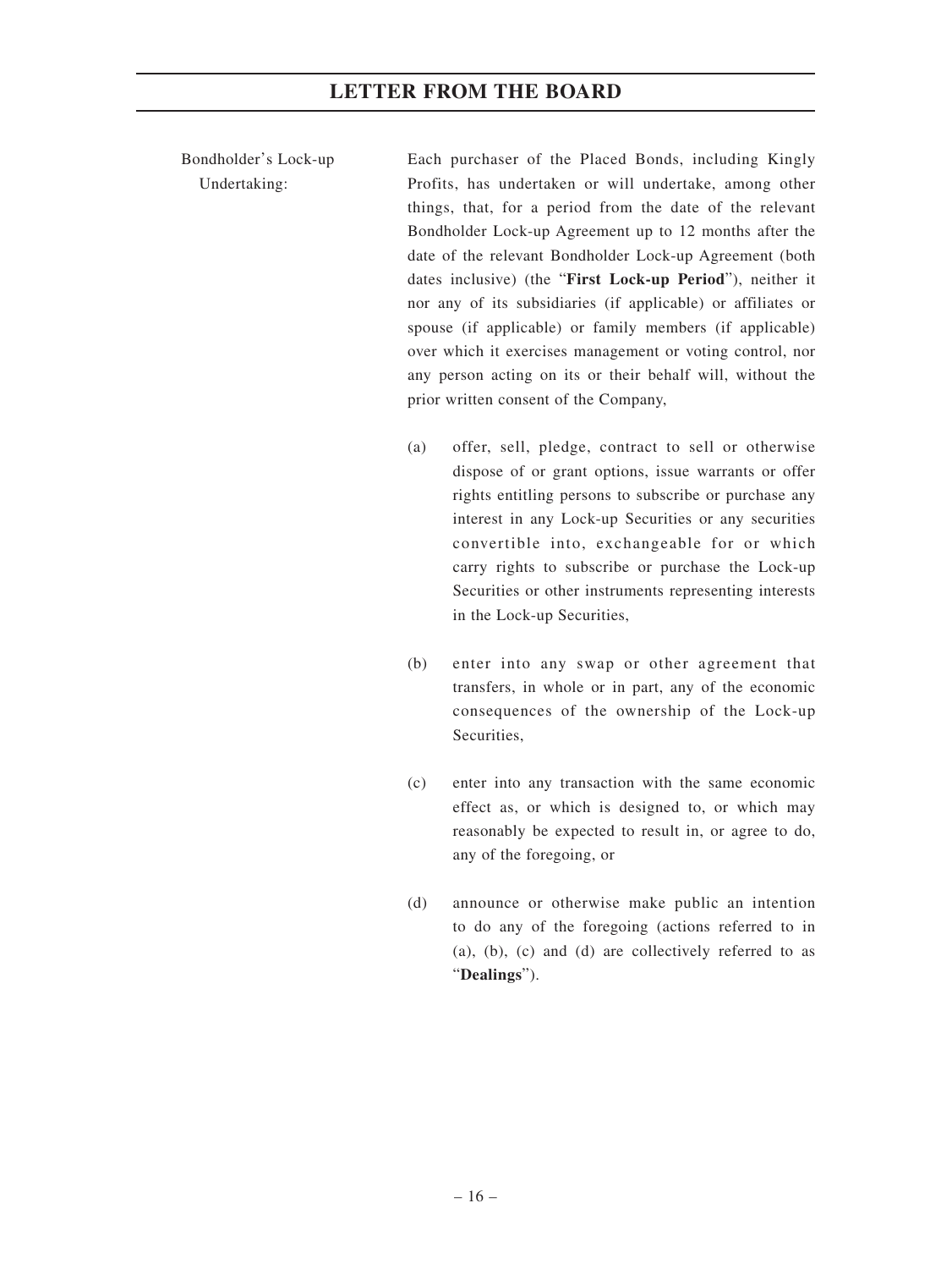Bondholder's Lock-up Undertaking:

Each purchaser of the Placed Bonds, including Kingly Profits, has undertaken or will undertake, among other things, that, for a period from the date of the relevant Bondholder Lock-up Agreement up to 12 months after the date of the relevant Bondholder Lock-up Agreement (both dates inclusive) (the "**First Lock-up Period**"), neither it nor any of its subsidiaries (if applicable) or affiliates or spouse (if applicable) or family members (if applicable) over which it exercises management or voting control, nor any person acting on its or their behalf will, without the prior written consent of the Company,

(a) offer, sell, pledge, contract to sell or otherwise dispose of or grant options, issue warrants or offer rights entitling persons to subscribe or purchase any interest in any Lock-up Securities or any securities convertible into, exchangeable for or which carry rights to subscribe or purchase the Lock-up Securities or other instruments representing interests in the Lock-up Securities,

(b) enter into any swap or other agreement that transfers, in whole or in part, any of the economic consequences of the ownership of the Lock-up Securities,

(c) enter into any transaction with the same economic effect as, or which is designed to, or which may reasonably be expected to result in, or agree to do, any of the foregoing, or

(d) announce or otherwise make public an intention to do any of the foregoing (actions referred to in (a), (b), (c) and (d) are collectively referred to as "**Dealings**").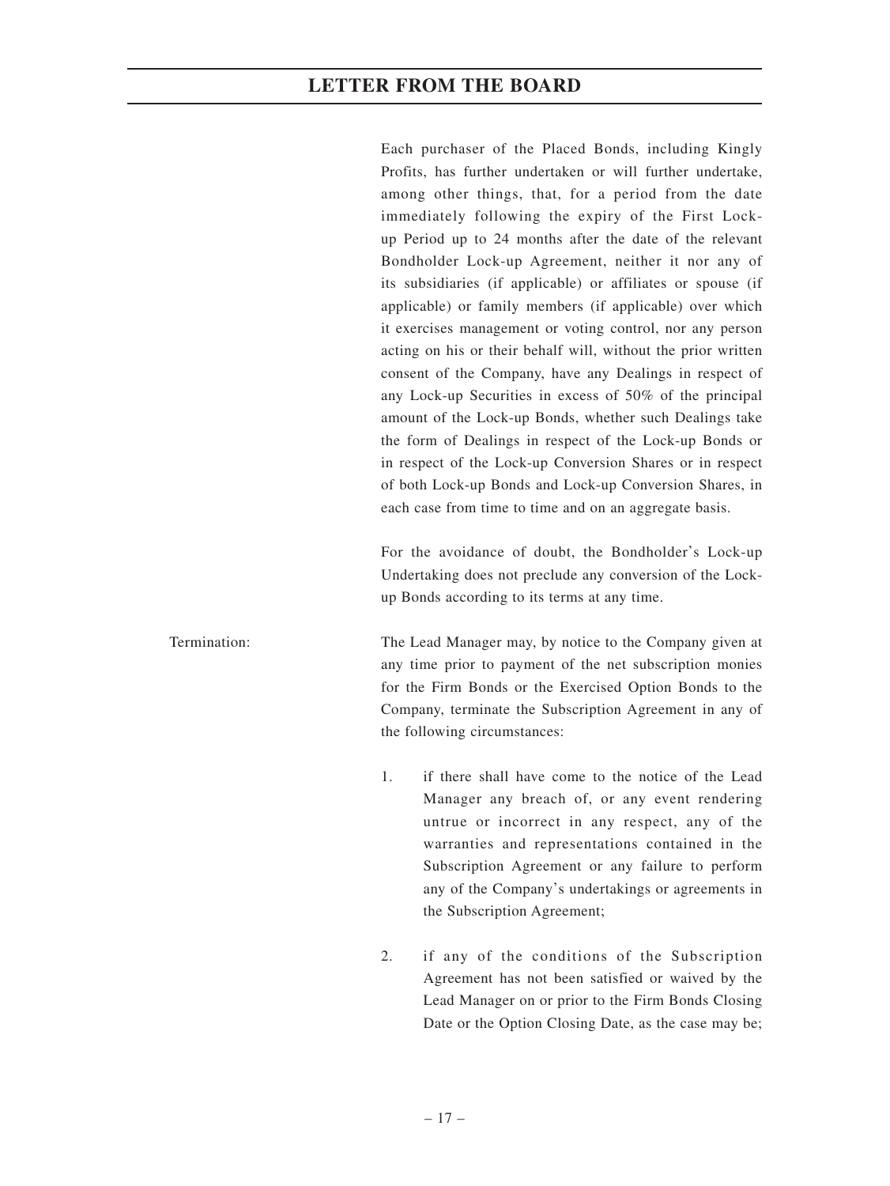Each purchaser of the Placed Bonds, including Kingly Profits, has further undertaken or will further undertake, among other things, that, for a period from the date immediately following the expiry of the First Lock-up Period up to 24 months after the date of the relevant Bondholder Lock-up Agreement, neither it nor any of its subsidiaries (if applicable) or affiliates or spouse (if applicable) or family members (if applicable) over which it exercises management or voting control, nor any person acting on his or their behalf will, without the prior written consent of the Company, have any Dealings in respect of any Lock-up Securities in excess of 50% of the principal amount of the Lock-up Bonds, whether such Dealings take the form of Dealings in respect of the Lock-up Bonds or in respect of the Lock-up Conversion Shares or in respect of both Lock-up Bonds and Lock-up Conversion Shares, in each case from time to time and on an aggregate basis.

For the avoidance of doubt, the Bondholder's Lock-up Undertaking does not preclude any conversion of the Lock-up Bonds according to its terms at any time.

Termination: The Lead Manager may, by notice to the Company given at any time prior to payment of the net subscription monies for the Firm Bonds or the Exercised Option Bonds to the Company, terminate the Subscription Agreement in any of the following circumstances:

1. if there shall have come to the notice of the Lead Manager any breach of, or any event rendering untrue or incorrect in any respect, any of the warranties and representations contained in the Subscription Agreement or any failure to perform any of the Company's undertakings or agreements in the Subscription Agreement;

2. if any of the conditions of the Subscription Agreement has not been satisfied or waived by the Lead Manager on or prior to the Firm Bonds Closing Date or the Option Closing Date, as the case may be;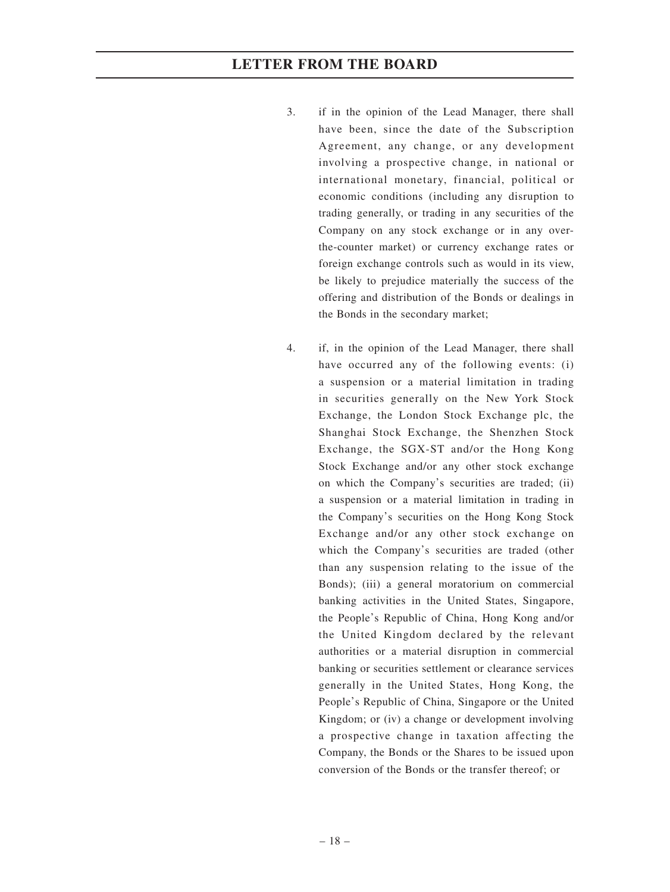3. if in the opinion of the Lead Manager, there shall have been, since the date of the Subscription Agreement, any change, or any development involving a prospective change, in national or international monetary, financial, political or economic conditions (including any disruption to trading generally, or trading in any securities of the Company on any stock exchange or in any over-the-counter market) or currency exchange rates or foreign exchange controls such as would in its view, be likely to prejudice materially the success of the offering and distribution of the Bonds or dealings in the Bonds in the secondary market;

4. if, in the opinion of the Lead Manager, there shall have occurred any of the following events: (i) a suspension or a material limitation in trading in securities generally on the New York Stock Exchange, the London Stock Exchange plc, the Shanghai Stock Exchange, the Shenzhen Stock Exchange, the SGX-ST and/or the Hong Kong Stock Exchange and/or any other stock exchange on which the Company's securities are traded; (ii) a suspension or a material limitation in trading in the Company's securities on the Hong Kong Stock Exchange and/or any other stock exchange on which the Company's securities are traded (other than any suspension relating to the issue of the Bonds); (iii) a general moratorium on commercial banking activities in the United States, Singapore, the People's Republic of China, Hong Kong and/or the United Kingdom declared by the relevant authorities or a material disruption in commercial banking or securities settlement or clearance services generally in the United States, Hong Kong, the People's Republic of China, Singapore or the United Kingdom; or (iv) a change or development involving a prospective change in taxation affecting the Company, the Bonds or the Shares to be issued upon conversion of the Bonds or the transfer thereof; or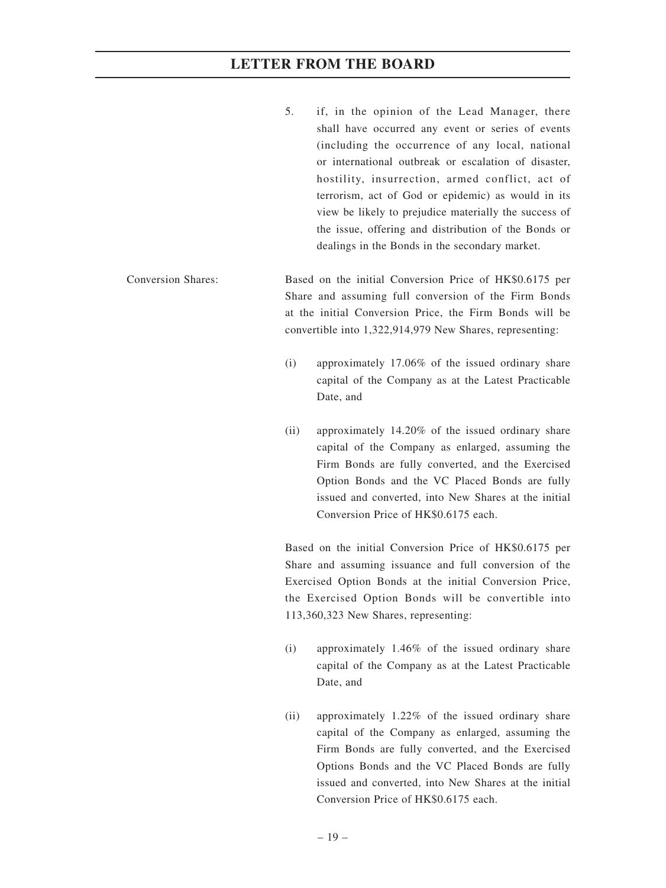5. if, in the opinion of the Lead Manager, there shall have occurred any event or series of events (including the occurrence of any local, national or international outbreak or escalation of disaster, hostility, insurrection, armed conflict, act of terrorism, act of God or epidemic) as would in its view be likely to prejudice materially the success of the issue, offering and distribution of the Bonds or dealings in the Bonds in the secondary market.

Conversion Shares: Based on the initial Conversion Price of HK$0.6175 per Share and assuming full conversion of the Firm Bonds at the initial Conversion Price, the Firm Bonds will be convertible into 1,322,914,979 New Shares, representing:

(i) approximately 17.06% of the issued ordinary share capital of the Company as at the Latest Practicable Date, and

(ii) approximately 14.20% of the issued ordinary share capital of the Company as enlarged, assuming the Firm Bonds are fully converted, and the Exercised Option Bonds and the VC Placed Bonds are fully issued and converted, into New Shares at the initial Conversion Price of HK$0.6175 each.

Based on the initial Conversion Price of HK$0.6175 per Share and assuming issuance and full conversion of the Exercised Option Bonds at the initial Conversion Price, the Exercised Option Bonds will be convertible into 113,360,323 New Shares, representing:

(i) approximately 1.46% of the issued ordinary share capital of the Company as at the Latest Practicable Date, and

(ii) approximately 1.22% of the issued ordinary share capital of the Company as enlarged, assuming the Firm Bonds are fully converted, and the Exercised Options Bonds and the VC Placed Bonds are fully issued and converted, into New Shares at the initial Conversion Price of HK$0.6175 each.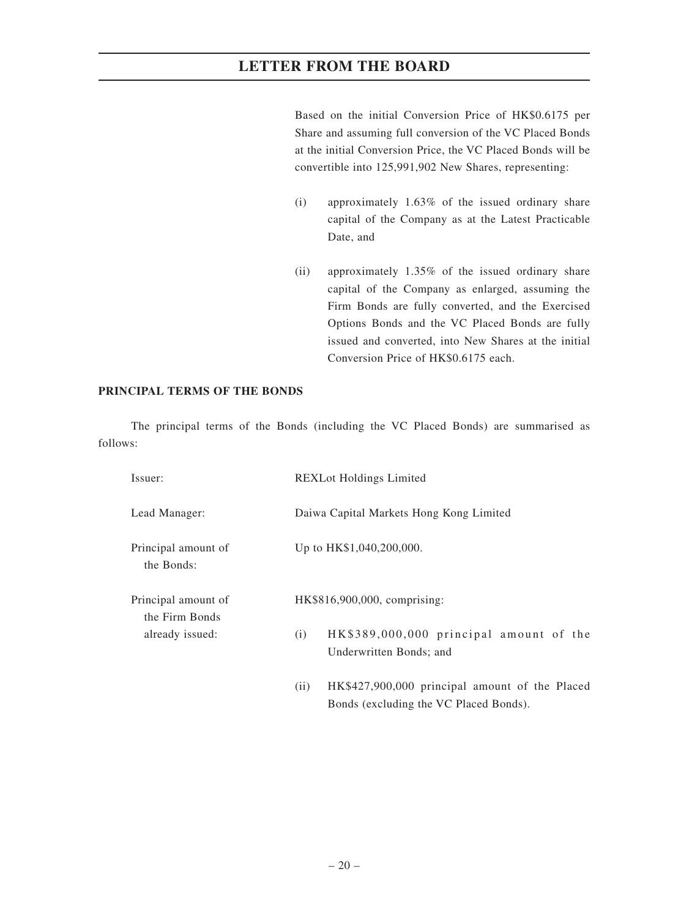Based on the initial Conversion Price of HK$0.6175 per Share and assuming full conversion of the VC Placed Bonds at the initial Conversion Price, the VC Placed Bonds will be convertible into 125,991,902 New Shares, representing:

(i) approximately 1.63% of the issued ordinary share capital of the Company as at the Latest Practicable Date, and

(ii) approximately 1.35% of the issued ordinary share capital of the Company as enlarged, assuming the Firm Bonds are fully converted, and the Exercised Options Bonds and the VC Placed Bonds are fully issued and converted, into New Shares at the initial Conversion Price of HK$0.6175 each.

**PRINCIPAL TERMS OF THE BONDS**

The principal terms of the Bonds (including the VC Placed Bonds) are summarised as follows:

Issuer: REXLot Holdings Limited

Lead Manager: Daiwa Capital Markets Hong Kong Limited

Principal amount of the Bonds: Up to HK$1,040,200,000.

Principal amount of the Firm Bonds already issued: HK$816,900,000, comprising:

(i) HK$389,000,000 principal amount of the Underwritten Bonds; and

(ii) HK$427,900,000 principal amount of the Placed Bonds (excluding the VC Placed Bonds).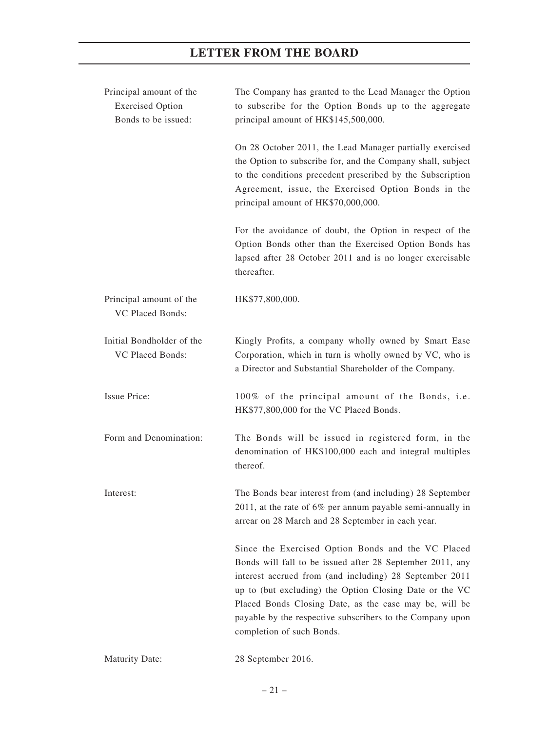| | |
|---|---|
| Principal amount of the Exercised Option Bonds to be issued: | The Company has granted to the Lead Manager the Option to subscribe for the Option Bonds up to the aggregate principal amount of HK$145,500,000.<br><br>On 28 October 2011, the Lead Manager partially exercised the Option to subscribe for, and the Company shall, subject to the conditions precedent prescribed by the Subscription Agreement, issue, the Exercised Option Bonds in the principal amount of HK$70,000,000.<br><br>For the avoidance of doubt, the Option in respect of the Option Bonds other than the Exercised Option Bonds has lapsed after 28 October 2011 and is no longer exercisable thereafter. |
| Principal amount of the VC Placed Bonds: | HK$77,800,000. |
| Initial Bondholder of the VC Placed Bonds: | Kingly Profits, a company wholly owned by Smart Ease Corporation, which in turn is wholly owned by VC, who is a Director and Substantial Shareholder of the Company. |
| Issue Price: | 100% of the principal amount of the Bonds, i.e. HK$77,800,000 for the VC Placed Bonds. |
| Form and Denomination: | The Bonds will be issued in registered form, in the denomination of HK$100,000 each and integral multiples thereof. |
| Interest: | The Bonds bear interest from (and including) 28 September 2011, at the rate of 6% per annum payable semi-annually in arrear on 28 March and 28 September in each year.<br><br>Since the Exercised Option Bonds and the VC Placed Bonds will fall to be issued after 28 September 2011, any interest accrued from (and including) 28 September 2011 up to (but excluding) the Option Closing Date or the VC Placed Bonds Closing Date, as the case may be, will be payable by the respective subscribers to the Company upon completion of such Bonds. |
| Maturity Date: | 28 September 2016. |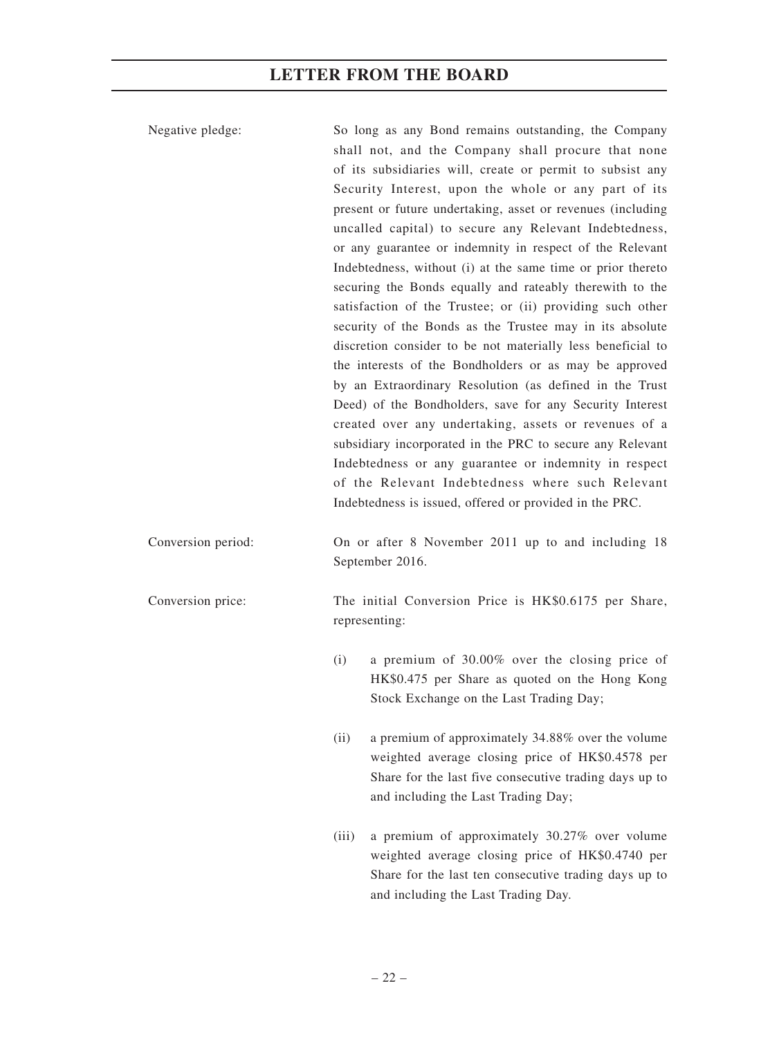| | |
|---|---|
| Negative pledge: | So long as any Bond remains outstanding, the Company shall not, and the Company shall procure that none of its subsidiaries will, create or permit to subsist any Security Interest, upon the whole or any part of its present or future undertaking, asset or revenues (including uncalled capital) to secure any Relevant Indebtedness, or any guarantee or indemnity in respect of the Relevant Indebtedness, without (i) at the same time or prior thereto securing the Bonds equally and rateably therewith to the satisfaction of the Trustee; or (ii) providing such other security of the Bonds as the Trustee may in its absolute discretion consider to be not materially less beneficial to the interests of the Bondholders or as may be approved by an Extraordinary Resolution (as defined in the Trust Deed) of the Bondholders, save for any Security Interest created over any undertaking, assets or revenues of a subsidiary incorporated in the PRC to secure any Relevant Indebtedness or any guarantee or indemnity in respect of the Relevant Indebtedness where such Relevant Indebtedness is issued, offered or provided in the PRC. |
| Conversion period: | On or after 8 November 2011 up to and including 18 September 2016. |
| Conversion price: | The initial Conversion Price is HK$0.6175 per Share, representing:<br><br>(i) a premium of 30.00% over the closing price of HK$0.475 per Share as quoted on the Hong Kong Stock Exchange on the Last Trading Day;<br><br>(ii) a premium of approximately 34.88% over the volume weighted average closing price of HK$0.4578 per Share for the last five consecutive trading days up to and including the Last Trading Day;<br><br>(iii) a premium of approximately 30.27% over volume weighted average closing price of HK$0.4740 per Share for the last ten consecutive trading days up to and including the Last Trading Day. |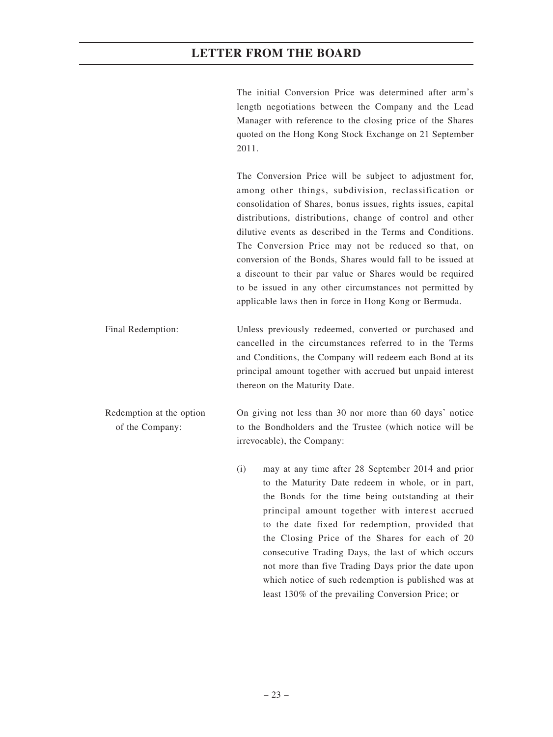The initial Conversion Price was determined after arm's length negotiations between the Company and the Lead Manager with reference to the closing price of the Shares quoted on the Hong Kong Stock Exchange on 21 September 2011.

The Conversion Price will be subject to adjustment for, among other things, subdivision, reclassification or consolidation of Shares, bonus issues, rights issues, capital distributions, distributions, change of control and other dilutive events as described in the Terms and Conditions. The Conversion Price may not be reduced so that, on conversion of the Bonds, Shares would fall to be issued at a discount to their par value or Shares would be required to be issued in any other circumstances not permitted by applicable laws then in force in Hong Kong or Bermuda.

Final Redemption: Unless previously redeemed, converted or purchased and cancelled in the circumstances referred to in the Terms and Conditions, the Company will redeem each Bond at its principal amount together with accrued but unpaid interest thereon on the Maturity Date.

Redemption at the option of the Company: On giving not less than 30 nor more than 60 days' notice to the Bondholders and the Trustee (which notice will be irrevocable), the Company:

(i) may at any time after 28 September 2014 and prior to the Maturity Date redeem in whole, or in part, the Bonds for the time being outstanding at their principal amount together with interest accrued to the date fixed for redemption, provided that the Closing Price of the Shares for each of 20 consecutive Trading Days, the last of which occurs not more than five Trading Days prior the date upon which notice of such redemption is published was at least 130% of the prevailing Conversion Price; or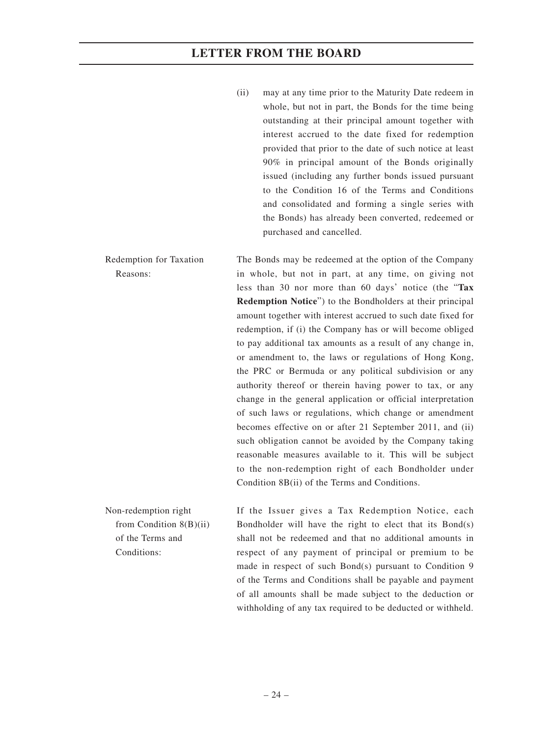(ii) may at any time prior to the Maturity Date redeem in whole, but not in part, the Bonds for the time being outstanding at their principal amount together with interest accrued to the date fixed for redemption provided that prior to the date of such notice at least 90% in principal amount of the Bonds originally issued (including any further bonds issued pursuant to the Condition 16 of the Terms and Conditions and consolidated and forming a single series with the Bonds) has already been converted, redeemed or purchased and cancelled.

| | |
|---|---|
| Redemption for Taxation Reasons: | The Bonds may be redeemed at the option of the Company in whole, but not in part, at any time, on giving not less than 30 nor more than 60 days' notice (the "**Tax Redemption Notice**") to the Bondholders at their principal amount together with interest accrued to such date fixed for redemption, if (i) the Company has or will become obliged to pay additional tax amounts as a result of any change in, or amendment to, the laws or regulations of Hong Kong, the PRC or Bermuda or any political subdivision or any authority thereof or therein having power to tax, or any change in the general application or official interpretation of such laws or regulations, which change or amendment becomes effective on or after 21 September 2011, and (ii) such obligation cannot be avoided by the Company taking reasonable measures available to it. This will be subject to the non-redemption right of each Bondholder under Condition 8B(ii) of the Terms and Conditions. |
| Non-redemption right from Condition 8(B)(ii) of the Terms and Conditions: | If the Issuer gives a Tax Redemption Notice, each Bondholder will have the right to elect that its Bond(s) shall not be redeemed and that no additional amounts in respect of any payment of principal or premium to be made in respect of such Bond(s) pursuant to Condition 9 of the Terms and Conditions shall be payable and payment of all amounts shall be made subject to the deduction or withholding of any tax required to be deducted or withheld. |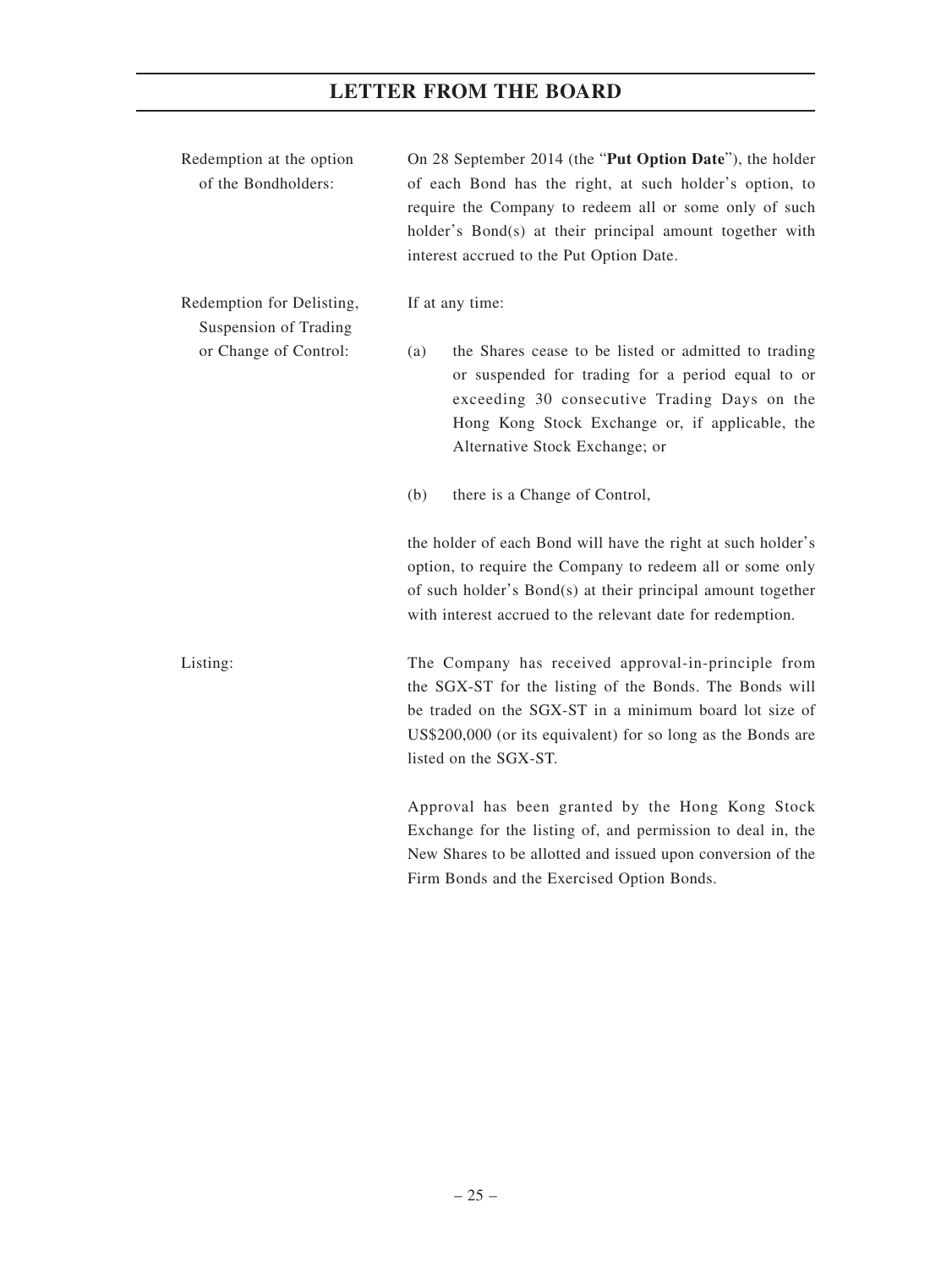| | |
|---|---|
| Redemption at the option of the Bondholders: | On 28 September 2014 (the "**Put Option Date**"), the holder of each Bond has the right, at such holder's option, to require the Company to redeem all or some only of such holder's Bond(s) at their principal amount together with interest accrued to the Put Option Date. |
| Redemption for Delisting, Suspension of Trading or Change of Control: | If at any time:<br><br>(a) the Shares cease to be listed or admitted to trading or suspended for trading for a period equal to or exceeding 30 consecutive Trading Days on the Hong Kong Stock Exchange or, if applicable, the Alternative Stock Exchange; or<br><br>(b) there is a Change of Control,<br><br>the holder of each Bond will have the right at such holder's option, to require the Company to redeem all or some only of such holder's Bond(s) at their principal amount together with interest accrued to the relevant date for redemption. |
| Listing: | The Company has received approval-in-principle from the SGX-ST for the listing of the Bonds. The Bonds will be traded on the SGX-ST in a minimum board lot size of US$200,000 (or its equivalent) for so long as the Bonds are listed on the SGX-ST.<br><br>Approval has been granted by the Hong Kong Stock Exchange for the listing of, and permission to deal in, the New Shares to be allotted and issued upon conversion of the Firm Bonds and the Exercised Option Bonds. |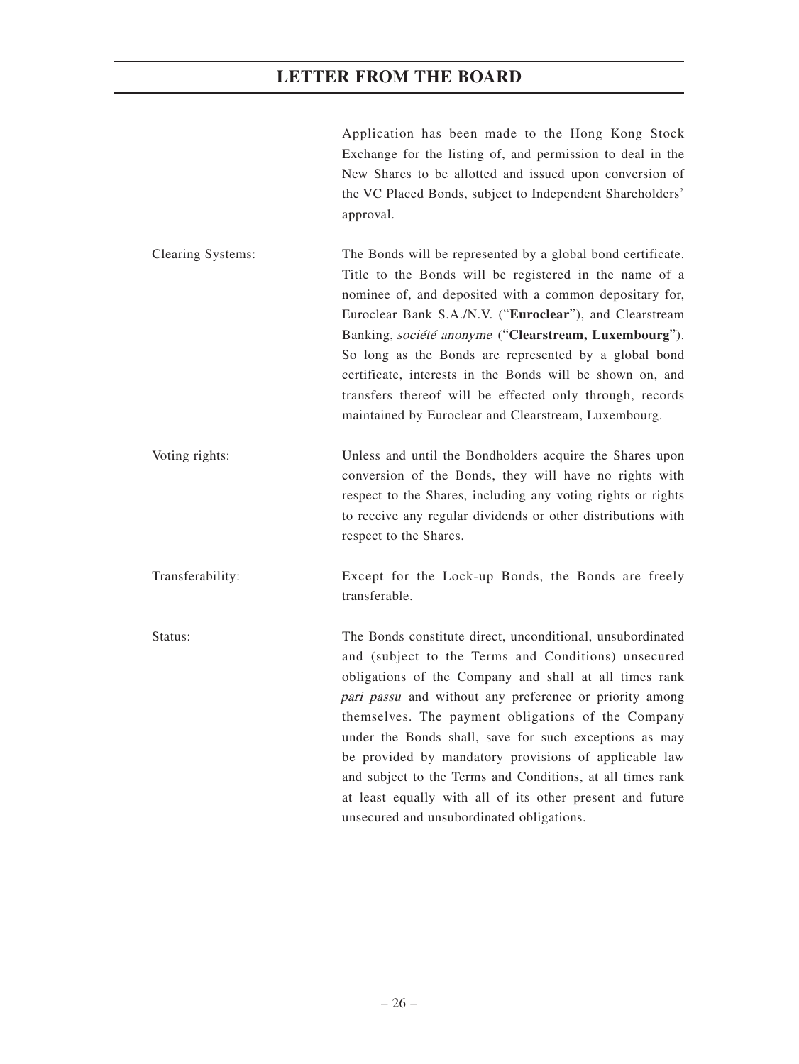Application has been made to the Hong Kong Stock Exchange for the listing of, and permission to deal in the New Shares to be allotted and issued upon conversion of the VC Placed Bonds, subject to Independent Shareholders' approval.

| | |
|---|---|
| Clearing Systems: | The Bonds will be represented by a global bond certificate. Title to the Bonds will be registered in the name of a nominee of, and deposited with a common depositary for, Euroclear Bank S.A./N.V. ("**Euroclear**"), and Clearstream Banking, *société anonyme* ("**Clearstream, Luxembourg**"). So long as the Bonds are represented by a global bond certificate, interests in the Bonds will be shown on, and transfers thereof will be effected only through, records maintained by Euroclear and Clearstream, Luxembourg. |
| Voting rights: | Unless and until the Bondholders acquire the Shares upon conversion of the Bonds, they will have no rights with respect to the Shares, including any voting rights or rights to receive any regular dividends or other distributions with respect to the Shares. |
| Transferability: | Except for the Lock-up Bonds, the Bonds are freely transferable. |
| Status: | The Bonds constitute direct, unconditional, unsubordinated and (subject to the Terms and Conditions) unsecured obligations of the Company and shall at all times rank *pari passu* and without any preference or priority among themselves. The payment obligations of the Company under the Bonds shall, save for such exceptions as may be provided by mandatory provisions of applicable law and subject to the Terms and Conditions, at all times rank at least equally with all of its other present and future unsecured and unsubordinated obligations. |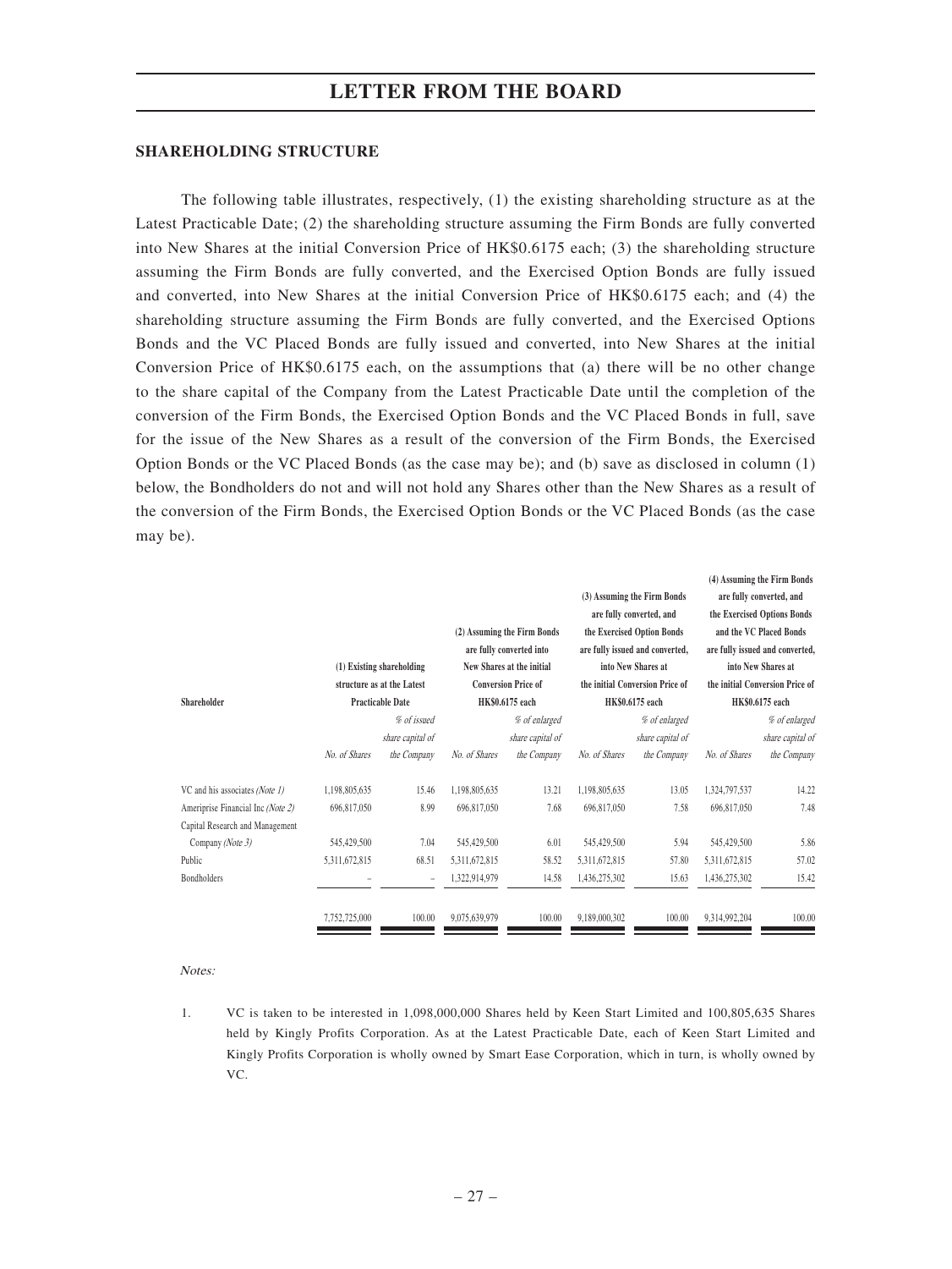## SHAREHOLDING STRUCTURE

The following table illustrates, respectively, (1) the existing shareholding structure as at the Latest Practicable Date; (2) the shareholding structure assuming the Firm Bonds are fully converted into New Shares at the initial Conversion Price of HK$0.6175 each; (3) the shareholding structure assuming the Firm Bonds are fully converted, and the Exercised Option Bonds are fully issued and converted, into New Shares at the initial Conversion Price of HK$0.6175 each; and (4) the shareholding structure assuming the Firm Bonds are fully converted, and the Exercised Options Bonds and the VC Placed Bonds are fully issued and converted, into New Shares at the initial Conversion Price of HK$0.6175 each, on the assumptions that (a) there will be no other change to the share capital of the Company from the Latest Practicable Date until the completion of the conversion of the Firm Bonds, the Exercised Option Bonds and the VC Placed Bonds in full, save for the issue of the New Shares as a result of the conversion of the Firm Bonds, the Exercised Option Bonds or the VC Placed Bonds (as the case may be); and (b) save as disclosed in column (1) below, the Bondholders do not and will not hold any Shares other than the New Shares as a result of the conversion of the Firm Bonds, the Exercised Option Bonds or the VC Placed Bonds (as the case may be).

| Shareholder | (1) Existing shareholding structure as at the Latest Practicable Date | | (2) Assuming the Firm Bonds are fully converted into New Shares at the initial Conversion Price of HK$0.6175 each | | (3) Assuming the Firm Bonds are fully converted, and the Exercised Option Bonds are fully issued and converted, into New Shares at the initial Conversion Price of HK$0.6175 each | | (4) Assuming the Firm Bonds are fully converted, and the Exercised Options Bonds and the VC Placed Bonds are fully issued and converted, into New Shares at the initial Conversion Price of HK$0.6175 each | |
|---|---|---|---|---|---|---|---|---|
| | *No. of Shares* | *% of issued share capital of the Company* | *No. of Shares* | *% of enlarged share capital of the Company* | *No. of Shares* | *% of enlarged share capital of the Company* | *No. of Shares* | *% of enlarged share capital of the Company* |
| VC and his associates *(Note 1)* | 1,198,805,635 | 15.46 | 1,198,805,635 | 13.21 | 1,198,805,635 | 13.05 | 1,324,797,537 | 14.22 |
| Ameriprise Financial Inc *(Note 2)* | 696,817,050 | 8.99 | 696,817,050 | 7.68 | 696,817,050 | 7.58 | 696,817,050 | 7.48 |
| Capital Research and Management Company *(Note 3)* | 545,429,500 | 7.04 | 545,429,500 | 6.01 | 545,429,500 | 5.94 | 545,429,500 | 5.86 |
| Public | 5,311,672,815 | 68.51 | 5,311,672,815 | 58.52 | 5,311,672,815 | 57.80 | 5,311,672,815 | 57.02 |
| Bondholders | – | – | 1,322,914,979 | 14.58 | 1,436,275,302 | 15.63 | 1,436,275,302 | 15.42 |
| | 7,752,725,000 | 100.00 | 9,075,639,979 | 100.00 | 9,189,000,302 | 100.00 | 9,314,992,204 | 100.00 |

*Notes:*

1. VC is taken to be interested in 1,098,000,000 Shares held by Keen Start Limited and 100,805,635 Shares held by Kingly Profits Corporation. As at the Latest Practicable Date, each of Keen Start Limited and Kingly Profits Corporation is wholly owned by Smart Ease Corporation, which in turn, is wholly owned by VC.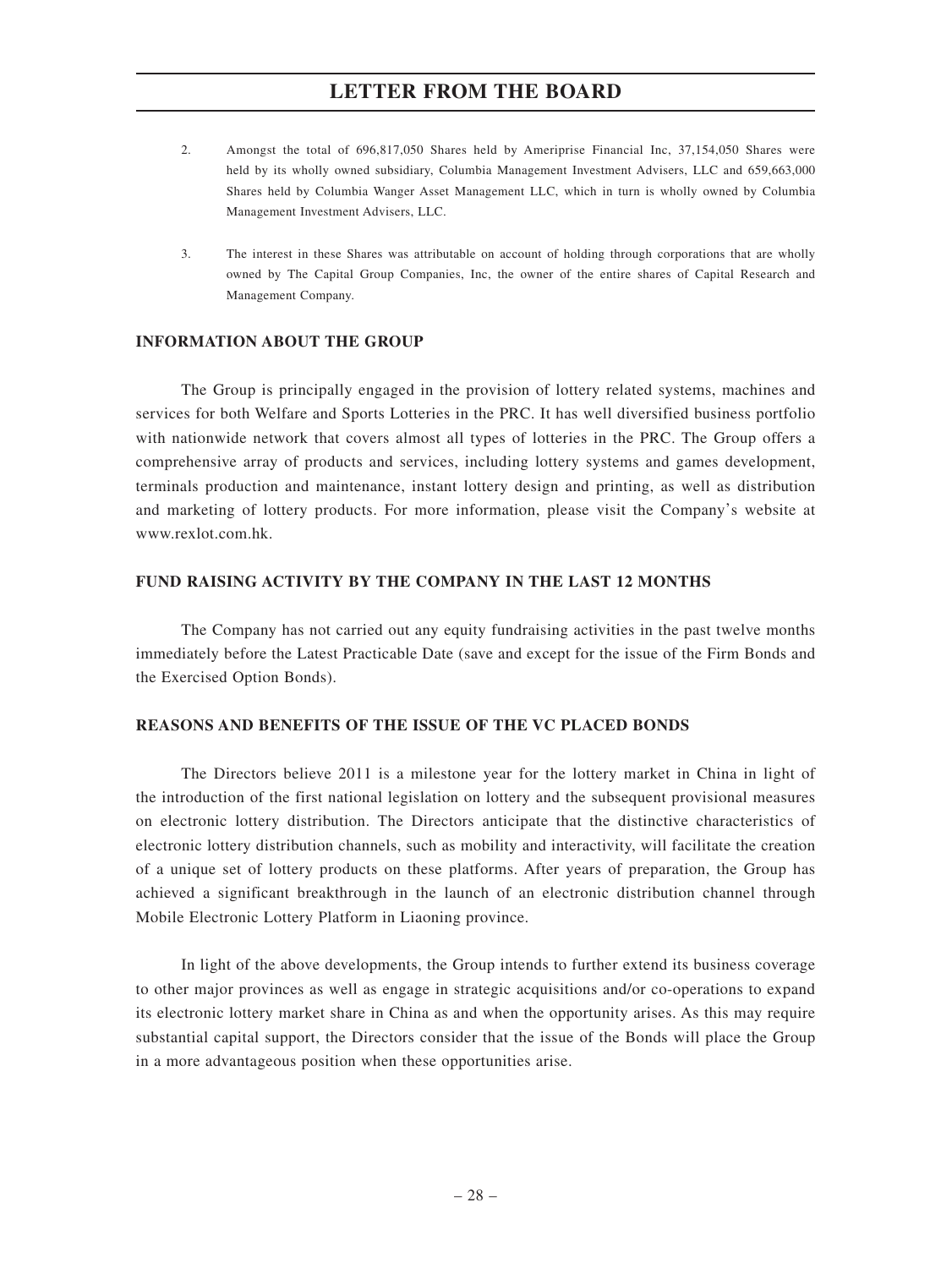2. Amongst the total of 696,817,050 Shares held by Ameriprise Financial Inc, 37,154,050 Shares were held by its wholly owned subsidiary, Columbia Management Investment Advisers, LLC and 659,663,000 Shares held by Columbia Wanger Asset Management LLC, which in turn is wholly owned by Columbia Management Investment Advisers, LLC.

3. The interest in these Shares was attributable on account of holding through corporations that are wholly owned by The Capital Group Companies, Inc, the owner of the entire shares of Capital Research and Management Company.

**INFORMATION ABOUT THE GROUP**

The Group is principally engaged in the provision of lottery related systems, machines and services for both Welfare and Sports Lotteries in the PRC. It has well diversified business portfolio with nationwide network that covers almost all types of lotteries in the PRC. The Group offers a comprehensive array of products and services, including lottery systems and games development, terminals production and maintenance, instant lottery design and printing, as well as distribution and marketing of lottery products. For more information, please visit the Company's website at www.rexlot.com.hk.

**FUND RAISING ACTIVITY BY THE COMPANY IN THE LAST 12 MONTHS**

The Company has not carried out any equity fundraising activities in the past twelve months immediately before the Latest Practicable Date (save and except for the issue of the Firm Bonds and the Exercised Option Bonds).

**REASONS AND BENEFITS OF THE ISSUE OF THE VC PLACED BONDS**

The Directors believe 2011 is a milestone year for the lottery market in China in light of the introduction of the first national legislation on lottery and the subsequent provisional measures on electronic lottery distribution. The Directors anticipate that the distinctive characteristics of electronic lottery distribution channels, such as mobility and interactivity, will facilitate the creation of a unique set of lottery products on these platforms. After years of preparation, the Group has achieved a significant breakthrough in the launch of an electronic distribution channel through Mobile Electronic Lottery Platform in Liaoning province.

In light of the above developments, the Group intends to further extend its business coverage to other major provinces as well as engage in strategic acquisitions and/or co-operations to expand its electronic lottery market share in China as and when the opportunity arises. As this may require substantial capital support, the Directors consider that the issue of the Bonds will place the Group in a more advantageous position when these opportunities arise.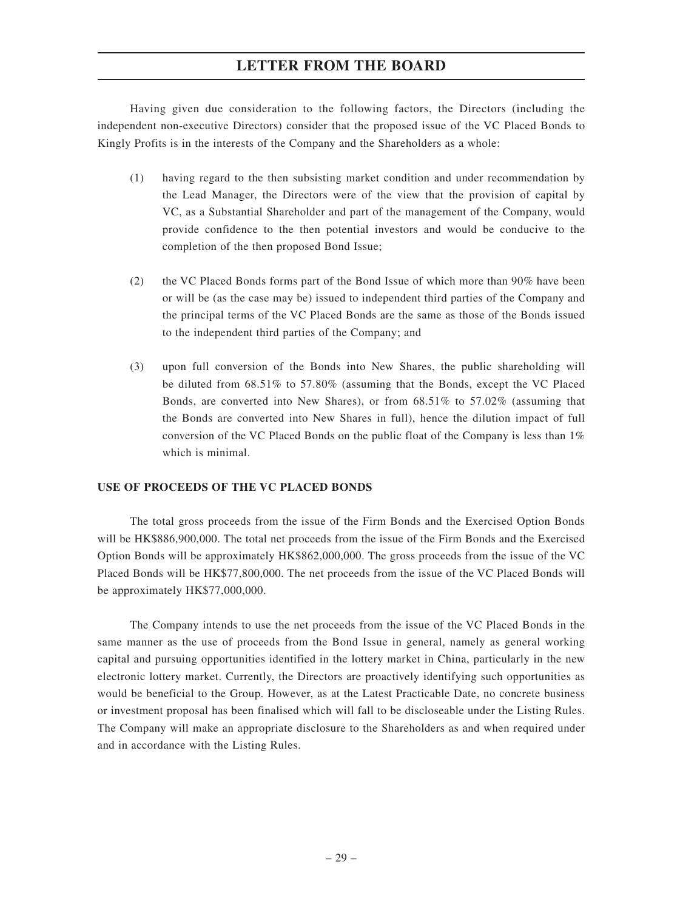Having given due consideration to the following factors, the Directors (including the independent non-executive Directors) consider that the proposed issue of the VC Placed Bonds to Kingly Profits is in the interests of the Company and the Shareholders as a whole:

(1) having regard to the then subsisting market condition and under recommendation by the Lead Manager, the Directors were of the view that the provision of capital by VC, as a Substantial Shareholder and part of the management of the Company, would provide confidence to the then potential investors and would be conducive to the completion of the then proposed Bond Issue;

(2) the VC Placed Bonds forms part of the Bond Issue of which more than 90% have been or will be (as the case may be) issued to independent third parties of the Company and the principal terms of the VC Placed Bonds are the same as those of the Bonds issued to the independent third parties of the Company; and

(3) upon full conversion of the Bonds into New Shares, the public shareholding will be diluted from 68.51% to 57.80% (assuming that the Bonds, except the VC Placed Bonds, are converted into New Shares), or from 68.51% to 57.02% (assuming that the Bonds are converted into New Shares in full), hence the dilution impact of full conversion of the VC Placed Bonds on the public float of the Company is less than 1% which is minimal.

**USE OF PROCEEDS OF THE VC PLACED BONDS**

The total gross proceeds from the issue of the Firm Bonds and the Exercised Option Bonds will be HK$886,900,000. The total net proceeds from the issue of the Firm Bonds and the Exercised Option Bonds will be approximately HK$862,000,000. The gross proceeds from the issue of the VC Placed Bonds will be HK$77,800,000. The net proceeds from the issue of the VC Placed Bonds will be approximately HK$77,000,000.

The Company intends to use the net proceeds from the issue of the VC Placed Bonds in the same manner as the use of proceeds from the Bond Issue in general, namely as general working capital and pursuing opportunities identified in the lottery market in China, particularly in the new electronic lottery market. Currently, the Directors are proactively identifying such opportunities as would be beneficial to the Group. However, as at the Latest Practicable Date, no concrete business or investment proposal has been finalised which will fall to be discloseable under the Listing Rules. The Company will make an appropriate disclosure to the Shareholders as and when required under and in accordance with the Listing Rules.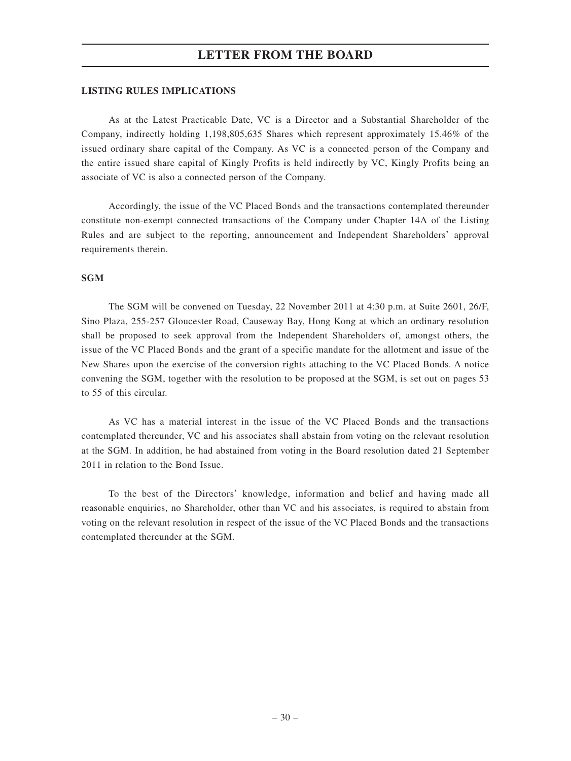# LETTER FROM THE BOARD

## LISTING RULES IMPLICATIONS

As at the Latest Practicable Date, VC is a Director and a Substantial Shareholder of the Company, indirectly holding 1,198,805,635 Shares which represent approximately 15.46% of the issued ordinary share capital of the Company. As VC is a connected person of the Company and the entire issued share capital of Kingly Profits is held indirectly by VC, Kingly Profits being an associate of VC is also a connected person of the Company.

Accordingly, the issue of the VC Placed Bonds and the transactions contemplated thereunder constitute non-exempt connected transactions of the Company under Chapter 14A of the Listing Rules and are subject to the reporting, announcement and Independent Shareholders' approval requirements therein.

## SGM

The SGM will be convened on Tuesday, 22 November 2011 at 4:30 p.m. at Suite 2601, 26/F, Sino Plaza, 255-257 Gloucester Road, Causeway Bay, Hong Kong at which an ordinary resolution shall be proposed to seek approval from the Independent Shareholders of, amongst others, the issue of the VC Placed Bonds and the grant of a specific mandate for the allotment and issue of the New Shares upon the exercise of the conversion rights attaching to the VC Placed Bonds. A notice convening the SGM, together with the resolution to be proposed at the SGM, is set out on pages 53 to 55 of this circular.

As VC has a material interest in the issue of the VC Placed Bonds and the transactions contemplated thereunder, VC and his associates shall abstain from voting on the relevant resolution at the SGM. In addition, he had abstained from voting in the Board resolution dated 21 September 2011 in relation to the Bond Issue.

To the best of the Directors' knowledge, information and belief and having made all reasonable enquiries, no Shareholder, other than VC and his associates, is required to abstain from voting on the relevant resolution in respect of the issue of the VC Placed Bonds and the transactions contemplated thereunder at the SGM.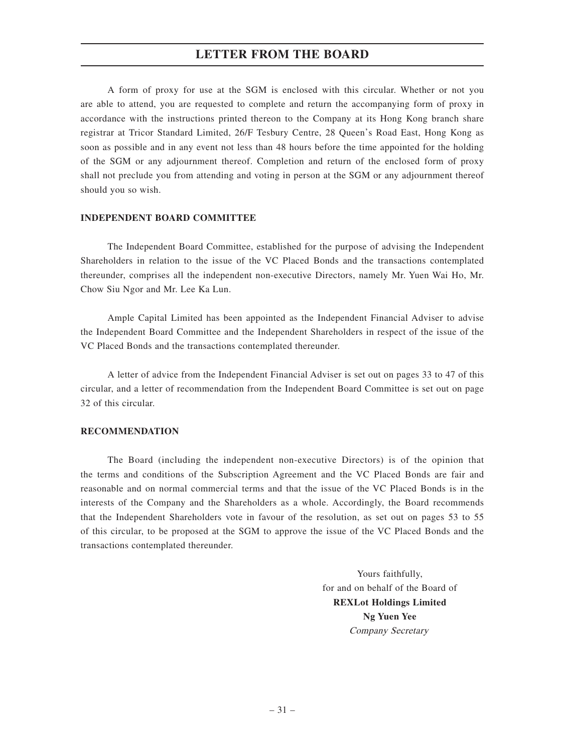A form of proxy for use at the SGM is enclosed with this circular. Whether or not you are able to attend, you are requested to complete and return the accompanying form of proxy in accordance with the instructions printed thereon to the Company at its Hong Kong branch share registrar at Tricor Standard Limited, 26/F Tesbury Centre, 28 Queen's Road East, Hong Kong as soon as possible and in any event not less than 48 hours before the time appointed for the holding of the SGM or any adjournment thereof. Completion and return of the enclosed form of proxy shall not preclude you from attending and voting in person at the SGM or any adjournment thereof should you so wish.

**INDEPENDENT BOARD COMMITTEE**

The Independent Board Committee, established for the purpose of advising the Independent Shareholders in relation to the issue of the VC Placed Bonds and the transactions contemplated thereunder, comprises all the independent non-executive Directors, namely Mr. Yuen Wai Ho, Mr. Chow Siu Ngor and Mr. Lee Ka Lun.

Ample Capital Limited has been appointed as the Independent Financial Adviser to advise the Independent Board Committee and the Independent Shareholders in respect of the issue of the VC Placed Bonds and the transactions contemplated thereunder.

A letter of advice from the Independent Financial Adviser is set out on pages 33 to 47 of this circular, and a letter of recommendation from the Independent Board Committee is set out on page 32 of this circular.

**RECOMMENDATION**

The Board (including the independent non-executive Directors) is of the opinion that the terms and conditions of the Subscription Agreement and the VC Placed Bonds are fair and reasonable and on normal commercial terms and that the issue of the VC Placed Bonds is in the interests of the Company and the Shareholders as a whole. Accordingly, the Board recommends that the Independent Shareholders vote in favour of the resolution, as set out on pages 53 to 55 of this circular, to be proposed at the SGM to approve the issue of the VC Placed Bonds and the transactions contemplated thereunder.

Yours faithfully,
for and on behalf of the Board of
**REXLot Holdings Limited**
**Ng Yuen Yee**
*Company Secretary*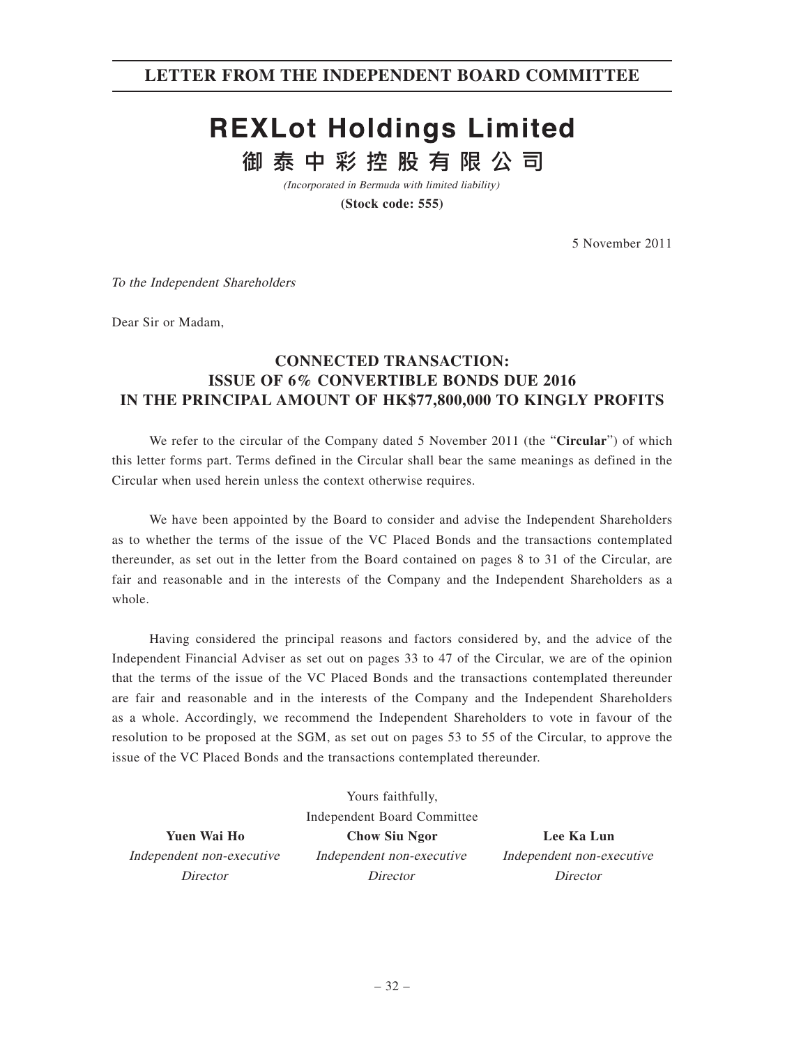# LETTER FROM THE INDEPENDENT BOARD COMMITTEE

# REXLot Holdings Limited

# 御泰中彩控股有限公司

*(Incorporated in Bermuda with limited liability)*

**(Stock code: 555)**

5 November 2011

*To the Independent Shareholders*

Dear Sir or Madam,

## CONNECTED TRANSACTION: ISSUE OF 6% CONVERTIBLE BONDS DUE 2016 IN THE PRINCIPAL AMOUNT OF HK$77,800,000 TO KINGLY PROFITS

We refer to the circular of the Company dated 5 November 2011 (the "**Circular**") of which this letter forms part. Terms defined in the Circular shall bear the same meanings as defined in the Circular when used herein unless the context otherwise requires.

We have been appointed by the Board to consider and advise the Independent Shareholders as to whether the terms of the issue of the VC Placed Bonds and the transactions contemplated thereunder, as set out in the letter from the Board contained on pages 8 to 31 of the Circular, are fair and reasonable and in the interests of the Company and the Independent Shareholders as a whole.

Having considered the principal reasons and factors considered by, and the advice of the Independent Financial Adviser as set out on pages 33 to 47 of the Circular, we are of the opinion that the terms of the issue of the VC Placed Bonds and the transactions contemplated thereunder are fair and reasonable and in the interests of the Company and the Independent Shareholders as a whole. Accordingly, we recommend the Independent Shareholders to vote in favour of the resolution to be proposed at the SGM, as set out on pages 53 to 55 of the Circular, to approve the issue of the VC Placed Bonds and the transactions contemplated thereunder.

Yours faithfully,
Independent Board Committee

| **Yuen Wai Ho** | **Chow Siu Ngor** | **Lee Ka Lun** |
|---|---|---|
| *Independent non-executive Director* | *Independent non-executive Director* | *Independent non-executive Director* |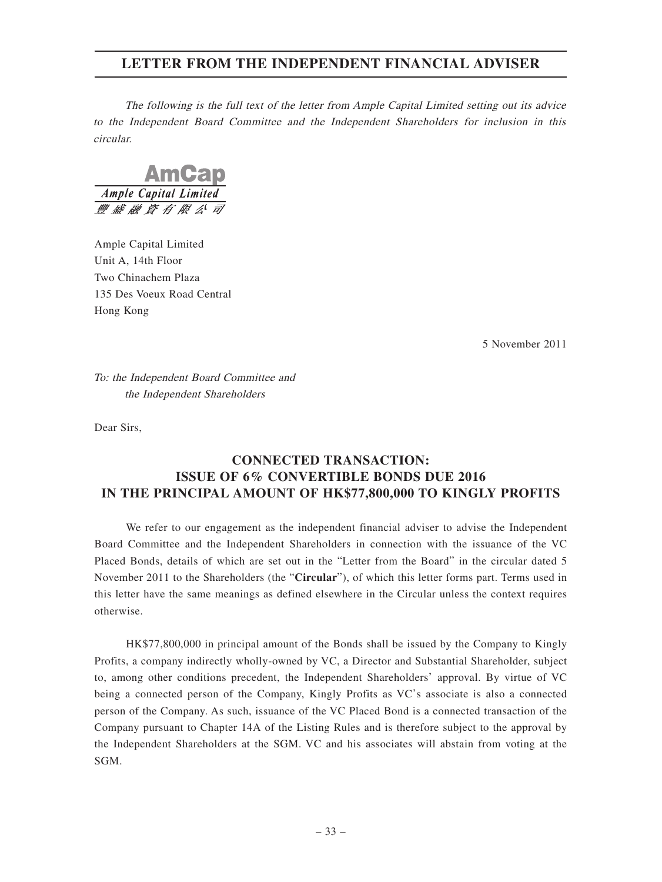# LETTER FROM THE INDEPENDENT FINANCIAL ADVISER

*The following is the full text of the letter from Ample Capital Limited setting out its advice to the Independent Board Committee and the Independent Shareholders for inclusion in this circular.*

**AmCap**
*Ample Capital Limited*
豐盛融資有限公司

Ample Capital Limited
Unit A, 14th Floor
Two Chinachem Plaza
135 Des Voeux Road Central
Hong Kong

5 November 2011

*To: the Independent Board Committee and the Independent Shareholders*

Dear Sirs,

## CONNECTED TRANSACTION: ISSUE OF 6% CONVERTIBLE BONDS DUE 2016 IN THE PRINCIPAL AMOUNT OF HK$77,800,000 TO KINGLY PROFITS

We refer to our engagement as the independent financial adviser to advise the Independent Board Committee and the Independent Shareholders in connection with the issuance of the VC Placed Bonds, details of which are set out in the "Letter from the Board" in the circular dated 5 November 2011 to the Shareholders (the "**Circular**"), of which this letter forms part. Terms used in this letter have the same meanings as defined elsewhere in the Circular unless the context requires otherwise.

HK$77,800,000 in principal amount of the Bonds shall be issued by the Company to Kingly Profits, a company indirectly wholly-owned by VC, a Director and Substantial Shareholder, subject to, among other conditions precedent, the Independent Shareholders' approval. By virtue of VC being a connected person of the Company, Kingly Profits as VC's associate is also a connected person of the Company. As such, issuance of the VC Placed Bond is a connected transaction of the Company pursuant to Chapter 14A of the Listing Rules and is therefore subject to the approval by the Independent Shareholders at the SGM. VC and his associates will abstain from voting at the SGM.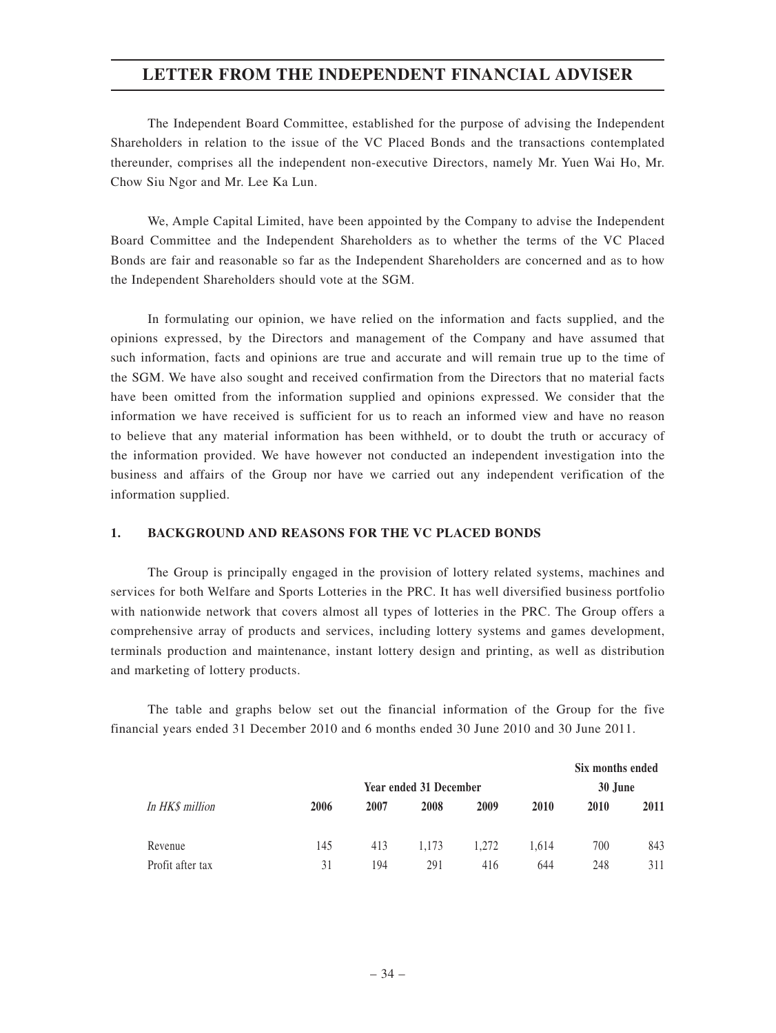# LETTER FROM THE INDEPENDENT FINANCIAL ADVISER

The Independent Board Committee, established for the purpose of advising the Independent Shareholders in relation to the issue of the VC Placed Bonds and the transactions contemplated thereunder, comprises all the independent non-executive Directors, namely Mr. Yuen Wai Ho, Mr. Chow Siu Ngor and Mr. Lee Ka Lun.

We, Ample Capital Limited, have been appointed by the Company to advise the Independent Board Committee and the Independent Shareholders as to whether the terms of the VC Placed Bonds are fair and reasonable so far as the Independent Shareholders are concerned and as to how the Independent Shareholders should vote at the SGM.

In formulating our opinion, we have relied on the information and facts supplied, and the opinions expressed, by the Directors and management of the Company and have assumed that such information, facts and opinions are true and accurate and will remain true up to the time of the SGM. We have also sought and received confirmation from the Directors that no material facts have been omitted from the information supplied and opinions expressed. We consider that the information we have received is sufficient for us to reach an informed view and have no reason to believe that any material information has been withheld, or to doubt the truth or accuracy of the information provided. We have however not conducted an independent investigation into the business and affairs of the Group nor have we carried out any independent verification of the information supplied.

## 1. BACKGROUND AND REASONS FOR THE VC PLACED BONDS

The Group is principally engaged in the provision of lottery related systems, machines and services for both Welfare and Sports Lotteries in the PRC. It has well diversified business portfolio with nationwide network that covers almost all types of lotteries in the PRC. The Group offers a comprehensive array of products and services, including lottery systems and games development, terminals production and maintenance, instant lottery design and printing, as well as distribution and marketing of lottery products.

The table and graphs below set out the financial information of the Group for the five financial years ended 31 December 2010 and 6 months ended 30 June 2010 and 30 June 2011.

| | Year ended 31 December | | | | | Six months ended 30 June | |
|---|---|---|---|---|---|---|---|
| *In HK$ million* | **2006** | **2007** | **2008** | **2009** | **2010** | **2010** | **2011** |
| Revenue | 145 | 413 | 1,173 | 1,272 | 1,614 | 700 | 843 |
| Profit after tax | 31 | 194 | 291 | 416 | 644 | 248 | 311 |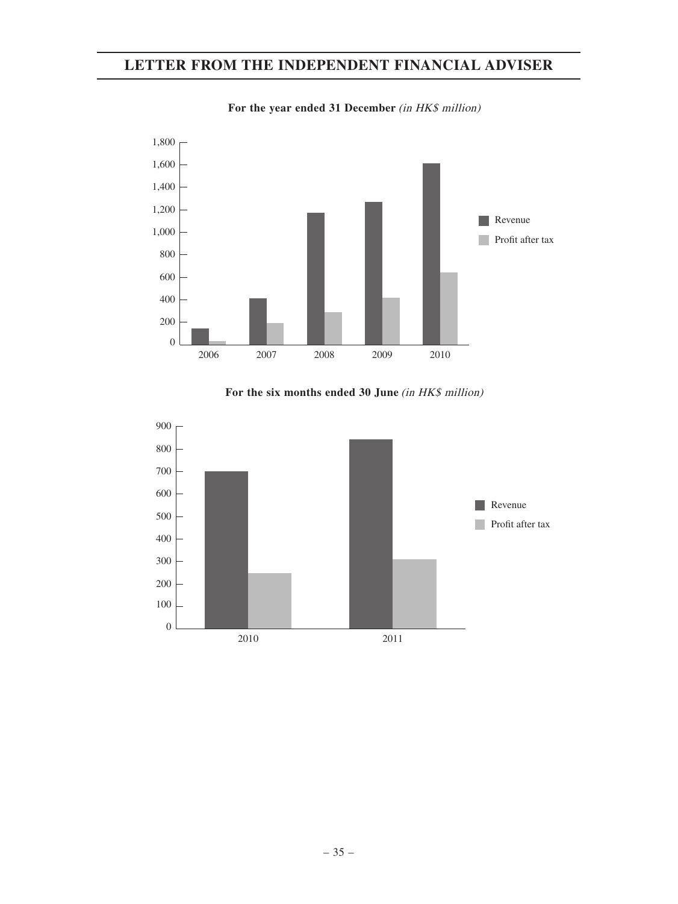**For the year ended 31 December** *(in HK$ million)*

**For the six months ended 30 June** *(in HK$ million)*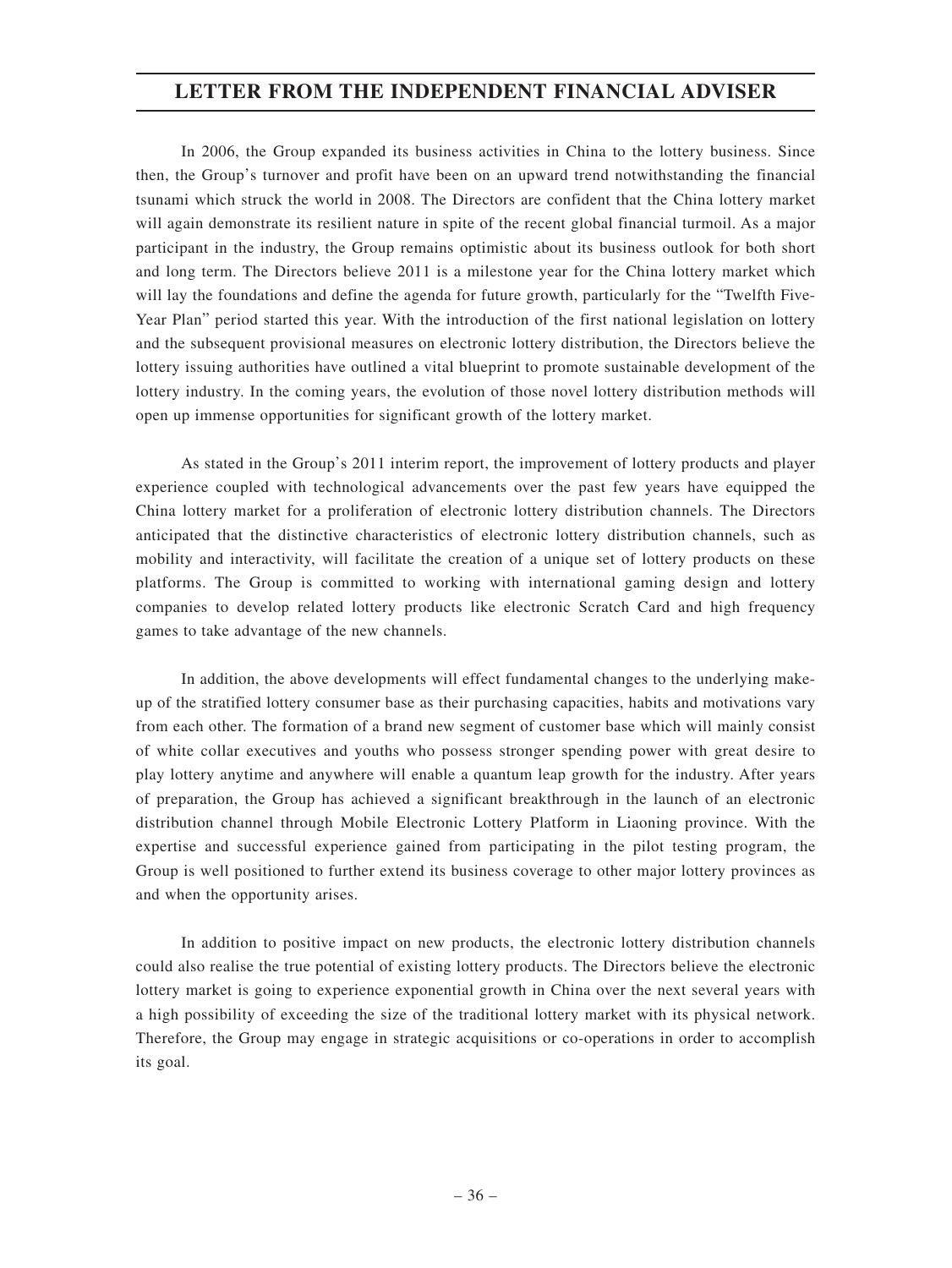In 2006, the Group expanded its business activities in China to the lottery business. Since then, the Group's turnover and profit have been on an upward trend notwithstanding the financial tsunami which struck the world in 2008. The Directors are confident that the China lottery market will again demonstrate its resilient nature in spite of the recent global financial turmoil. As a major participant in the industry, the Group remains optimistic about its business outlook for both short and long term. The Directors believe 2011 is a milestone year for the China lottery market which will lay the foundations and define the agenda for future growth, particularly for the "Twelfth Five-Year Plan" period started this year. With the introduction of the first national legislation on lottery and the subsequent provisional measures on electronic lottery distribution, the Directors believe the lottery issuing authorities have outlined a vital blueprint to promote sustainable development of the lottery industry. In the coming years, the evolution of those novel lottery distribution methods will open up immense opportunities for significant growth of the lottery market.

As stated in the Group's 2011 interim report, the improvement of lottery products and player experience coupled with technological advancements over the past few years have equipped the China lottery market for a proliferation of electronic lottery distribution channels. The Directors anticipated that the distinctive characteristics of electronic lottery distribution channels, such as mobility and interactivity, will facilitate the creation of a unique set of lottery products on these platforms. The Group is committed to working with international gaming design and lottery companies to develop related lottery products like electronic Scratch Card and high frequency games to take advantage of the new channels.

In addition, the above developments will effect fundamental changes to the underlying make-up of the stratified lottery consumer base as their purchasing capacities, habits and motivations vary from each other. The formation of a brand new segment of customer base which will mainly consist of white collar executives and youths who possess stronger spending power with great desire to play lottery anytime and anywhere will enable a quantum leap growth for the industry. After years of preparation, the Group has achieved a significant breakthrough in the launch of an electronic distribution channel through Mobile Electronic Lottery Platform in Liaoning province. With the expertise and successful experience gained from participating in the pilot testing program, the Group is well positioned to further extend its business coverage to other major lottery provinces as and when the opportunity arises.

In addition to positive impact on new products, the electronic lottery distribution channels could also realise the true potential of existing lottery products. The Directors believe the electronic lottery market is going to experience exponential growth in China over the next several years with a high possibility of exceeding the size of the traditional lottery market with its physical network. Therefore, the Group may engage in strategic acquisitions or co-operations in order to accomplish its goal.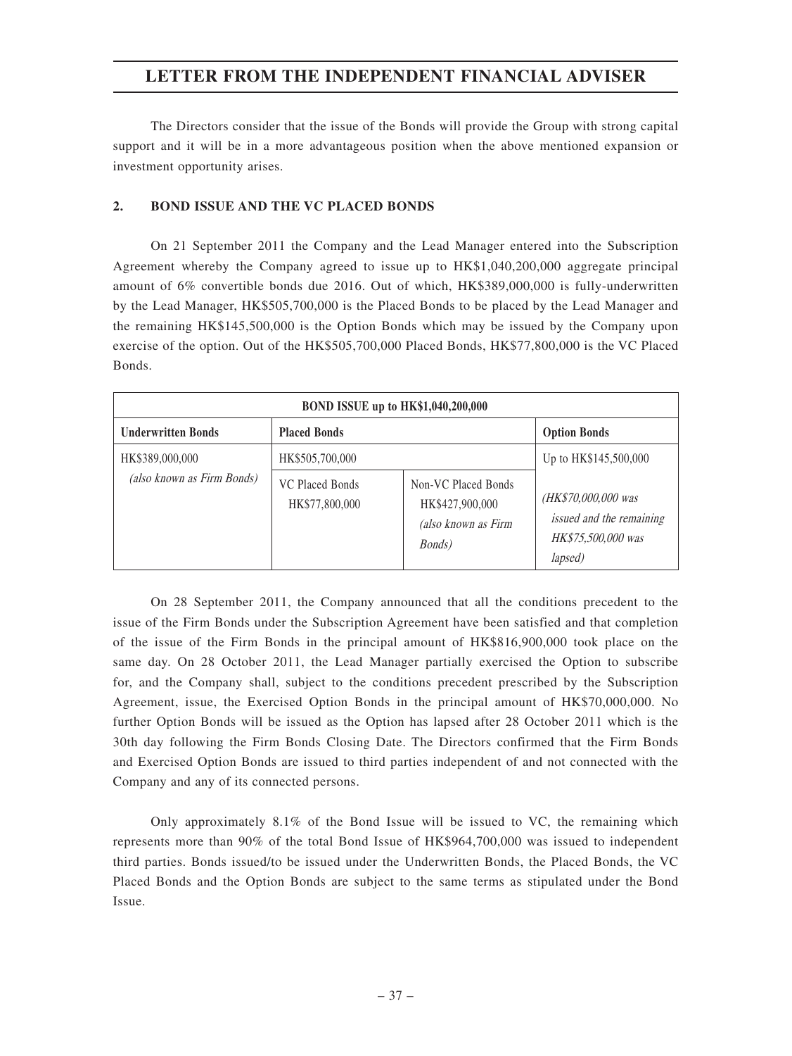The Directors consider that the issue of the Bonds will provide the Group with strong capital support and it will be in a more advantageous position when the above mentioned expansion or investment opportunity arises.

## 2. BOND ISSUE AND THE VC PLACED BONDS

On 21 September 2011 the Company and the Lead Manager entered into the Subscription Agreement whereby the Company agreed to issue up to HK$1,040,200,000 aggregate principal amount of 6% convertible bonds due 2016. Out of which, HK$389,000,000 is fully-underwritten by the Lead Manager, HK$505,700,000 is the Placed Bonds to be placed by the Lead Manager and the remaining HK$145,500,000 is the Option Bonds which may be issued by the Company upon exercise of the option. Out of the HK$505,700,000 Placed Bonds, HK$77,800,000 is the VC Placed Bonds.

| **BOND ISSUE up to HK$1,040,200,000** | | | |
|---|---|---|---|
| **Underwritten Bonds** | **Placed Bonds** | | **Option Bonds** |
| HK$389,000,000 | HK$505,700,000 | | Up to HK$145,500,000 |
| *(also known as Firm Bonds)* | VC Placed Bonds HK$77,800,000 | Non-VC Placed Bonds HK$427,900,000 *(also known as Firm Bonds)* | *(HK$70,000,000 was issued and the remaining HK$75,500,000 was lapsed)* |

On 28 September 2011, the Company announced that all the conditions precedent to the issue of the Firm Bonds under the Subscription Agreement have been satisfied and that completion of the issue of the Firm Bonds in the principal amount of HK$816,900,000 took place on the same day. On 28 October 2011, the Lead Manager partially exercised the Option to subscribe for, and the Company shall, subject to the conditions precedent prescribed by the Subscription Agreement, issue, the Exercised Option Bonds in the principal amount of HK$70,000,000. No further Option Bonds will be issued as the Option has lapsed after 28 October 2011 which is the 30th day following the Firm Bonds Closing Date. The Directors confirmed that the Firm Bonds and Exercised Option Bonds are issued to third parties independent of and not connected with the Company and any of its connected persons.

Only approximately 8.1% of the Bond Issue will be issued to VC, the remaining which represents more than 90% of the total Bond Issue of HK$964,700,000 was issued to independent third parties. Bonds issued/to be issued under the Underwritten Bonds, the Placed Bonds, the VC Placed Bonds and the Option Bonds are subject to the same terms as stipulated under the Bond Issue.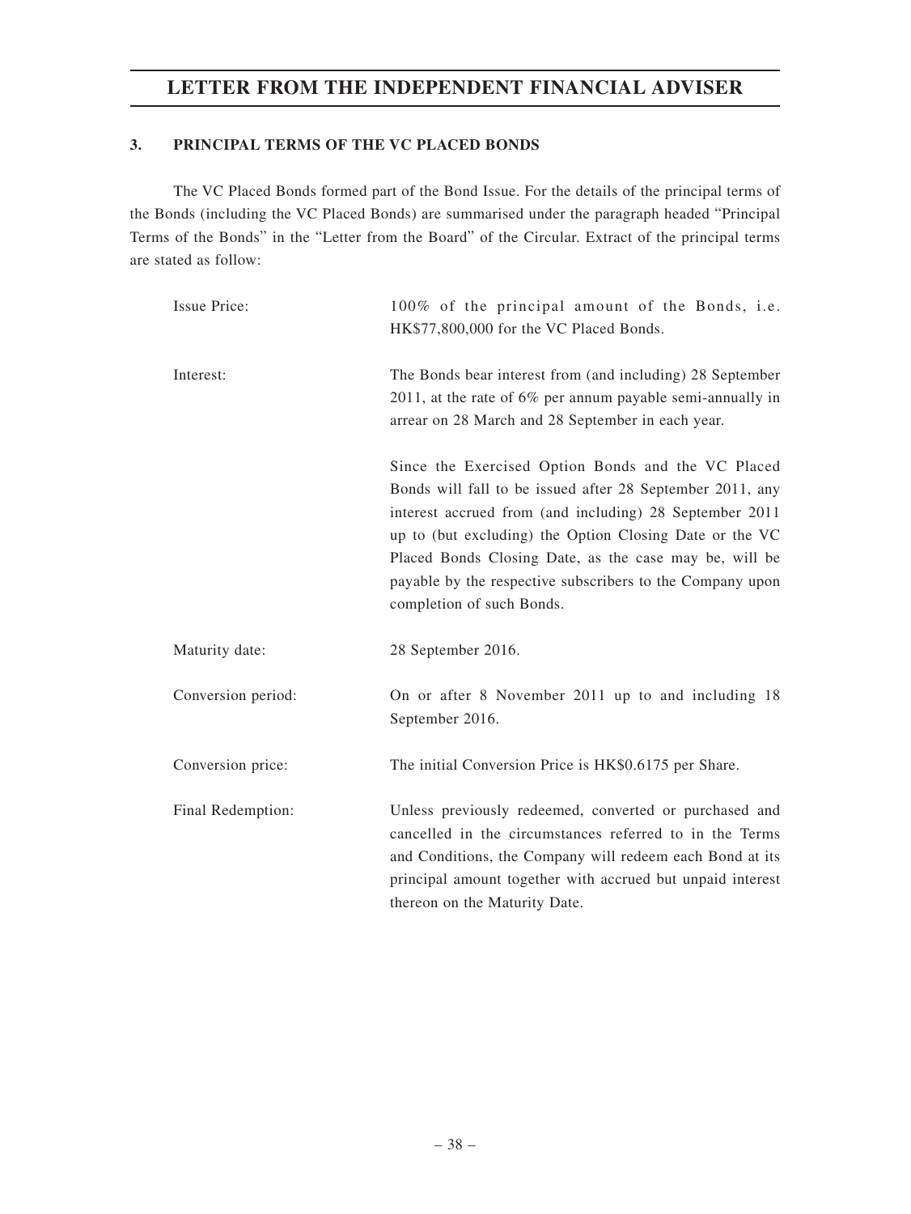# LETTER FROM THE INDEPENDENT FINANCIAL ADVISER

### 3. PRINCIPAL TERMS OF THE VC PLACED BONDS

The VC Placed Bonds formed part of the Bond Issue. For the details of the principal terms of the Bonds (including the VC Placed Bonds) are summarised under the paragraph headed "Principal Terms of the Bonds" in the "Letter from the Board" of the Circular. Extract of the principal terms are stated as follow:

| | |
|---|---|
| Issue Price: | 100% of the principal amount of the Bonds, i.e. HK$77,800,000 for the VC Placed Bonds. |
| Interest: | The Bonds bear interest from (and including) 28 September 2011, at the rate of 6% per annum payable semi-annually in arrear on 28 March and 28 September in each year.<br><br>Since the Exercised Option Bonds and the VC Placed Bonds will fall to be issued after 28 September 2011, any interest accrued from (and including) 28 September 2011 up to (but excluding) the Option Closing Date or the VC Placed Bonds Closing Date, as the case may be, will be payable by the respective subscribers to the Company upon completion of such Bonds. |
| Maturity date: | 28 September 2016. |
| Conversion period: | On or after 8 November 2011 up to and including 18 September 2016. |
| Conversion price: | The initial Conversion Price is HK$0.6175 per Share. |
| Final Redemption: | Unless previously redeemed, converted or purchased and cancelled in the circumstances referred to in the Terms and Conditions, the Company will redeem each Bond at its principal amount together with accrued but unpaid interest thereon on the Maturity Date. |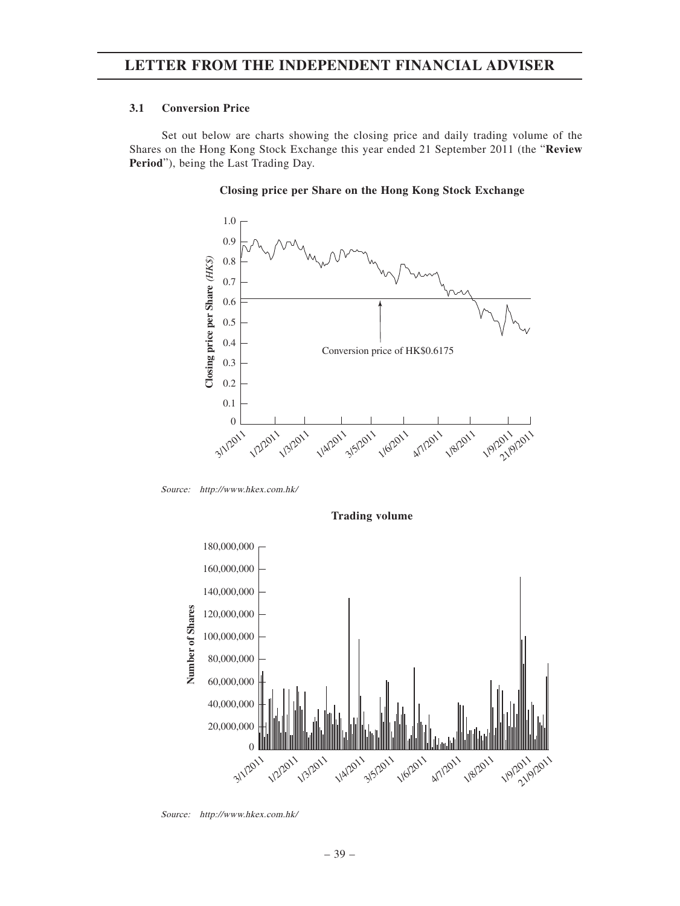# LETTER FROM THE INDEPENDENT FINANCIAL ADVISER

### 3.1 Conversion Price

Set out below are charts showing the closing price and daily trading volume of the Shares on the Hong Kong Stock Exchange this year ended 21 September 2011 (the "**Review Period**"), being the Last Trading Day.

**Closing price per Share on the Hong Kong Stock Exchange**

Conversion price of HK$0.6175

*Source: http://www.hkex.com.hk/*

**Trading volume**

*Source: http://www.hkex.com.hk/*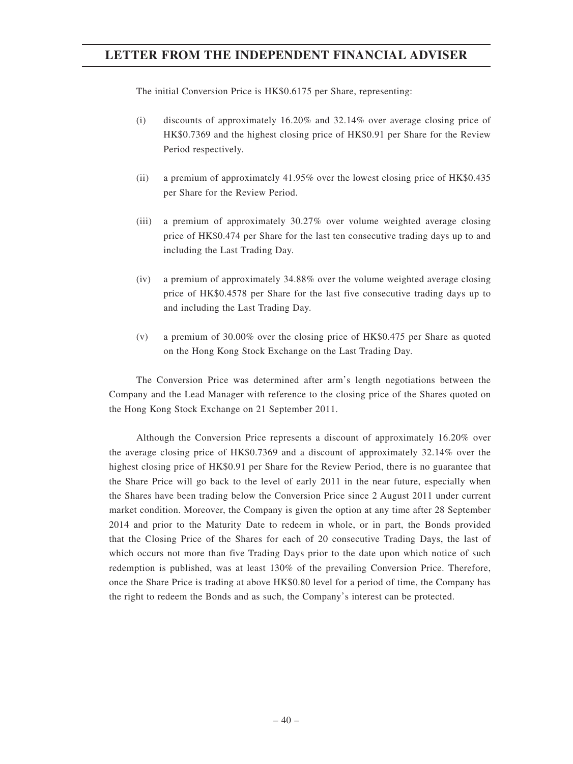The initial Conversion Price is HK$0.6175 per Share, representing:

(i) discounts of approximately 16.20% and 32.14% over average closing price of HK$0.7369 and the highest closing price of HK$0.91 per Share for the Review Period respectively.

(ii) a premium of approximately 41.95% over the lowest closing price of HK$0.435 per Share for the Review Period.

(iii) a premium of approximately 30.27% over volume weighted average closing price of HK$0.474 per Share for the last ten consecutive trading days up to and including the Last Trading Day.

(iv) a premium of approximately 34.88% over the volume weighted average closing price of HK$0.4578 per Share for the last five consecutive trading days up to and including the Last Trading Day.

(v) a premium of 30.00% over the closing price of HK$0.475 per Share as quoted on the Hong Kong Stock Exchange on the Last Trading Day.

The Conversion Price was determined after arm's length negotiations between the Company and the Lead Manager with reference to the closing price of the Shares quoted on the Hong Kong Stock Exchange on 21 September 2011.

Although the Conversion Price represents a discount of approximately 16.20% over the average closing price of HK$0.7369 and a discount of approximately 32.14% over the highest closing price of HK$0.91 per Share for the Review Period, there is no guarantee that the Share Price will go back to the level of early 2011 in the near future, especially when the Shares have been trading below the Conversion Price since 2 August 2011 under current market condition. Moreover, the Company is given the option at any time after 28 September 2014 and prior to the Maturity Date to redeem in whole, or in part, the Bonds provided that the Closing Price of the Shares for each of 20 consecutive Trading Days, the last of which occurs not more than five Trading Days prior to the date upon which notice of such redemption is published, was at least 130% of the prevailing Conversion Price. Therefore, once the Share Price is trading at above HK$0.80 level for a period of time, the Company has the right to redeem the Bonds and as such, the Company's interest can be protected.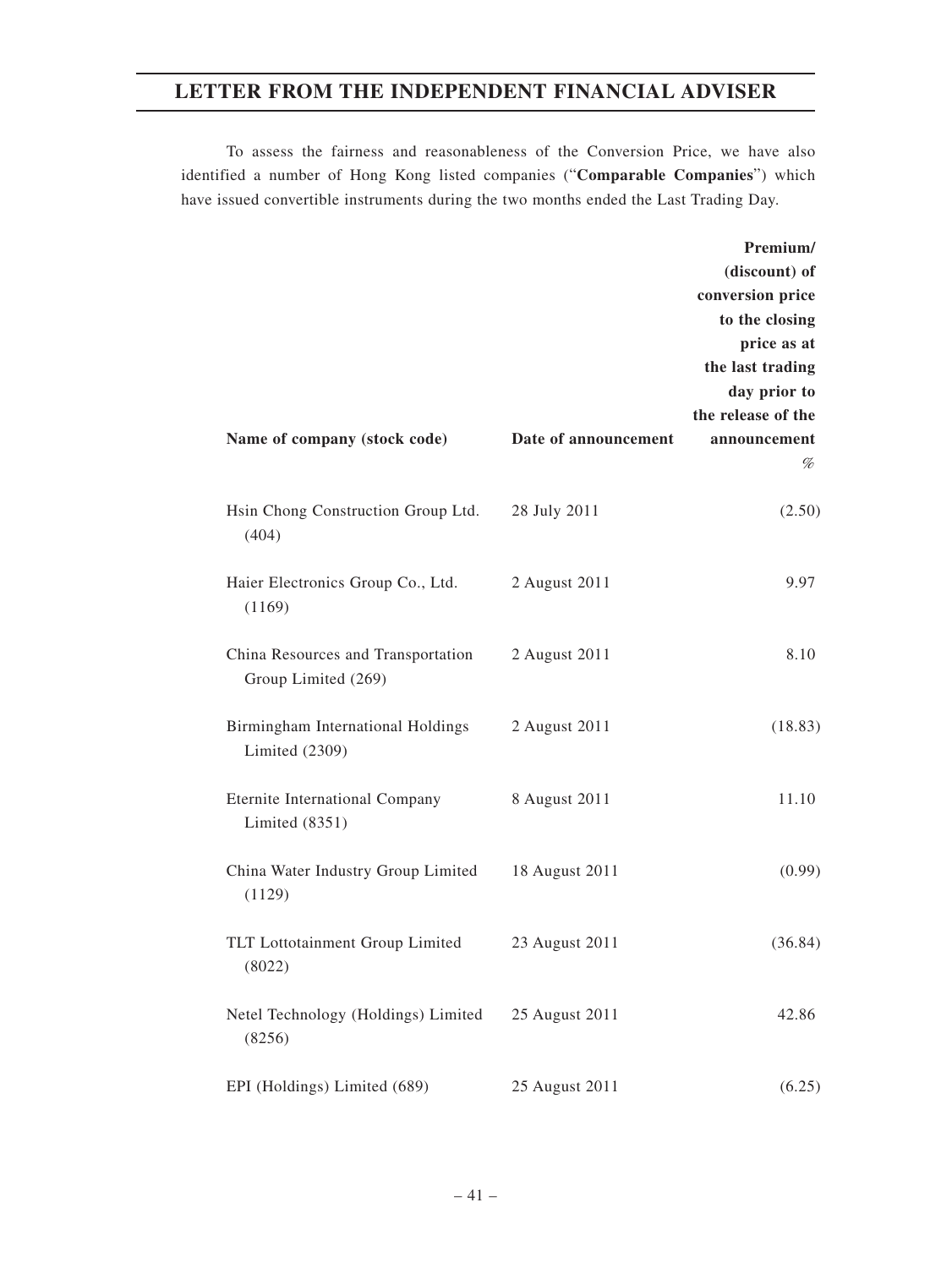To assess the fairness and reasonableness of the Conversion Price, we have also identified a number of Hong Kong listed companies ("**Comparable Companies**") which have issued convertible instruments during the two months ended the Last Trading Day.

| Name of company (stock code) | Date of announcement | Premium/ (discount) of conversion price to the closing price as at the last trading day prior to the release of the announcement |
|---|---|---|
| | | *%* |
| Hsin Chong Construction Group Ltd. (404) | 28 July 2011 | (2.50) |
| Haier Electronics Group Co., Ltd. (1169) | 2 August 2011 | 9.97 |
| China Resources and Transportation Group Limited (269) | 2 August 2011 | 8.10 |
| Birmingham International Holdings Limited (2309) | 2 August 2011 | (18.83) |
| Eternite International Company Limited (8351) | 8 August 2011 | 11.10 |
| China Water Industry Group Limited (1129) | 18 August 2011 | (0.99) |
| TLT Lottotainment Group Limited (8022) | 23 August 2011 | (36.84) |
| Netel Technology (Holdings) Limited (8256) | 25 August 2011 | 42.86 |
| EPI (Holdings) Limited (689) | 25 August 2011 | (6.25) |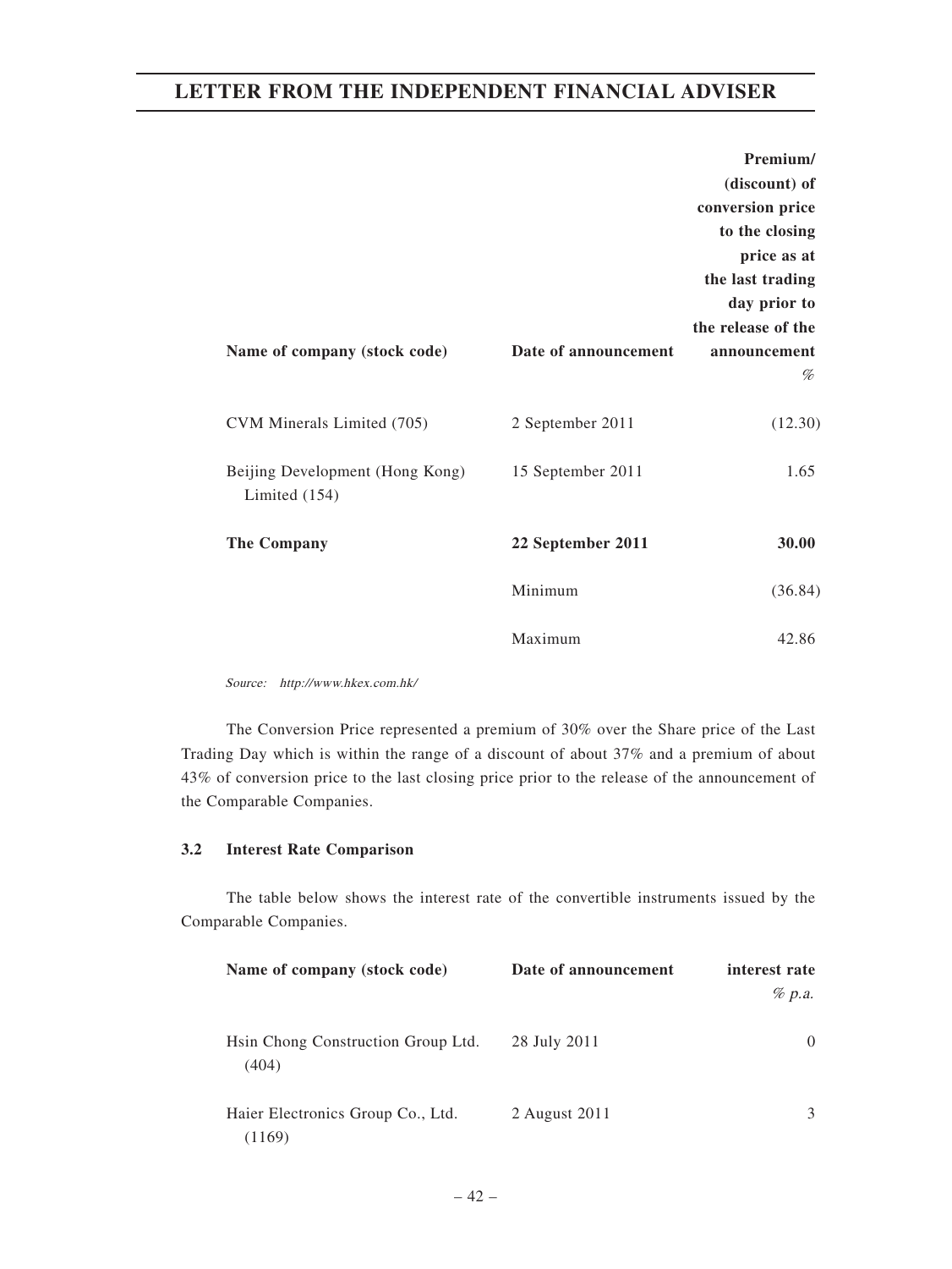| Name of company (stock code) | Date of announcement | Premium/ (discount) of conversion price to the closing price as at the last trading day prior to the release of the announcement |
|---|---|---|
| | | % |
| CVM Minerals Limited (705) | 2 September 2011 | (12.30) |
| Beijing Development (Hong Kong) Limited (154) | 15 September 2011 | 1.65 |
| **The Company** | **22 September 2011** | **30.00** |
| | Minimum | (36.84) |
| | Maximum | 42.86 |

*Source: http://www.hkex.com.hk/*

The Conversion Price represented a premium of 30% over the Share price of the Last Trading Day which is within the range of a discount of about 37% and a premium of about 43% of conversion price to the last closing price prior to the release of the announcement of the Comparable Companies.

### 3.2 Interest Rate Comparison

The table below shows the interest rate of the convertible instruments issued by the Comparable Companies.

| Name of company (stock code) | Date of announcement | interest rate |
|---|---|---|
| | | *% p.a.* |
| Hsin Chong Construction Group Ltd. (404) | 28 July 2011 | 0 |
| Haier Electronics Group Co., Ltd. (1169) | 2 August 2011 | 3 |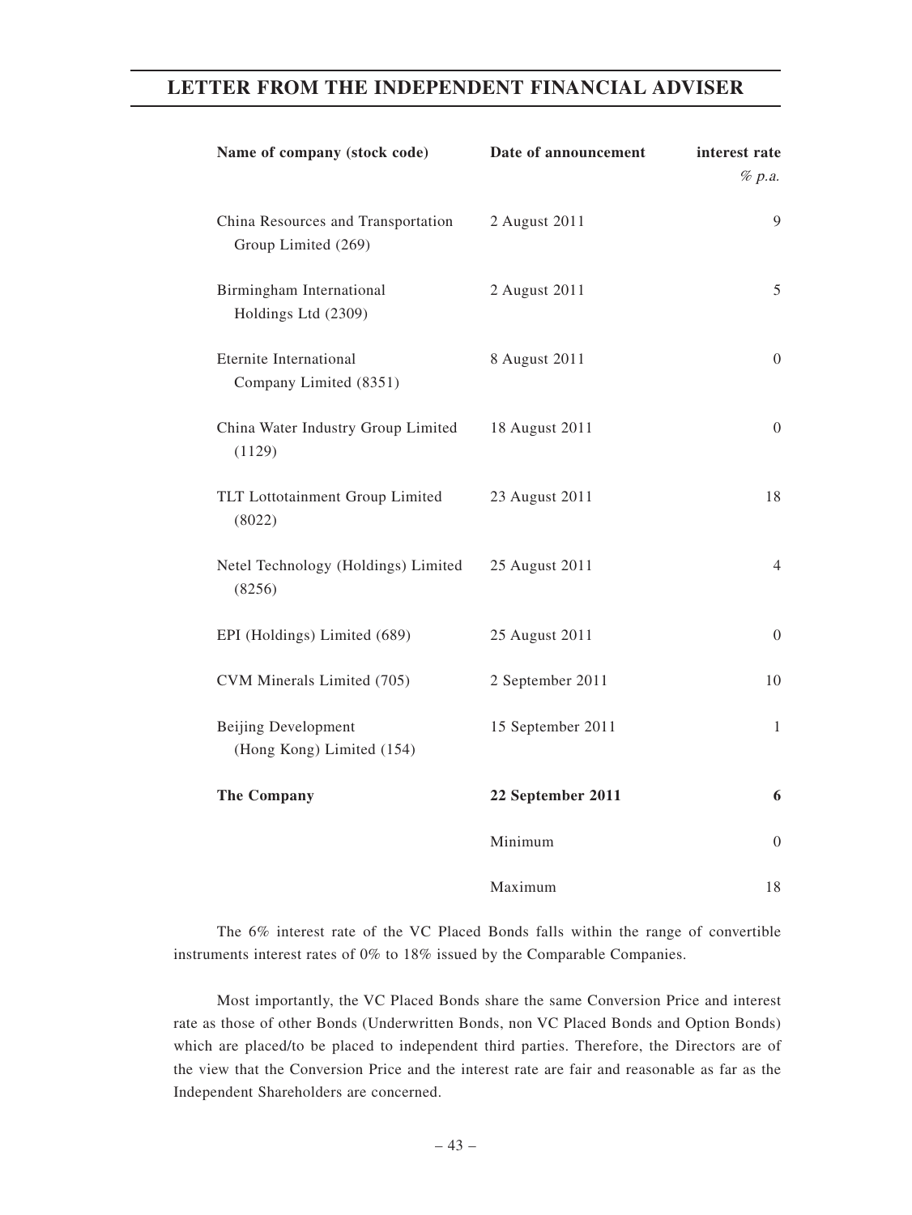| Name of company (stock code) | Date of announcement | interest rate<br>*% p.a.* |
|---|---|---|
| China Resources and Transportation Group Limited (269) | 2 August 2011 | 9 |
| Birmingham International Holdings Ltd (2309) | 2 August 2011 | 5 |
| Eternite International Company Limited (8351) | 8 August 2011 | 0 |
| China Water Industry Group Limited (1129) | 18 August 2011 | 0 |
| TLT Lottotainment Group Limited (8022) | 23 August 2011 | 18 |
| Netel Technology (Holdings) Limited (8256) | 25 August 2011 | 4 |
| EPI (Holdings) Limited (689) | 25 August 2011 | 0 |
| CVM Minerals Limited (705) | 2 September 2011 | 10 |
| Beijing Development (Hong Kong) Limited (154) | 15 September 2011 | 1 |
| **The Company** | **22 September 2011** | **6** |
| | Minimum | 0 |
| | Maximum | 18 |

The 6% interest rate of the VC Placed Bonds falls within the range of convertible instruments interest rates of 0% to 18% issued by the Comparable Companies.

Most importantly, the VC Placed Bonds share the same Conversion Price and interest rate as those of other Bonds (Underwritten Bonds, non VC Placed Bonds and Option Bonds) which are placed/to be placed to independent third parties. Therefore, the Directors are of the view that the Conversion Price and the interest rate are fair and reasonable as far as the Independent Shareholders are concerned.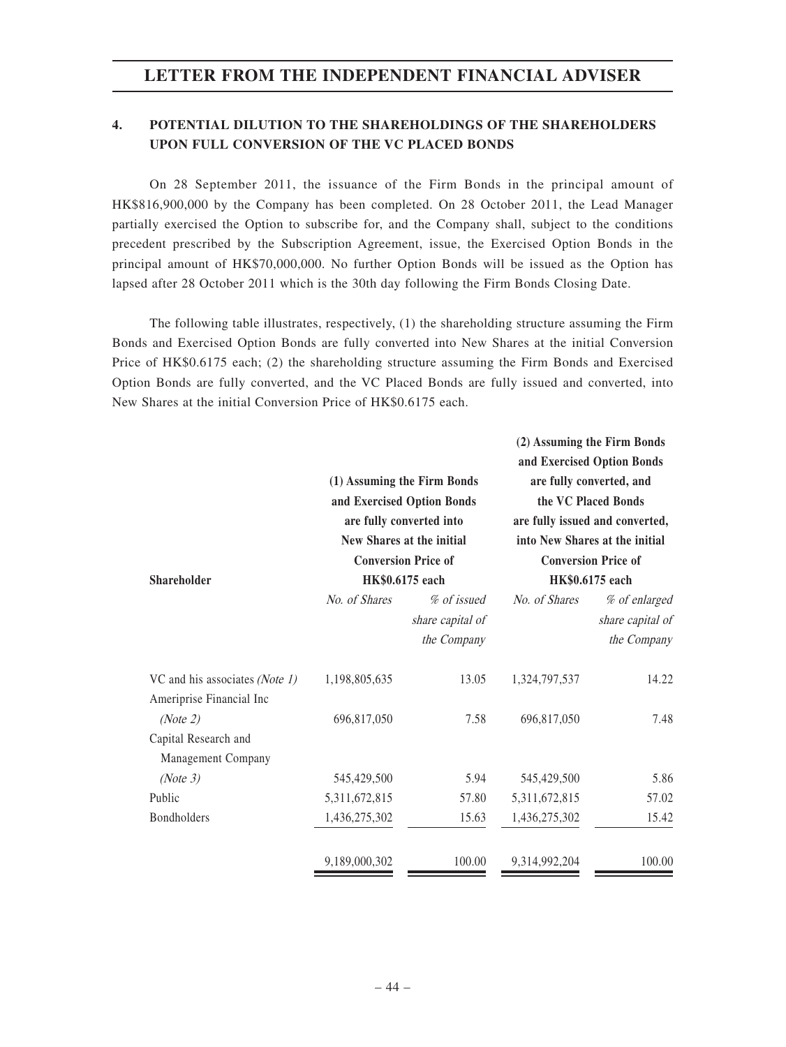## 4. POTENTIAL DILUTION TO THE SHAREHOLDINGS OF THE SHAREHOLDERS UPON FULL CONVERSION OF THE VC PLACED BONDS

On 28 September 2011, the issuance of the Firm Bonds in the principal amount of HK$816,900,000 by the Company has been completed. On 28 October 2011, the Lead Manager partially exercised the Option to subscribe for, and the Company shall, subject to the conditions precedent prescribed by the Subscription Agreement, issue, the Exercised Option Bonds in the principal amount of HK$70,000,000. No further Option Bonds will be issued as the Option has lapsed after 28 October 2011 which is the 30th day following the Firm Bonds Closing Date.

The following table illustrates, respectively, (1) the shareholding structure assuming the Firm Bonds and Exercised Option Bonds are fully converted into New Shares at the initial Conversion Price of HK$0.6175 each; (2) the shareholding structure assuming the Firm Bonds and Exercised Option Bonds are fully converted, and the VC Placed Bonds are fully issued and converted, into New Shares at the initial Conversion Price of HK$0.6175 each.

| Shareholder | (1) Assuming the Firm Bonds and Exercised Option Bonds are fully converted into New Shares at the initial Conversion Price of HK$0.6175 each | | (2) Assuming the Firm Bonds and Exercised Option Bonds are fully converted, and the VC Placed Bonds are fully issued and converted, into New Shares at the initial Conversion Price of HK$0.6175 each | |
|---|---|---|---|---|
| | *No. of Shares* | *% of issued share capital of the Company* | *No. of Shares* | *% of enlarged share capital of the Company* |
| VC and his associates *(Note 1)* | 1,198,805,635 | 13.05 | 1,324,797,537 | 14.22 |
| Ameriprise Financial Inc *(Note 2)* | 696,817,050 | 7.58 | 696,817,050 | 7.48 |
| Capital Research and Management Company *(Note 3)* | 545,429,500 | 5.94 | 545,429,500 | 5.86 |
| Public | 5,311,672,815 | 57.80 | 5,311,672,815 | 57.02 |
| Bondholders | 1,436,275,302 | 15.63 | 1,436,275,302 | 15.42 |
| | 9,189,000,302 | 100.00 | 9,314,992,204 | 100.00 |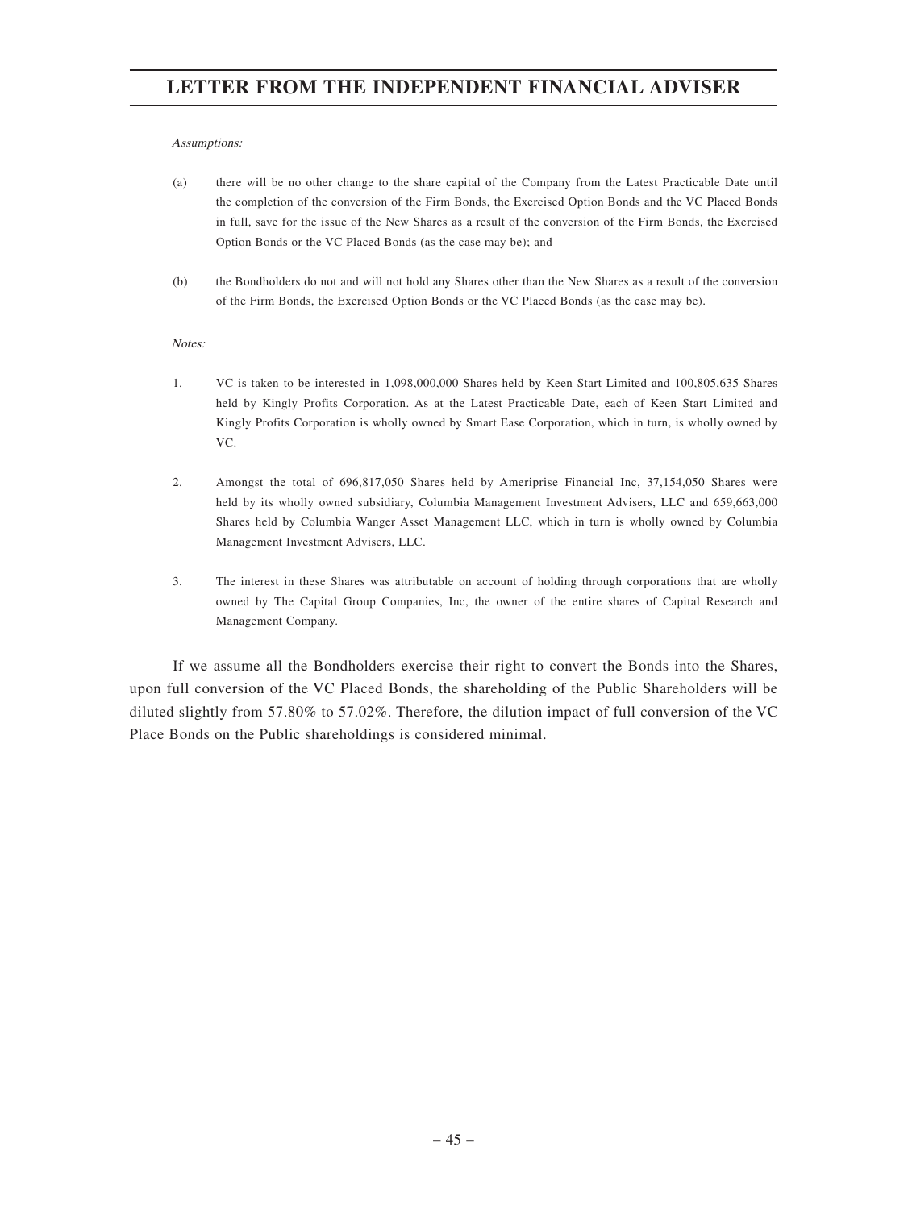*Assumptions:*

(a) there will be no other change to the share capital of the Company from the Latest Practicable Date until the completion of the conversion of the Firm Bonds, the Exercised Option Bonds and the VC Placed Bonds in full, save for the issue of the New Shares as a result of the conversion of the Firm Bonds, the Exercised Option Bonds or the VC Placed Bonds (as the case may be); and

(b) the Bondholders do not and will not hold any Shares other than the New Shares as a result of the conversion of the Firm Bonds, the Exercised Option Bonds or the VC Placed Bonds (as the case may be).

*Notes:*

1. VC is taken to be interested in 1,098,000,000 Shares held by Keen Start Limited and 100,805,635 Shares held by Kingly Profits Corporation. As at the Latest Practicable Date, each of Keen Start Limited and Kingly Profits Corporation is wholly owned by Smart Ease Corporation, which in turn, is wholly owned by VC.

2. Amongst the total of 696,817,050 Shares held by Ameriprise Financial Inc, 37,154,050 Shares were held by its wholly owned subsidiary, Columbia Management Investment Advisers, LLC and 659,663,000 Shares held by Columbia Wanger Asset Management LLC, which in turn is wholly owned by Columbia Management Investment Advisers, LLC.

3. The interest in these Shares was attributable on account of holding through corporations that are wholly owned by The Capital Group Companies, Inc, the owner of the entire shares of Capital Research and Management Company.

If we assume all the Bondholders exercise their right to convert the Bonds into the Shares, upon full conversion of the VC Placed Bonds, the shareholding of the Public Shareholders will be diluted slightly from 57.80% to 57.02%. Therefore, the dilution impact of full conversion of the VC Place Bonds on the Public shareholdings is considered minimal.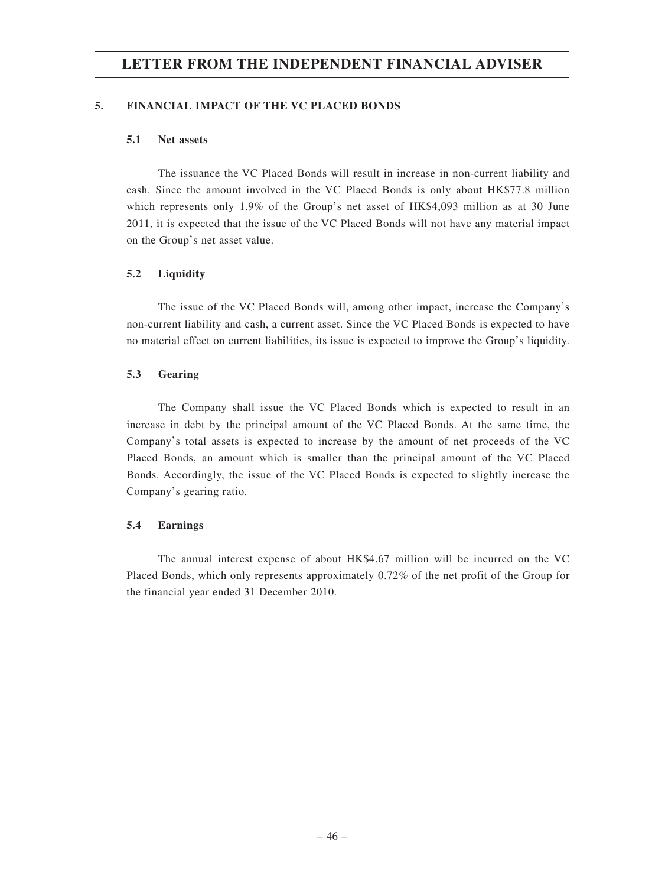## 5. FINANCIAL IMPACT OF THE VC PLACED BONDS

### 5.1 Net assets

The issuance the VC Placed Bonds will result in increase in non-current liability and cash. Since the amount involved in the VC Placed Bonds is only about HK$77.8 million which represents only 1.9% of the Group's net asset of HK$4,093 million as at 30 June 2011, it is expected that the issue of the VC Placed Bonds will not have any material impact on the Group's net asset value.

### 5.2 Liquidity

The issue of the VC Placed Bonds will, among other impact, increase the Company's non-current liability and cash, a current asset. Since the VC Placed Bonds is expected to have no material effect on current liabilities, its issue is expected to improve the Group's liquidity.

### 5.3 Gearing

The Company shall issue the VC Placed Bonds which is expected to result in an increase in debt by the principal amount of the VC Placed Bonds. At the same time, the Company's total assets is expected to increase by the amount of net proceeds of the VC Placed Bonds, an amount which is smaller than the principal amount of the VC Placed Bonds. Accordingly, the issue of the VC Placed Bonds is expected to slightly increase the Company's gearing ratio.

### 5.4 Earnings

The annual interest expense of about HK$4.67 million will be incurred on the VC Placed Bonds, which only represents approximately 0.72% of the net profit of the Group for the financial year ended 31 December 2010.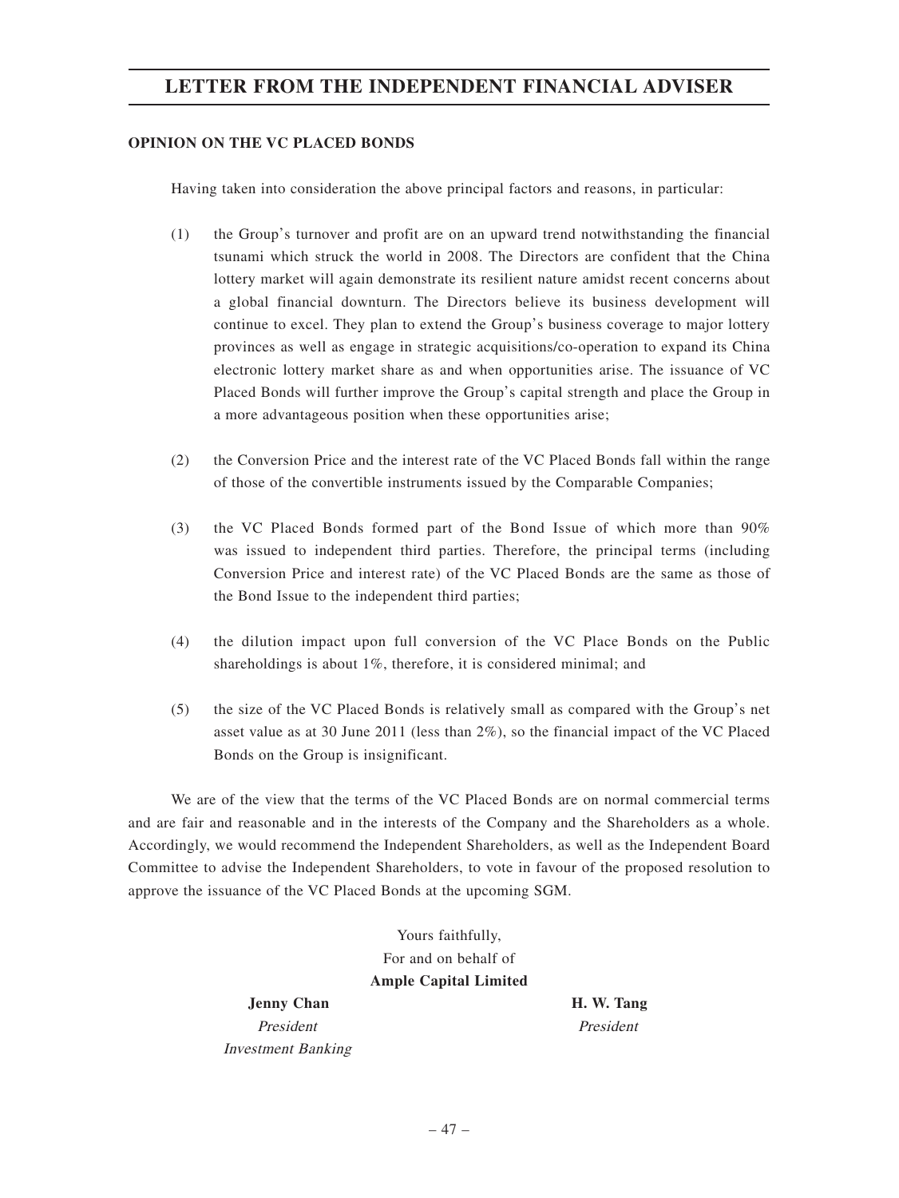**OPINION ON THE VC PLACED BONDS**

Having taken into consideration the above principal factors and reasons, in particular:

(1) the Group's turnover and profit are on an upward trend notwithstanding the financial tsunami which struck the world in 2008. The Directors are confident that the China lottery market will again demonstrate its resilient nature amidst recent concerns about a global financial downturn. The Directors believe its business development will continue to excel. They plan to extend the Group's business coverage to major lottery provinces as well as engage in strategic acquisitions/co-operation to expand its China electronic lottery market share as and when opportunities arise. The issuance of VC Placed Bonds will further improve the Group's capital strength and place the Group in a more advantageous position when these opportunities arise;

(2) the Conversion Price and the interest rate of the VC Placed Bonds fall within the range of those of the convertible instruments issued by the Comparable Companies;

(3) the VC Placed Bonds formed part of the Bond Issue of which more than 90% was issued to independent third parties. Therefore, the principal terms (including Conversion Price and interest rate) of the VC Placed Bonds are the same as those of the Bond Issue to the independent third parties;

(4) the dilution impact upon full conversion of the VC Place Bonds on the Public shareholdings is about 1%, therefore, it is considered minimal; and

(5) the size of the VC Placed Bonds is relatively small as compared with the Group's net asset value as at 30 June 2011 (less than 2%), so the financial impact of the VC Placed Bonds on the Group is insignificant.

We are of the view that the terms of the VC Placed Bonds are on normal commercial terms and are fair and reasonable and in the interests of the Company and the Shareholders as a whole. Accordingly, we would recommend the Independent Shareholders, as well as the Independent Board Committee to advise the Independent Shareholders, to vote in favour of the proposed resolution to approve the issuance of the VC Placed Bonds at the upcoming SGM.

Yours faithfully,
For and on behalf of
**Ample Capital Limited**

**Jenny Chan**
*President*
*Investment Banking*

**H. W. Tang**
*President*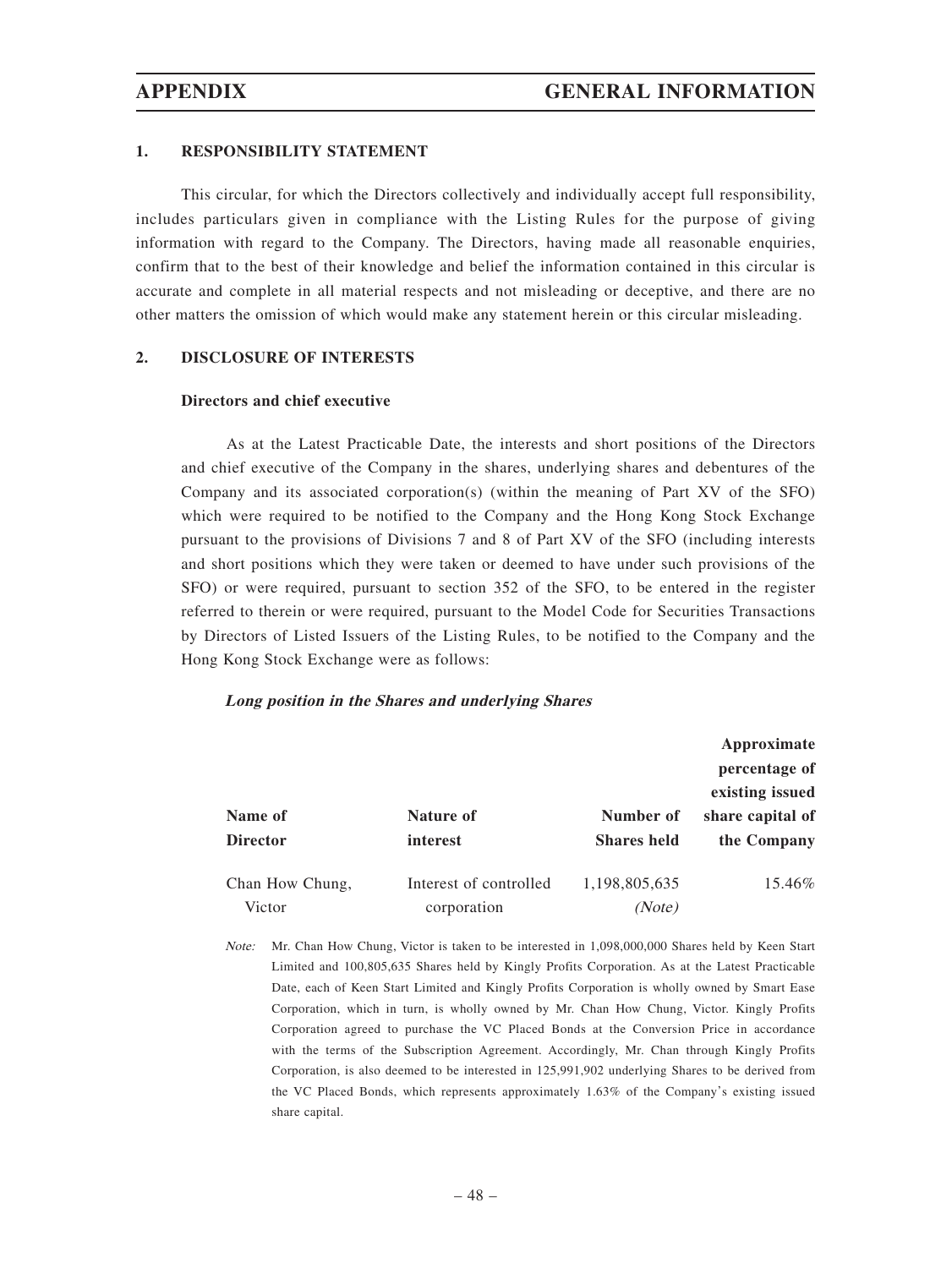## 1. RESPONSIBILITY STATEMENT

This circular, for which the Directors collectively and individually accept full responsibility, includes particulars given in compliance with the Listing Rules for the purpose of giving information with regard to the Company. The Directors, having made all reasonable enquiries, confirm that to the best of their knowledge and belief the information contained in this circular is accurate and complete in all material respects and not misleading or deceptive, and there are no other matters the omission of which would make any statement herein or this circular misleading.

## 2. DISCLOSURE OF INTERESTS

### Directors and chief executive

As at the Latest Practicable Date, the interests and short positions of the Directors and chief executive of the Company in the shares, underlying shares and debentures of the Company and its associated corporation(s) (within the meaning of Part XV of the SFO) which were required to be notified to the Company and the Hong Kong Stock Exchange pursuant to the provisions of Divisions 7 and 8 of Part XV of the SFO (including interests and short positions which they were taken or deemed to have under such provisions of the SFO) or were required, pursuant to section 352 of the SFO, to be entered in the register referred to therein or were required, pursuant to the Model Code for Securities Transactions by Directors of Listed Issuers of the Listing Rules, to be notified to the Company and the Hong Kong Stock Exchange were as follows:

***Long position in the Shares and underlying Shares***

| Name of Director | Nature of interest | Number of Shares held | Approximate percentage of existing issued share capital of the Company |
|---|---|---|---|
| Chan How Chung, Victor | Interest of controlled corporation | 1,198,805,635 *(Note)* | 15.46% |

*Note:* Mr. Chan How Chung, Victor is taken to be interested in 1,098,000,000 Shares held by Keen Start Limited and 100,805,635 Shares held by Kingly Profits Corporation. As at the Latest Practicable Date, each of Keen Start Limited and Kingly Profits Corporation is wholly owned by Smart Ease Corporation, which in turn, is wholly owned by Mr. Chan How Chung, Victor. Kingly Profits Corporation agreed to purchase the VC Placed Bonds at the Conversion Price in accordance with the terms of the Subscription Agreement. Accordingly, Mr. Chan through Kingly Profits Corporation, is also deemed to be interested in 125,991,902 underlying Shares to be derived from the VC Placed Bonds, which represents approximately 1.63% of the Company's existing issued share capital.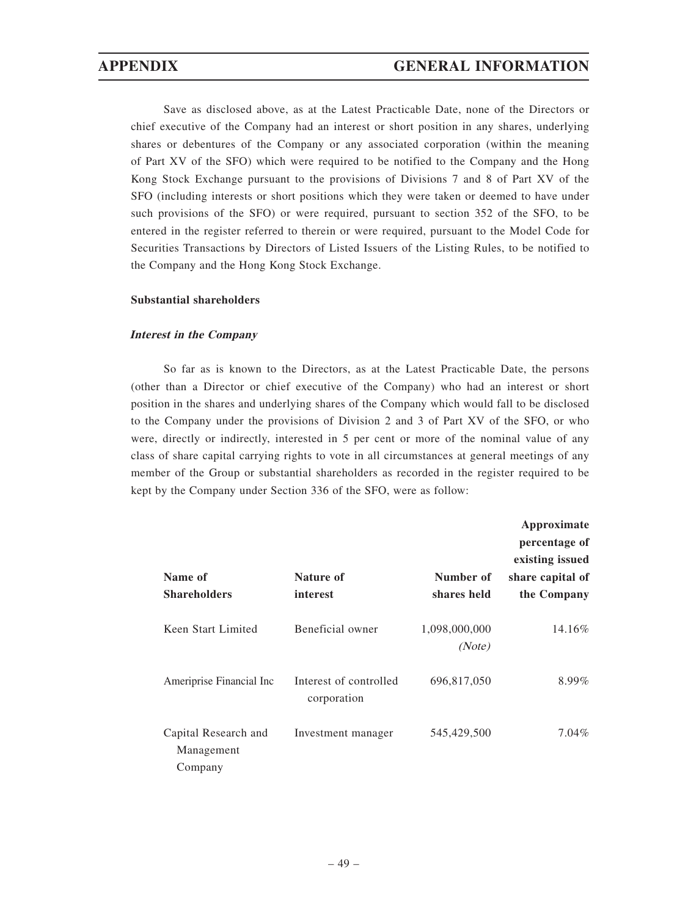Save as disclosed above, as at the Latest Practicable Date, none of the Directors or chief executive of the Company had an interest or short position in any shares, underlying shares or debentures of the Company or any associated corporation (within the meaning of Part XV of the SFO) which were required to be notified to the Company and the Hong Kong Stock Exchange pursuant to the provisions of Divisions 7 and 8 of Part XV of the SFO (including interests or short positions which they were taken or deemed to have under such provisions of the SFO) or were required, pursuant to section 352 of the SFO, to be entered in the register referred to therein or were required, pursuant to the Model Code for Securities Transactions by Directors of Listed Issuers of the Listing Rules, to be notified to the Company and the Hong Kong Stock Exchange.

**Substantial shareholders**

***Interest in the Company***

So far as is known to the Directors, as at the Latest Practicable Date, the persons (other than a Director or chief executive of the Company) who had an interest or short position in the shares and underlying shares of the Company which would fall to be disclosed to the Company under the provisions of Division 2 and 3 of Part XV of the SFO, or who were, directly or indirectly, interested in 5 per cent or more of the nominal value of any class of share capital carrying rights to vote in all circumstances at general meetings of any member of the Group or substantial shareholders as recorded in the register required to be kept by the Company under Section 336 of the SFO, were as follow:

| Name of Shareholders | Nature of interest | Number of shares held | Approximate percentage of existing issued share capital of the Company |
|---|---|---|---|
| Keen Start Limited | Beneficial owner | 1,098,000,000 *(Note)* | 14.16% |
| Ameriprise Financial Inc | Interest of controlled corporation | 696,817,050 | 8.99% |
| Capital Research and Management Company | Investment manager | 545,429,500 | 7.04% |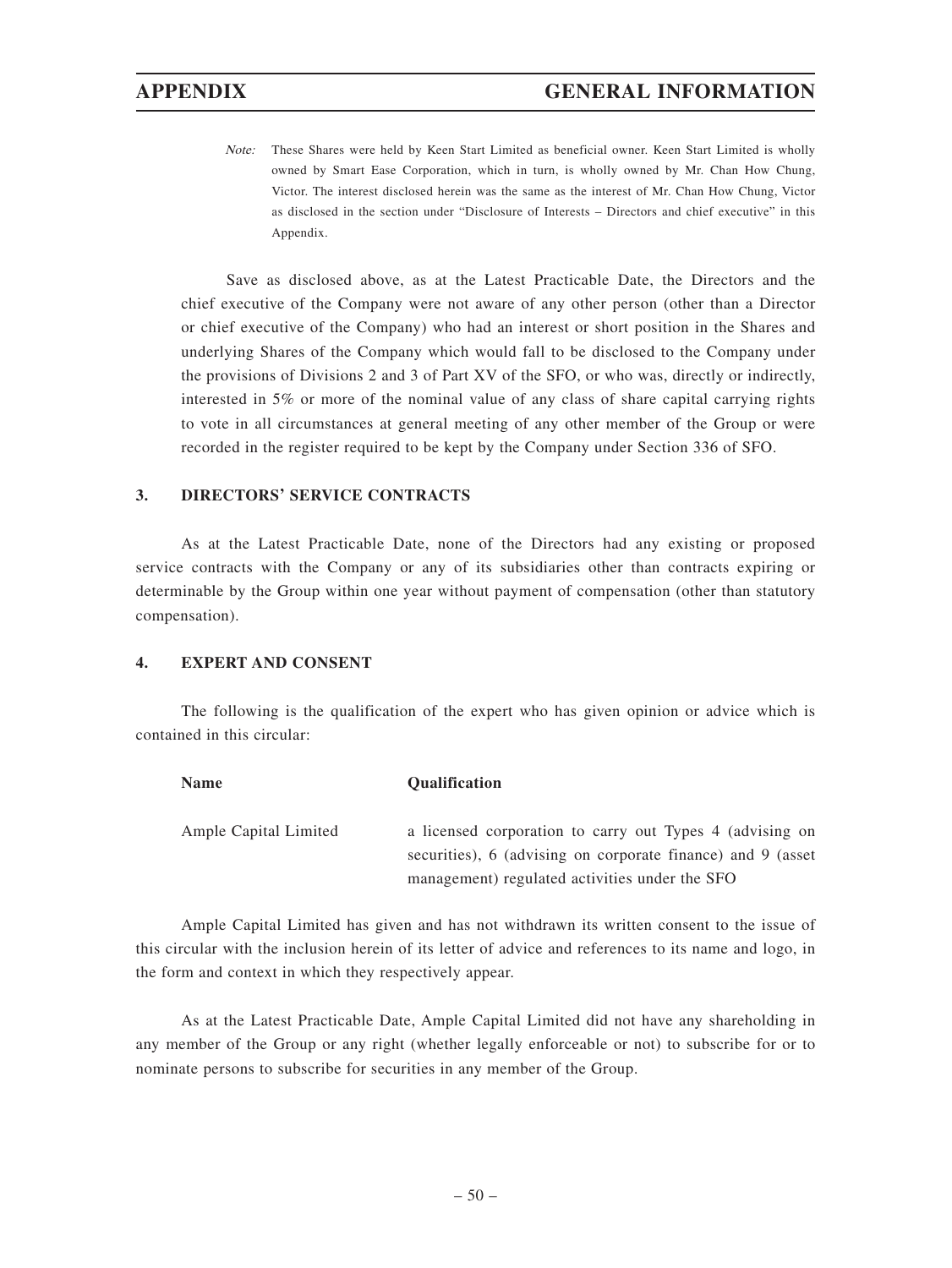*Note:* These Shares were held by Keen Start Limited as beneficial owner. Keen Start Limited is wholly owned by Smart Ease Corporation, which in turn, is wholly owned by Mr. Chan How Chung, Victor. The interest disclosed herein was the same as the interest of Mr. Chan How Chung, Victor as disclosed in the section under "Disclosure of Interests – Directors and chief executive" in this Appendix.

Save as disclosed above, as at the Latest Practicable Date, the Directors and the chief executive of the Company were not aware of any other person (other than a Director or chief executive of the Company) who had an interest or short position in the Shares and underlying Shares of the Company which would fall to be disclosed to the Company under the provisions of Divisions 2 and 3 of Part XV of the SFO, or who was, directly or indirectly, interested in 5% or more of the nominal value of any class of share capital carrying rights to vote in all circumstances at general meeting of any other member of the Group or were recorded in the register required to be kept by the Company under Section 336 of SFO.

## 3. DIRECTORS' SERVICE CONTRACTS

As at the Latest Practicable Date, none of the Directors had any existing or proposed service contracts with the Company or any of its subsidiaries other than contracts expiring or determinable by the Group within one year without payment of compensation (other than statutory compensation).

## 4. EXPERT AND CONSENT

The following is the qualification of the expert who has given opinion or advice which is contained in this circular:

| Name | Qualification |
|---|---|
| Ample Capital Limited | a licensed corporation to carry out Types 4 (advising on securities), 6 (advising on corporate finance) and 9 (asset management) regulated activities under the SFO |

Ample Capital Limited has given and has not withdrawn its written consent to the issue of this circular with the inclusion herein of its letter of advice and references to its name and logo, in the form and context in which they respectively appear.

As at the Latest Practicable Date, Ample Capital Limited did not have any shareholding in any member of the Group or any right (whether legally enforceable or not) to subscribe for or to nominate persons to subscribe for securities in any member of the Group.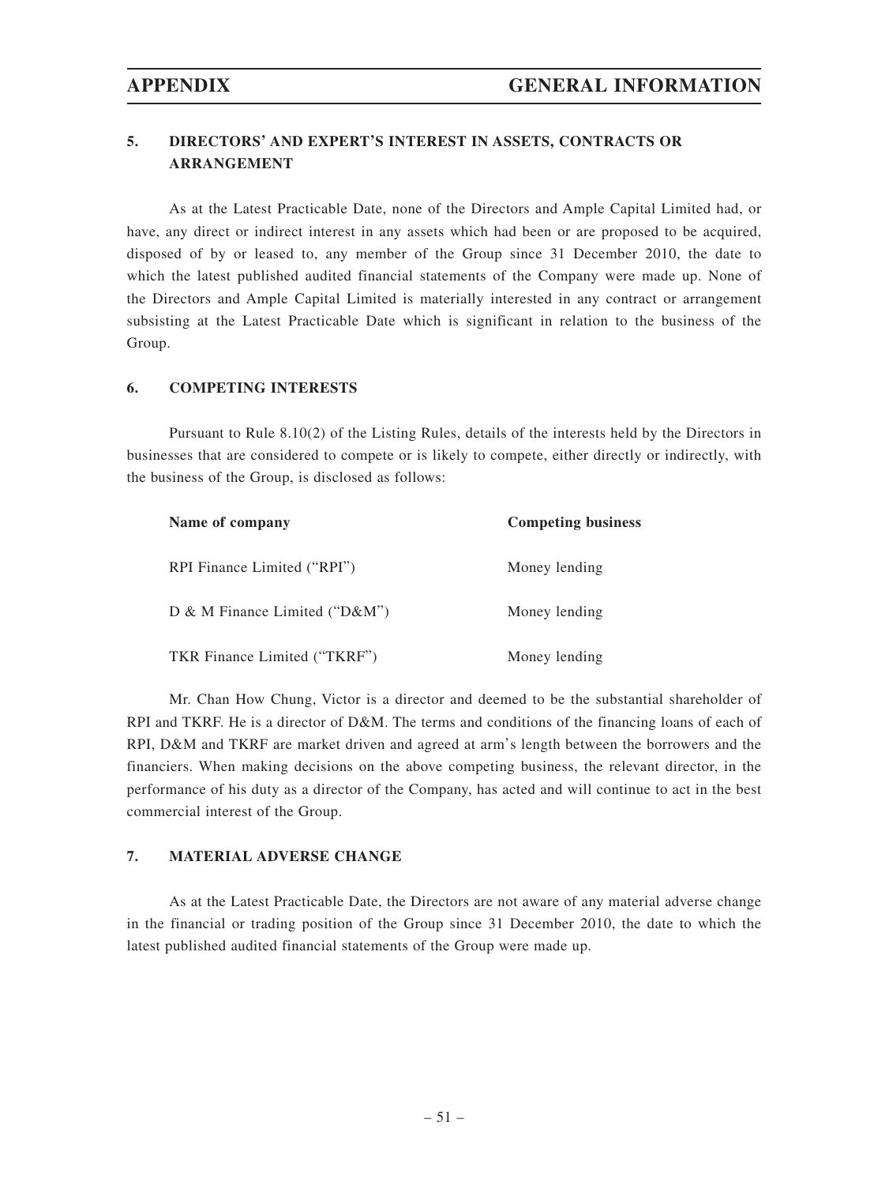## 5. DIRECTORS' AND EXPERT'S INTEREST IN ASSETS, CONTRACTS OR ARRANGEMENT

As at the Latest Practicable Date, none of the Directors and Ample Capital Limited had, or have, any direct or indirect interest in any assets which had been or are proposed to be acquired, disposed of by or leased to, any member of the Group since 31 December 2010, the date to which the latest published audited financial statements of the Company were made up. None of the Directors and Ample Capital Limited is materially interested in any contract or arrangement subsisting at the Latest Practicable Date which is significant in relation to the business of the Group.

## 6. COMPETING INTERESTS

Pursuant to Rule 8.10(2) of the Listing Rules, details of the interests held by the Directors in businesses that are considered to compete or is likely to compete, either directly or indirectly, with the business of the Group, is disclosed as follows:

| Name of company | Competing business |
|---|---|
| RPI Finance Limited ("RPI") | Money lending |
| D & M Finance Limited ("D&M") | Money lending |
| TKR Finance Limited ("TKRF") | Money lending |

Mr. Chan How Chung, Victor is a director and deemed to be the substantial shareholder of RPI and TKRF. He is a director of D&M. The terms and conditions of the financing loans of each of RPI, D&M and TKRF are market driven and agreed at arm's length between the borrowers and the financiers. When making decisions on the above competing business, the relevant director, in the performance of his duty as a director of the Company, has acted and will continue to act in the best commercial interest of the Group.

## 7. MATERIAL ADVERSE CHANGE

As at the Latest Practicable Date, the Directors are not aware of any material adverse change in the financial or trading position of the Group since 31 December 2010, the date to which the latest published audited financial statements of the Group were made up.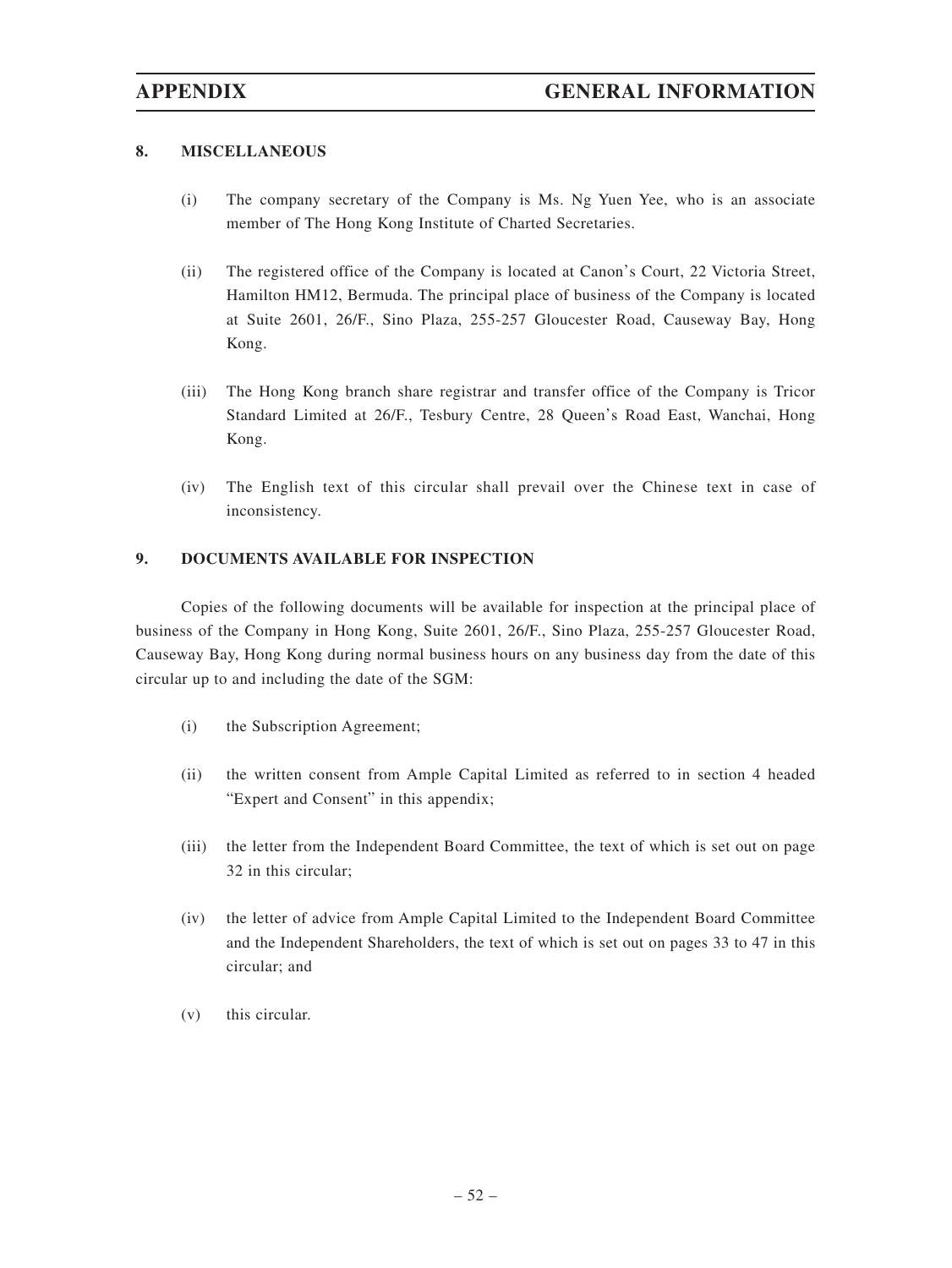## 8. MISCELLANEOUS

(i) The company secretary of the Company is Ms. Ng Yuen Yee, who is an associate member of The Hong Kong Institute of Charted Secretaries.

(ii) The registered office of the Company is located at Canon's Court, 22 Victoria Street, Hamilton HM12, Bermuda. The principal place of business of the Company is located at Suite 2601, 26/F., Sino Plaza, 255-257 Gloucester Road, Causeway Bay, Hong Kong.

(iii) The Hong Kong branch share registrar and transfer office of the Company is Tricor Standard Limited at 26/F., Tesbury Centre, 28 Queen's Road East, Wanchai, Hong Kong.

(iv) The English text of this circular shall prevail over the Chinese text in case of inconsistency.

## 9. DOCUMENTS AVAILABLE FOR INSPECTION

Copies of the following documents will be available for inspection at the principal place of business of the Company in Hong Kong, Suite 2601, 26/F., Sino Plaza, 255-257 Gloucester Road, Causeway Bay, Hong Kong during normal business hours on any business day from the date of this circular up to and including the date of the SGM:

(i) the Subscription Agreement;

(ii) the written consent from Ample Capital Limited as referred to in section 4 headed "Expert and Consent" in this appendix;

(iii) the letter from the Independent Board Committee, the text of which is set out on page 32 in this circular;

(iv) the letter of advice from Ample Capital Limited to the Independent Board Committee and the Independent Shareholders, the text of which is set out on pages 33 to 47 in this circular; and

(v) this circular.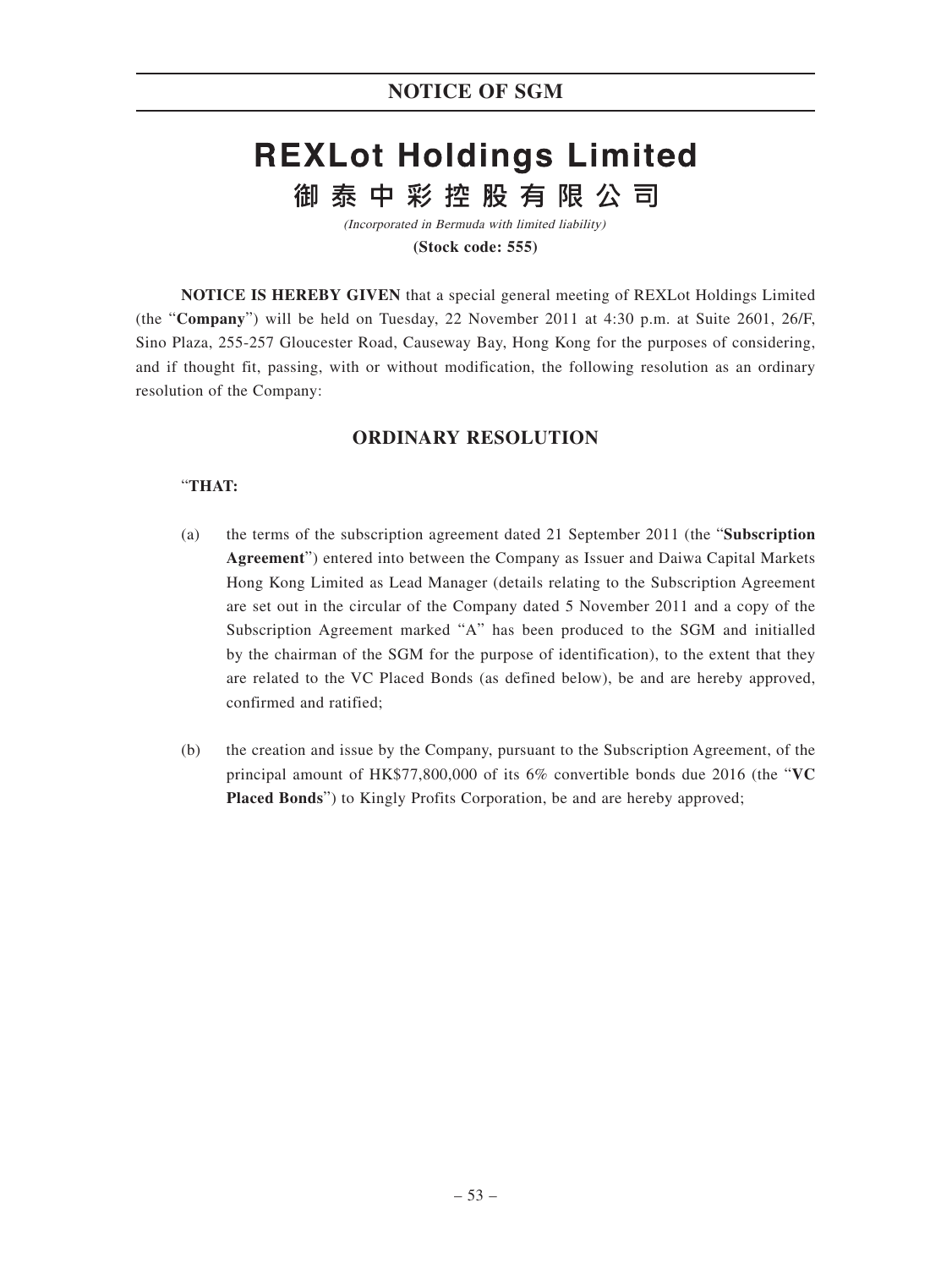# NOTICE OF SGM

# REXLot Holdings Limited

## 御泰中彩控股有限公司

*(Incorporated in Bermuda with limited liability)*

**(Stock code: 555)**

**NOTICE IS HEREBY GIVEN** that a special general meeting of REXLot Holdings Limited (the "**Company**") will be held on Tuesday, 22 November 2011 at 4:30 p.m. at Suite 2601, 26/F, Sino Plaza, 255-257 Gloucester Road, Causeway Bay, Hong Kong for the purposes of considering, and if thought fit, passing, with or without modification, the following resolution as an ordinary resolution of the Company:

## ORDINARY RESOLUTION

"**THAT:**

(a) the terms of the subscription agreement dated 21 September 2011 (the "**Subscription Agreement**") entered into between the Company as Issuer and Daiwa Capital Markets Hong Kong Limited as Lead Manager (details relating to the Subscription Agreement are set out in the circular of the Company dated 5 November 2011 and a copy of the Subscription Agreement marked "A" has been produced to the SGM and initialled by the chairman of the SGM for the purpose of identification), to the extent that they are related to the VC Placed Bonds (as defined below), be and are hereby approved, confirmed and ratified;

(b) the creation and issue by the Company, pursuant to the Subscription Agreement, of the principal amount of HK$77,800,000 of its 6% convertible bonds due 2016 (the "**VC Placed Bonds**") to Kingly Profits Corporation, be and are hereby approved;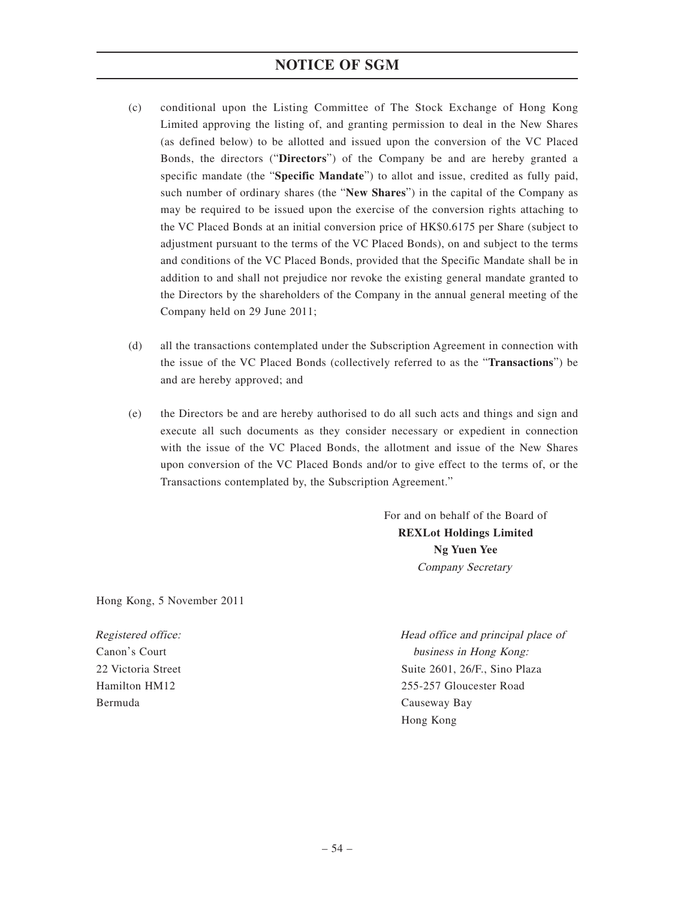(c) conditional upon the Listing Committee of The Stock Exchange of Hong Kong Limited approving the listing of, and granting permission to deal in the New Shares (as defined below) to be allotted and issued upon the conversion of the VC Placed Bonds, the directors ("**Directors**") of the Company be and are hereby granted a specific mandate (the "**Specific Mandate**") to allot and issue, credited as fully paid, such number of ordinary shares (the "**New Shares**") in the capital of the Company as may be required to be issued upon the exercise of the conversion rights attaching to the VC Placed Bonds at an initial conversion price of HK$0.6175 per Share (subject to adjustment pursuant to the terms of the VC Placed Bonds), on and subject to the terms and conditions of the VC Placed Bonds, provided that the Specific Mandate shall be in addition to and shall not prejudice nor revoke the existing general mandate granted to the Directors by the shareholders of the Company in the annual general meeting of the Company held on 29 June 2011;

(d) all the transactions contemplated under the Subscription Agreement in connection with the issue of the VC Placed Bonds (collectively referred to as the "**Transactions**") be and are hereby approved; and

(e) the Directors be and are hereby authorised to do all such acts and things and sign and execute all such documents as they consider necessary or expedient in connection with the issue of the VC Placed Bonds, the allotment and issue of the New Shares upon conversion of the VC Placed Bonds and/or to give effect to the terms of, or the Transactions contemplated by, the Subscription Agreement."

For and on behalf of the Board of
**REXLot Holdings Limited**
**Ng Yuen Yee**
*Company Secretary*

Hong Kong, 5 November 2011

*Registered office:*
Canon's Court
22 Victoria Street
Hamilton HM12
Bermuda

*Head office and principal place of business in Hong Kong:*
Suite 2601, 26/F., Sino Plaza
255-257 Gloucester Road
Causeway Bay
Hong Kong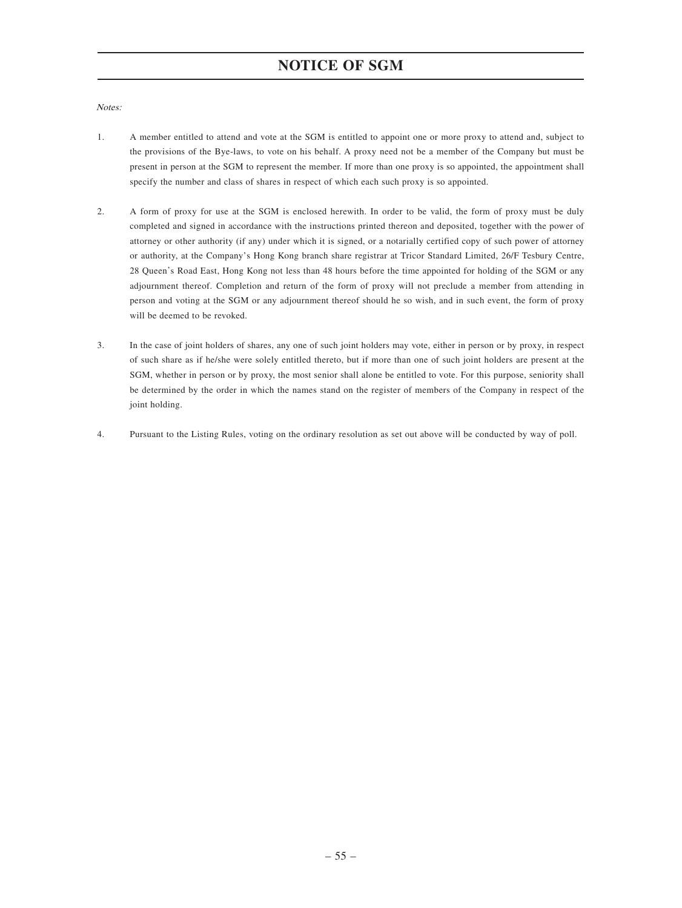*Notes:*

1. A member entitled to attend and vote at the SGM is entitled to appoint one or more proxy to attend and, subject to the provisions of the Bye-laws, to vote on his behalf. A proxy need not be a member of the Company but must be present in person at the SGM to represent the member. If more than one proxy is so appointed, the appointment shall specify the number and class of shares in respect of which each such proxy is so appointed.

2. A form of proxy for use at the SGM is enclosed herewith. In order to be valid, the form of proxy must be duly completed and signed in accordance with the instructions printed thereon and deposited, together with the power of attorney or other authority (if any) under which it is signed, or a notarially certified copy of such power of attorney or authority, at the Company's Hong Kong branch share registrar at Tricor Standard Limited, 26/F Tesbury Centre, 28 Queen's Road East, Hong Kong not less than 48 hours before the time appointed for holding of the SGM or any adjournment thereof. Completion and return of the form of proxy will not preclude a member from attending in person and voting at the SGM or any adjournment thereof should he so wish, and in such event, the form of proxy will be deemed to be revoked.

3. In the case of joint holders of shares, any one of such joint holders may vote, either in person or by proxy, in respect of such share as if he/she were solely entitled thereto, but if more than one of such joint holders are present at the SGM, whether in person or by proxy, the most senior shall alone be entitled to vote. For this purpose, seniority shall be determined by the order in which the names stand on the register of members of the Company in respect of the joint holding.

4. Pursuant to the Listing Rules, voting on the ordinary resolution as set out above will be conducted by way of poll.